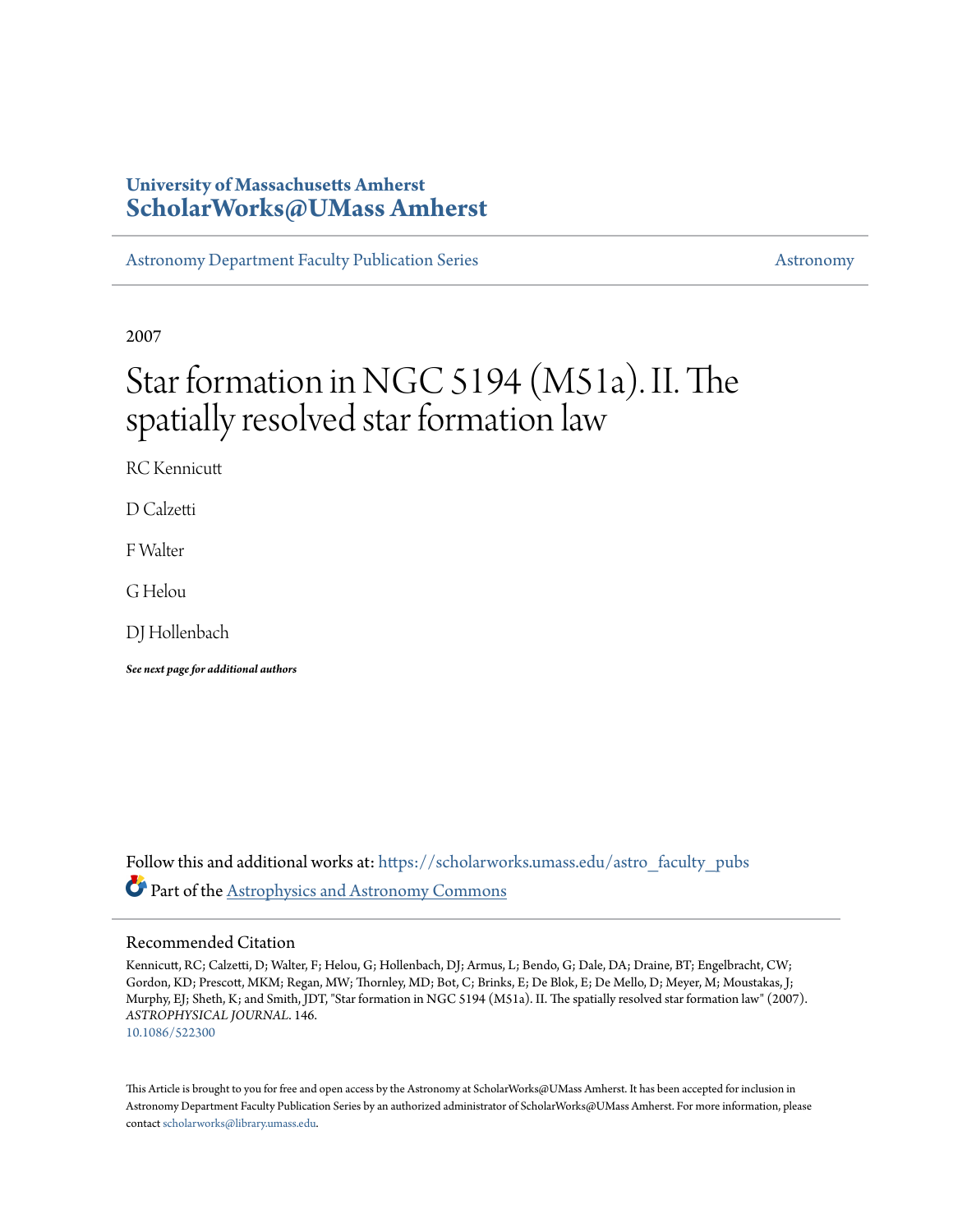University of Massachusetts Amherst
**ScholarWorks@UMass Amherst**

Astronomy Department Faculty Publication Series | Astronomy

2007

# Star formation in NGC 5194 (M51a). II. The spatially resolved star formation law

RC Kennicutt

D Calzetti

F Walter

G Helou

DJ Hollenbach

***See next page for additional authors***

Follow this and additional works at: https://scholarworks.umass.edu/astro_faculty_pubs

Part of the Astrophysics and Astronomy Commons

## Recommended Citation

Kennicutt, RC; Calzetti, D; Walter, F; Helou, G; Hollenbach, DJ; Armus, L; Bendo, G; Dale, DA; Draine, BT; Engelbracht, CW; Gordon, KD; Prescott, MKM; Regan, MW; Thornley, MD; Bot, C; Brinks, E; De Blok, E; De Mello, D; Meyer, M; Moustakas, J; Murphy, EJ; Sheth, K; and Smith, JDT, "Star formation in NGC 5194 (M51a). II. The spatially resolved star formation law" (2007). *ASTROPHYSICAL JOURNAL*. 146.
10.1086/522300

This Article is brought to you for free and open access by the Astronomy at ScholarWorks@UMass Amherst. It has been accepted for inclusion in Astronomy Department Faculty Publication Series by an authorized administrator of ScholarWorks@UMass Amherst. For more information, please contact scholarworks@library.umass.edu.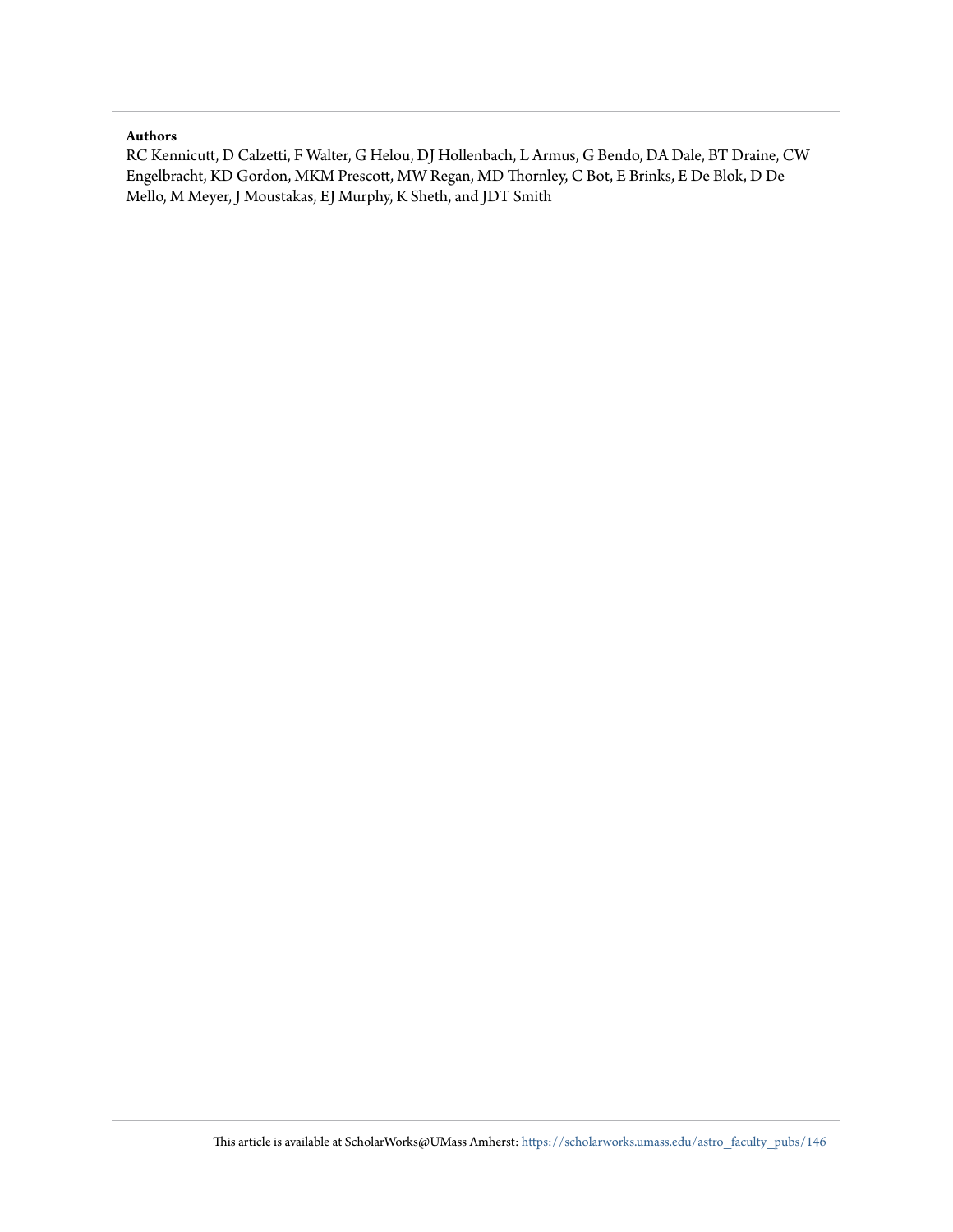**Authors**

RC Kennicutt, D Calzetti, F Walter, G Helou, DJ Hollenbach, L Armus, G Bendo, DA Dale, BT Draine, CW Engelbracht, KD Gordon, MKM Prescott, MW Regan, MD Thornley, C Bot, E Brinks, E De Blok, D De Mello, M Meyer, J Moustakas, EJ Murphy, K Sheth, and JDT Smith

This article is available at ScholarWorks@UMass Amherst: https://scholarworks.umass.edu/astro_faculty_pubs/146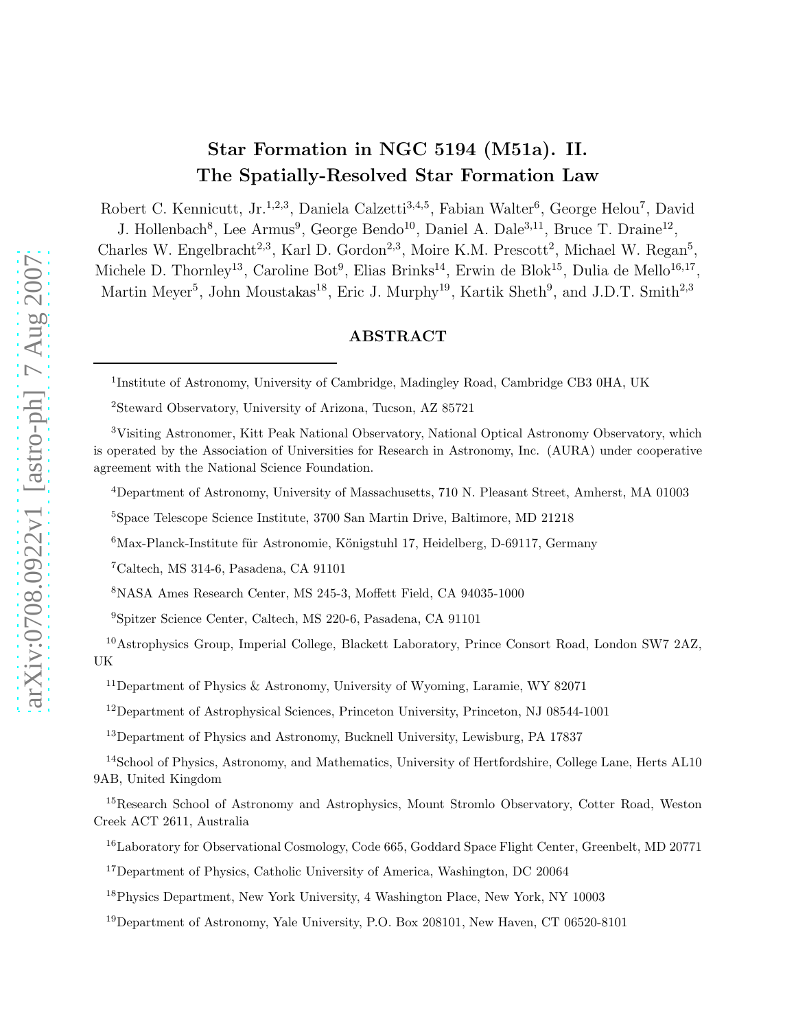# Star Formation in NGC 5194 (M51a). II. The Spatially-Resolved Star Formation Law

Robert C. Kennicutt, Jr.[1,2,3], Daniela Calzetti[3,4,5], Fabian Walter[6], George Helou[7], David J. Hollenbach[8], Lee Armus[9], George Bendo[10], Daniel A. Dale[3,11], Bruce T. Draine[12], Charles W. Engelbracht[2,3], Karl D. Gordon[2,3], Moire K.M. Prescott[2], Michael W. Regan[5], Michele D. Thornley[13], Caroline Bot[9], Elias Brinks[14], Erwin de Blok[15], Dulia de Mello[16,17], Martin Meyer[5], John Moustakas[18], Eric J. Murphy[19], Kartik Sheth[9], and J.D.T. Smith[2,3]

## ABSTRACT

---

[1]Institute of Astronomy, University of Cambridge, Madingley Road, Cambridge CB3 0HA, UK

[2]Steward Observatory, University of Arizona, Tucson, AZ 85721

[3]Visiting Astronomer, Kitt Peak National Observatory, National Optical Astronomy Observatory, which is operated by the Association of Universities for Research in Astronomy, Inc. (AURA) under cooperative agreement with the National Science Foundation.

[4]Department of Astronomy, University of Massachusetts, 710 N. Pleasant Street, Amherst, MA 01003

[5]Space Telescope Science Institute, 3700 San Martin Drive, Baltimore, MD 21218

[6]Max-Planck-Institute für Astronomie, Königstuhl 17, Heidelberg, D-69117, Germany

[7]Caltech, MS 314-6, Pasadena, CA 91101

[8]NASA Ames Research Center, MS 245-3, Moffett Field, CA 94035-1000

[9]Spitzer Science Center, Caltech, MS 220-6, Pasadena, CA 91101

[10]Astrophysics Group, Imperial College, Blackett Laboratory, Prince Consort Road, London SW7 2AZ, UK

[11]Department of Physics & Astronomy, University of Wyoming, Laramie, WY 82071

[12]Department of Astrophysical Sciences, Princeton University, Princeton, NJ 08544-1001

[13]Department of Physics and Astronomy, Bucknell University, Lewisburg, PA 17837

[14]School of Physics, Astronomy, and Mathematics, University of Hertfordshire, College Lane, Herts AL10 9AB, United Kingdom

[15]Research School of Astronomy and Astrophysics, Mount Stromlo Observatory, Cotter Road, Weston Creek ACT 2611, Australia

[16]Laboratory for Observational Cosmology, Code 665, Goddard Space Flight Center, Greenbelt, MD 20771

[17]Department of Physics, Catholic University of America, Washington, DC 20064

[18]Physics Department, New York University, 4 Washington Place, New York, NY 10003

[19]Department of Astronomy, Yale University, P.O. Box 208101, New Haven, CT 06520-8101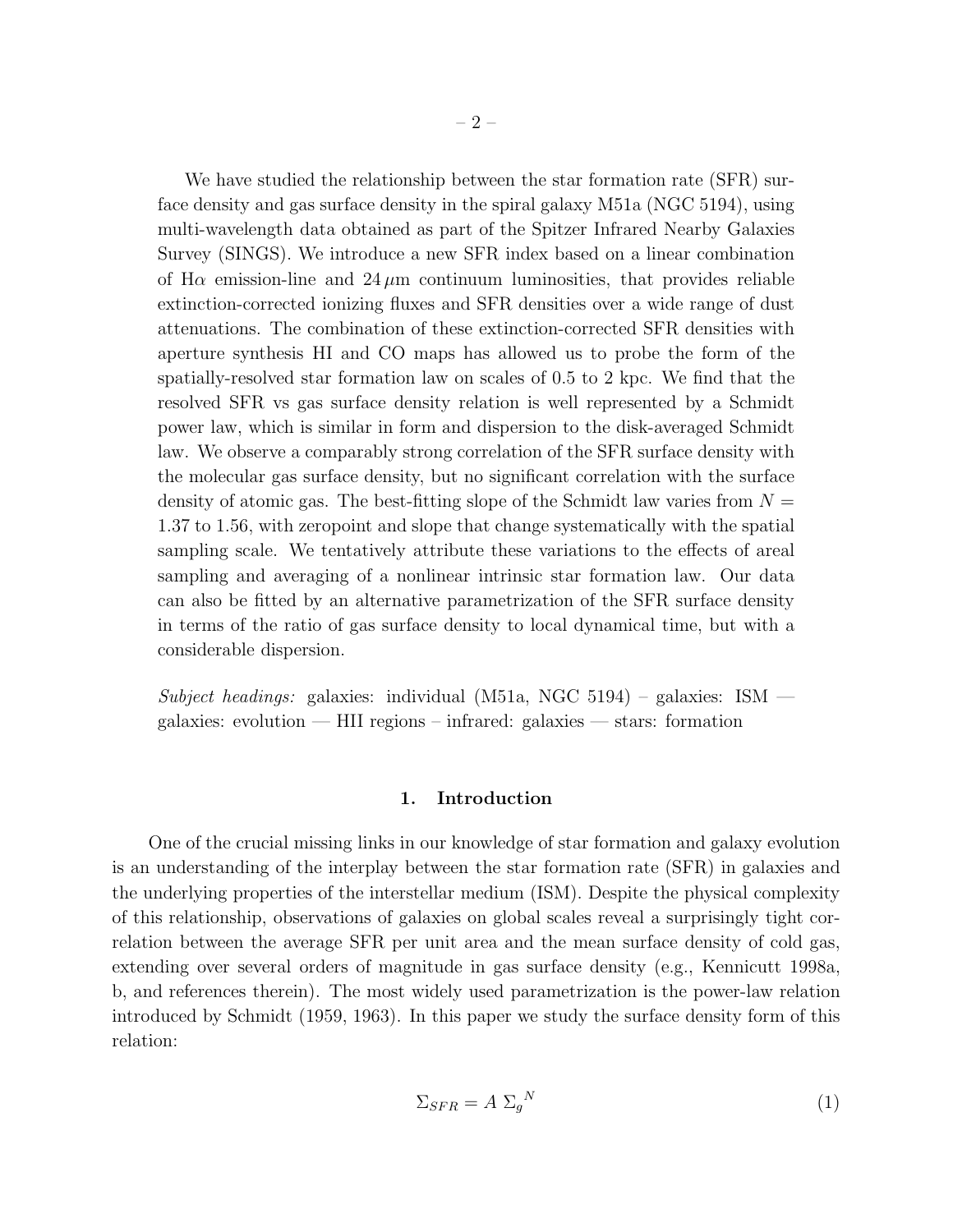We have studied the relationship between the star formation rate (SFR) surface density and gas surface density in the spiral galaxy M51a (NGC 5194), using multi-wavelength data obtained as part of the Spitzer Infrared Nearby Galaxies Survey (SINGS). We introduce a new SFR index based on a linear combination of H$\alpha$ emission-line and 24 $\mu$m continuum luminosities, that provides reliable extinction-corrected ionizing fluxes and SFR densities over a wide range of dust attenuations. The combination of these extinction-corrected SFR densities with aperture synthesis HI and CO maps has allowed us to probe the form of the spatially-resolved star formation law on scales of 0.5 to 2 kpc. We find that the resolved SFR vs gas surface density relation is well represented by a Schmidt power law, which is similar in form and dispersion to the disk-averaged Schmidt law. We observe a comparably strong correlation of the SFR surface density with the molecular gas surface density, but no significant correlation with the surface density of atomic gas. The best-fitting slope of the Schmidt law varies from $N =$ 1.37 to 1.56, with zeropoint and slope that change systematically with the spatial sampling scale. We tentatively attribute these variations to the effects of areal sampling and averaging of a nonlinear intrinsic star formation law. Our data can also be fitted by an alternative parametrization of the SFR surface density in terms of the ratio of gas surface density to local dynamical time, but with a considerable dispersion.

*Subject headings:* galaxies: individual (M51a, NGC 5194) – galaxies: ISM — galaxies: evolution — HII regions – infrared: galaxies — stars: formation

## 1. Introduction

One of the crucial missing links in our knowledge of star formation and galaxy evolution is an understanding of the interplay between the star formation rate (SFR) in galaxies and the underlying properties of the interstellar medium (ISM). Despite the physical complexity of this relationship, observations of galaxies on global scales reveal a surprisingly tight correlation between the average SFR per unit area and the mean surface density of cold gas, extending over several orders of magnitude in gas surface density (e.g., Kennicutt 1998a, b, and references therein). The most widely used parametrization is the power-law relation introduced by Schmidt (1959, 1963). In this paper we study the surface density form of this relation:

$$\Sigma_{SFR} = A \ {\Sigma_g}^N \tag{1}$$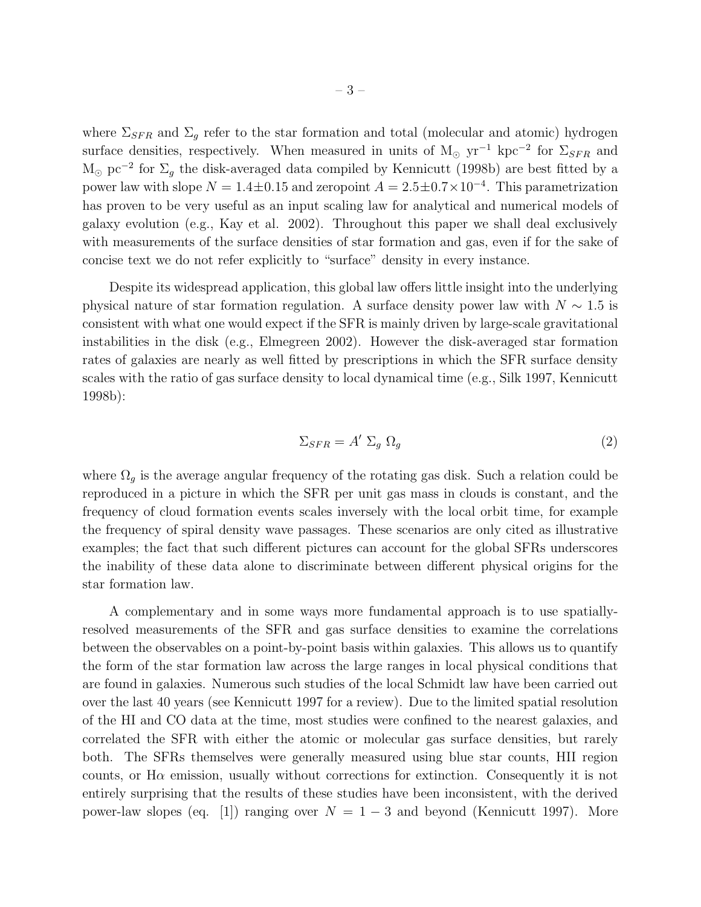where $\Sigma_{SFR}$ and $\Sigma_g$ refer to the star formation and total (molecular and atomic) hydrogen surface densities, respectively. When measured in units of $M_\odot$ yr$^{-1}$ kpc$^{-2}$ for $\Sigma_{SFR}$ and $M_\odot$ pc$^{-2}$ for $\Sigma_g$ the disk-averaged data compiled by Kennicutt (1998b) are best fitted by a power law with slope $N = 1.4 \pm 0.15$ and zeropoint $A = 2.5 \pm 0.7 \times 10^{-4}$. This parametrization has proven to be very useful as an input scaling law for analytical and numerical models of galaxy evolution (e.g., Kay et al. 2002). Throughout this paper we shall deal exclusively with measurements of the surface densities of star formation and gas, even if for the sake of concise text we do not refer explicitly to "surface" density in every instance.

Despite its widespread application, this global law offers little insight into the underlying physical nature of star formation regulation. A surface density power law with $N \sim 1.5$ is consistent with what one would expect if the SFR is mainly driven by large-scale gravitational instabilities in the disk (e.g., Elmegreen 2002). However the disk-averaged star formation rates of galaxies are nearly as well fitted by prescriptions in which the SFR surface density scales with the ratio of gas surface density to local dynamical time (e.g., Silk 1997, Kennicutt 1998b):

$$\Sigma_{SFR} = A' \ \Sigma_g \ \Omega_g \tag{2}$$

where $\Omega_g$ is the average angular frequency of the rotating gas disk. Such a relation could be reproduced in a picture in which the SFR per unit gas mass in clouds is constant, and the frequency of cloud formation events scales inversely with the local orbit time, for example the frequency of spiral density wave passages. These scenarios are only cited as illustrative examples; the fact that such different pictures can account for the global SFRs underscores the inability of these data alone to discriminate between different physical origins for the star formation law.

A complementary and in some ways more fundamental approach is to use spatially-resolved measurements of the SFR and gas surface densities to examine the correlations between the observables on a point-by-point basis within galaxies. This allows us to quantify the form of the star formation law across the large ranges in local physical conditions that are found in galaxies. Numerous such studies of the local Schmidt law have been carried out over the last 40 years (see Kennicutt 1997 for a review). Due to the limited spatial resolution of the HI and CO data at the time, most studies were confined to the nearest galaxies, and correlated the SFR with either the atomic or molecular gas surface densities, but rarely both. The SFRs themselves were generally measured using blue star counts, HII region counts, or H$\alpha$ emission, usually without corrections for extinction. Consequently it is not entirely surprising that the results of these studies have been inconsistent, with the derived power-law slopes (eq. [1]) ranging over $N = 1 - 3$ and beyond (Kennicutt 1997). More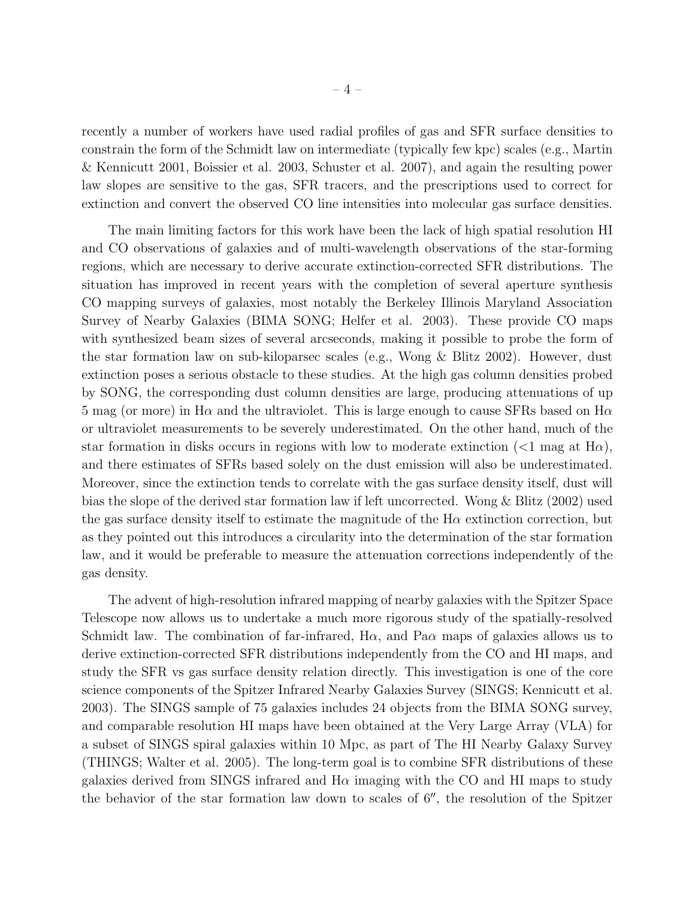recently a number of workers have used radial profiles of gas and SFR surface densities to constrain the form of the Schmidt law on intermediate (typically few kpc) scales (e.g., Martin & Kennicutt 2001, Boissier et al. 2003, Schuster et al. 2007), and again the resulting power law slopes are sensitive to the gas, SFR tracers, and the prescriptions used to correct for extinction and convert the observed CO line intensities into molecular gas surface densities.

The main limiting factors for this work have been the lack of high spatial resolution HI and CO observations of galaxies and of multi-wavelength observations of the star-forming regions, which are necessary to derive accurate extinction-corrected SFR distributions. The situation has improved in recent years with the completion of several aperture synthesis CO mapping surveys of galaxies, most notably the Berkeley Illinois Maryland Association Survey of Nearby Galaxies (BIMA SONG; Helfer et al. 2003). These provide CO maps with synthesized beam sizes of several arcseconds, making it possible to probe the form of the star formation law on sub-kiloparsec scales (e.g., Wong & Blitz 2002). However, dust extinction poses a serious obstacle to these studies. At the high gas column densities probed by SONG, the corresponding dust column densities are large, producing attenuations of up 5 mag (or more) in H$\alpha$ and the ultraviolet. This is large enough to cause SFRs based on H$\alpha$ or ultraviolet measurements to be severely underestimated. On the other hand, much of the star formation in disks occurs in regions with low to moderate extinction ($<$1 mag at H$\alpha$), and there estimates of SFRs based solely on the dust emission will also be underestimated. Moreover, since the extinction tends to correlate with the gas surface density itself, dust will bias the slope of the derived star formation law if left uncorrected. Wong & Blitz (2002) used the gas surface density itself to estimate the magnitude of the H$\alpha$ extinction correction, but as they pointed out this introduces a circularity into the determination of the star formation law, and it would be preferable to measure the attenuation corrections independently of the gas density.

The advent of high-resolution infrared mapping of nearby galaxies with the Spitzer Space Telescope now allows us to undertake a much more rigorous study of the spatially-resolved Schmidt law. The combination of far-infrared, H$\alpha$, and Pa$\alpha$ maps of galaxies allows us to derive extinction-corrected SFR distributions independently from the CO and HI maps, and study the SFR vs gas surface density relation directly. This investigation is one of the core science components of the Spitzer Infrared Nearby Galaxies Survey (SINGS; Kennicutt et al. 2003). The SINGS sample of 75 galaxies includes 24 objects from the BIMA SONG survey, and comparable resolution HI maps have been obtained at the Very Large Array (VLA) for a subset of SINGS spiral galaxies within 10 Mpc, as part of The HI Nearby Galaxy Survey (THINGS; Walter et al. 2005). The long-term goal is to combine SFR distributions of these galaxies derived from SINGS infrared and H$\alpha$ imaging with the CO and HI maps to study the behavior of the star formation law down to scales of $6''$, the resolution of the Spitzer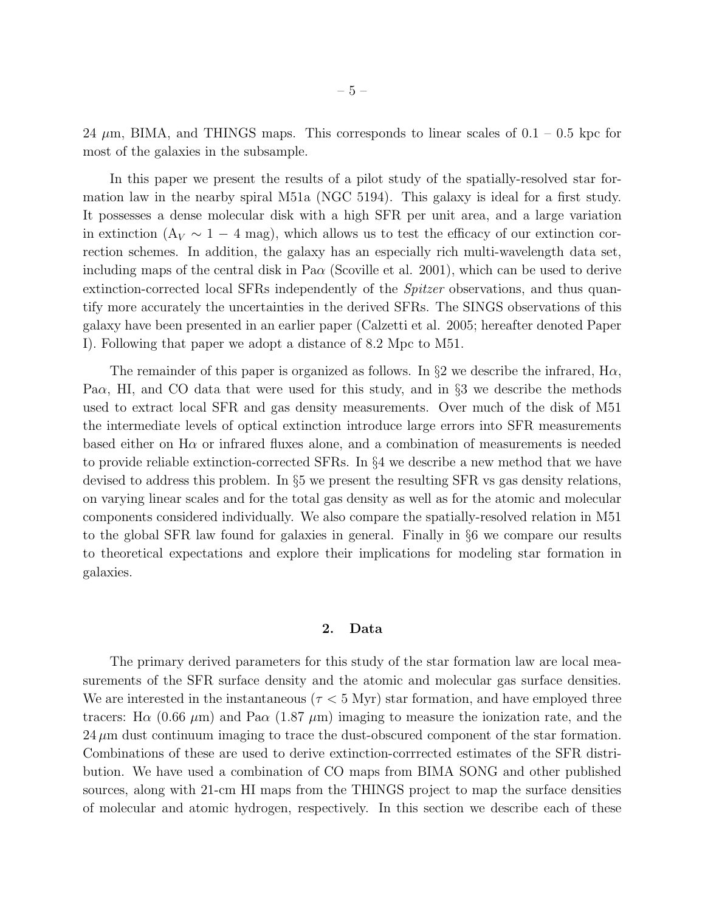24 $\mu$m, BIMA, and THINGS maps. This corresponds to linear scales of 0.1 – 0.5 kpc for most of the galaxies in the subsample.

In this paper we present the results of a pilot study of the spatially-resolved star formation law in the nearby spiral M51a (NGC 5194). This galaxy is ideal for a first study. It possesses a dense molecular disk with a high SFR per unit area, and a large variation in extinction ($A_V \sim 1 - 4$ mag), which allows us to test the efficacy of our extinction correction schemes. In addition, the galaxy has an especially rich multi-wavelength data set, including maps of the central disk in Pa$\alpha$ (Scoville et al. 2001), which can be used to derive extinction-corrected local SFRs independently of the *Spitzer* observations, and thus quantify more accurately the uncertainties in the derived SFRs. The SINGS observations of this galaxy have been presented in an earlier paper (Calzetti et al. 2005; hereafter denoted Paper I). Following that paper we adopt a distance of 8.2 Mpc to M51.

The remainder of this paper is organized as follows. In §2 we describe the infrared, H$\alpha$, Pa$\alpha$, HI, and CO data that were used for this study, and in §3 we describe the methods used to extract local SFR and gas density measurements. Over much of the disk of M51 the intermediate levels of optical extinction introduce large errors into SFR measurements based either on H$\alpha$ or infrared fluxes alone, and a combination of measurements is needed to provide reliable extinction-corrected SFRs. In §4 we describe a new method that we have devised to address this problem. In §5 we present the resulting SFR vs gas density relations, on varying linear scales and for the total gas density as well as for the atomic and molecular components considered individually. We also compare the spatially-resolved relation in M51 to the global SFR law found for galaxies in general. Finally in §6 we compare our results to theoretical expectations and explore their implications for modeling star formation in galaxies.

## 2. Data

The primary derived parameters for this study of the star formation law are local measurements of the SFR surface density and the atomic and molecular gas surface densities. We are interested in the instantaneous ($\tau < 5$ Myr) star formation, and have employed three tracers: H$\alpha$ (0.66 $\mu$m) and Pa$\alpha$ (1.87 $\mu$m) imaging to measure the ionization rate, and the 24 $\mu$m dust continuum imaging to trace the dust-obscured component of the star formation. Combinations of these are used to derive extinction-corrrected estimates of the SFR distribution. We have used a combination of CO maps from BIMA SONG and other published sources, along with 21-cm HI maps from the THINGS project to map the surface densities of molecular and atomic hydrogen, respectively. In this section we describe each of these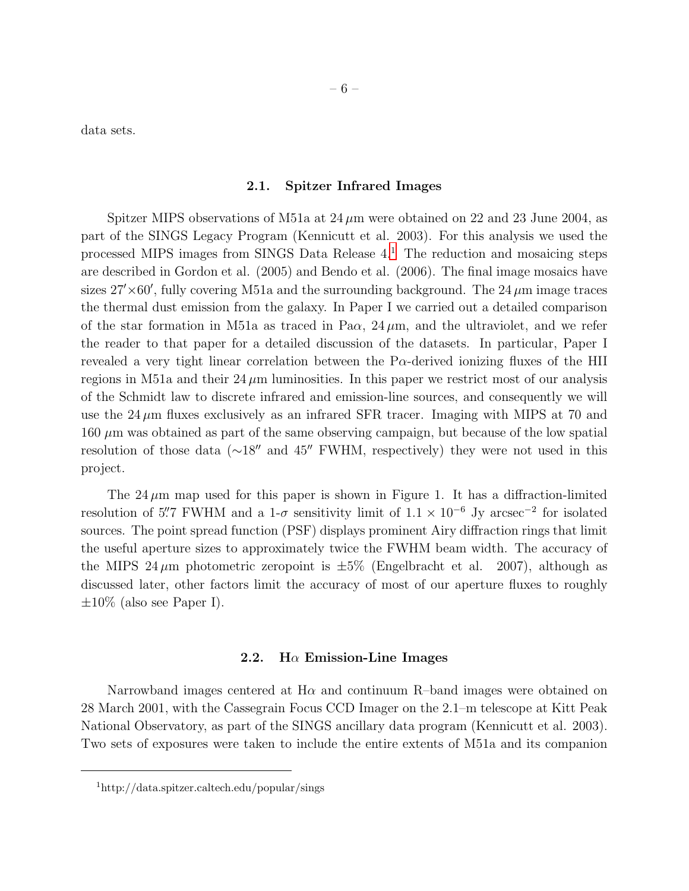data sets.

### 2.1. Spitzer Infrared Images

Spitzer MIPS observations of M51a at $24\,\mu$m were obtained on 22 and 23 June 2004, as part of the SINGS Legacy Program (Kennicutt et al. 2003). For this analysis we used the processed MIPS images from SINGS Data Release 4.[1] The reduction and mosaicing steps are described in Gordon et al. (2005) and Bendo et al. (2006). The final image mosaics have sizes $27' \times 60'$, fully covering M51a and the surrounding background. The $24\,\mu$m image traces the thermal dust emission from the galaxy. In Paper I we carried out a detailed comparison of the star formation in M51a as traced in Pa$\alpha$, $24\,\mu$m, and the ultraviolet, and we refer the reader to that paper for a detailed discussion of the datasets. In particular, Paper I revealed a very tight linear correlation between the P$\alpha$-derived ionizing fluxes of the HII regions in M51a and their $24\,\mu$m luminosities. In this paper we restrict most of our analysis of the Schmidt law to discrete infrared and emission-line sources, and consequently we will use the $24\,\mu$m fluxes exclusively as an infrared SFR tracer. Imaging with MIPS at 70 and 160 $\mu$m was obtained as part of the same observing campaign, but because of the low spatial resolution of those data ($\sim 18''$ and $45''$ FWHM, respectively) they were not used in this project.

The $24\,\mu$m map used for this paper is shown in Figure 1. It has a diffraction-limited resolution of $5''.7$ FWHM and a 1-$\sigma$ sensitivity limit of $1.1 \times 10^{-6}$ Jy arcsec$^{-2}$ for isolated sources. The point spread function (PSF) displays prominent Airy diffraction rings that limit the useful aperture sizes to approximately twice the FWHM beam width. The accuracy of the MIPS $24\,\mu$m photometric zeropoint is $\pm 5\%$ (Engelbracht et al. 2007), although as discussed later, other factors limit the accuracy of most of our aperture fluxes to roughly $\pm 10\%$ (also see Paper I).

### 2.2. H$\alpha$ Emission-Line Images

Narrowband images centered at H$\alpha$ and continuum R–band images were obtained on 28 March 2001, with the Cassegrain Focus CCD Imager on the 2.1–m telescope at Kitt Peak National Observatory, as part of the SINGS ancillary data program (Kennicutt et al. 2003). Two sets of exposures were taken to include the entire extents of M51a and its companion

[1] http://data.spitzer.caltech.edu/popular/sings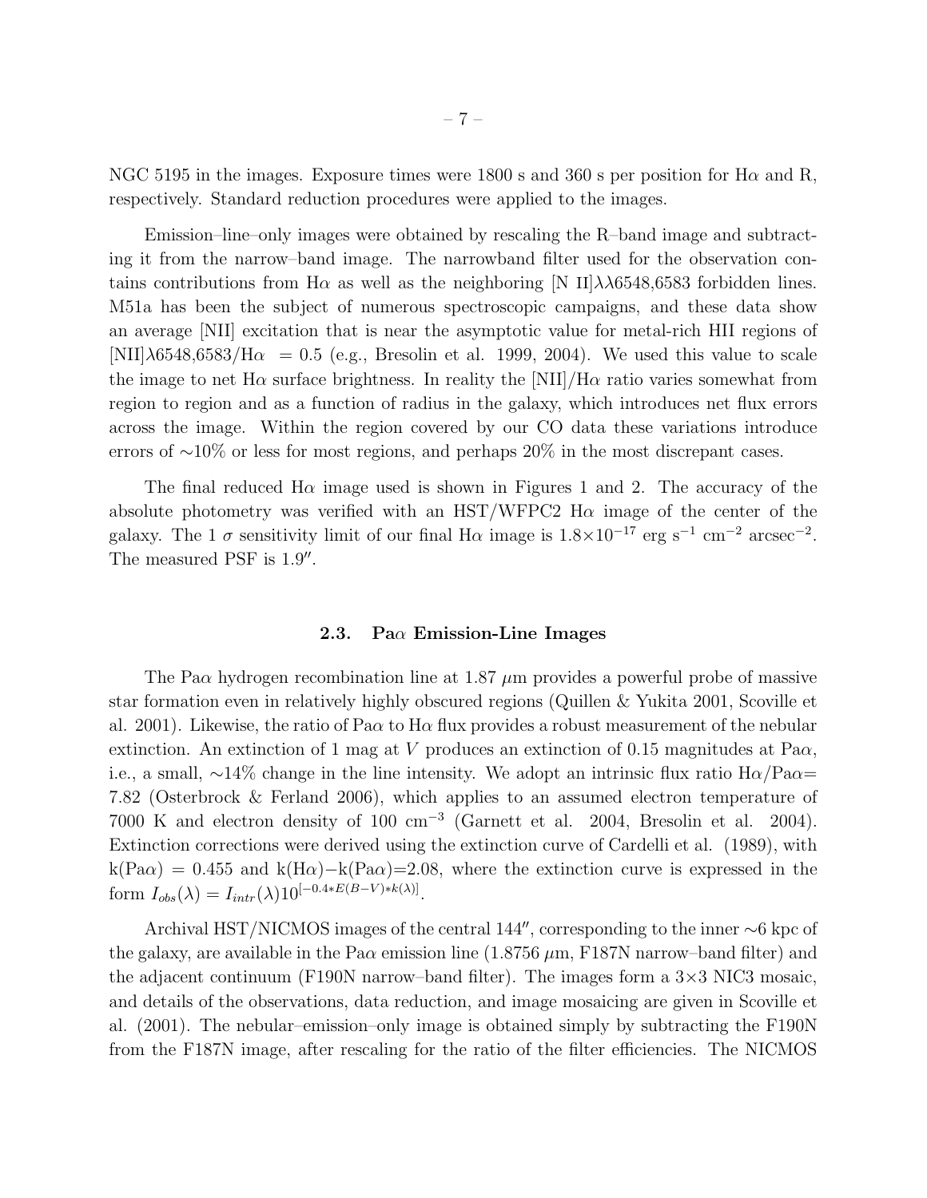NGC 5195 in the images. Exposure times were 1800 s and 360 s per position for H$\alpha$ and R, respectively. Standard reduction procedures were applied to the images.

Emission–line–only images were obtained by rescaling the R–band image and subtracting it from the narrow–band image. The narrowband filter used for the observation contains contributions from H$\alpha$ as well as the neighboring [N II]$\lambda\lambda$6548,6583 forbidden lines. M51a has been the subject of numerous spectroscopic campaigns, and these data show an average [NII] excitation that is near the asymptotic value for metal-rich HII regions of [NII]$\lambda$6548,6583/H$\alpha$ = 0.5 (e.g., Bresolin et al. 1999, 2004). We used this value to scale the image to net H$\alpha$ surface brightness. In reality the [NII]/H$\alpha$ ratio varies somewhat from region to region and as a function of radius in the galaxy, which introduces net flux errors across the image. Within the region covered by our CO data these variations introduce errors of $\sim$10% or less for most regions, and perhaps 20% in the most discrepant cases.

The final reduced H$\alpha$ image used is shown in Figures 1 and 2. The accuracy of the absolute photometry was verified with an HST/WFPC2 H$\alpha$ image of the center of the galaxy. The 1 $\sigma$ sensitivity limit of our final H$\alpha$ image is $1.8\times10^{-17}$ erg s$^{-1}$ cm$^{-2}$ arcsec$^{-2}$. The measured PSF is $1.9''$.

### 2.3. Pa$\alpha$ Emission-Line Images

The Pa$\alpha$ hydrogen recombination line at 1.87 $\mu$m provides a powerful probe of massive star formation even in relatively highly obscured regions (Quillen & Yukita 2001, Scoville et al. 2001). Likewise, the ratio of Pa$\alpha$ to H$\alpha$ flux provides a robust measurement of the nebular extinction. An extinction of 1 mag at $V$ produces an extinction of 0.15 magnitudes at Pa$\alpha$, i.e., a small, $\sim$14% change in the line intensity. We adopt an intrinsic flux ratio H$\alpha$/Pa$\alpha$= 7.82 (Osterbrock & Ferland 2006), which applies to an assumed electron temperature of 7000 K and electron density of 100 cm$^{-3}$ (Garnett et al. 2004, Bresolin et al. 2004). Extinction corrections were derived using the extinction curve of Cardelli et al. (1989), with k(Pa$\alpha$) = 0.455 and k(H$\alpha$)−k(Pa$\alpha$)=2.08, where the extinction curve is expressed in the form $I_{obs}(\lambda) = I_{intr}(\lambda)10^{[-0.4*E(B-V)*k(\lambda)]}$.

Archival HST/NICMOS images of the central $144''$, corresponding to the inner $\sim$6 kpc of the galaxy, are available in the Pa$\alpha$ emission line (1.8756 $\mu$m, F187N narrow–band filter) and the adjacent continuum (F190N narrow–band filter). The images form a $3\times3$ NIC3 mosaic, and details of the observations, data reduction, and image mosaicing are given in Scoville et al. (2001). The nebular–emission–only image is obtained simply by subtracting the F190N from the F187N image, after rescaling for the ratio of the filter efficiencies. The NICMOS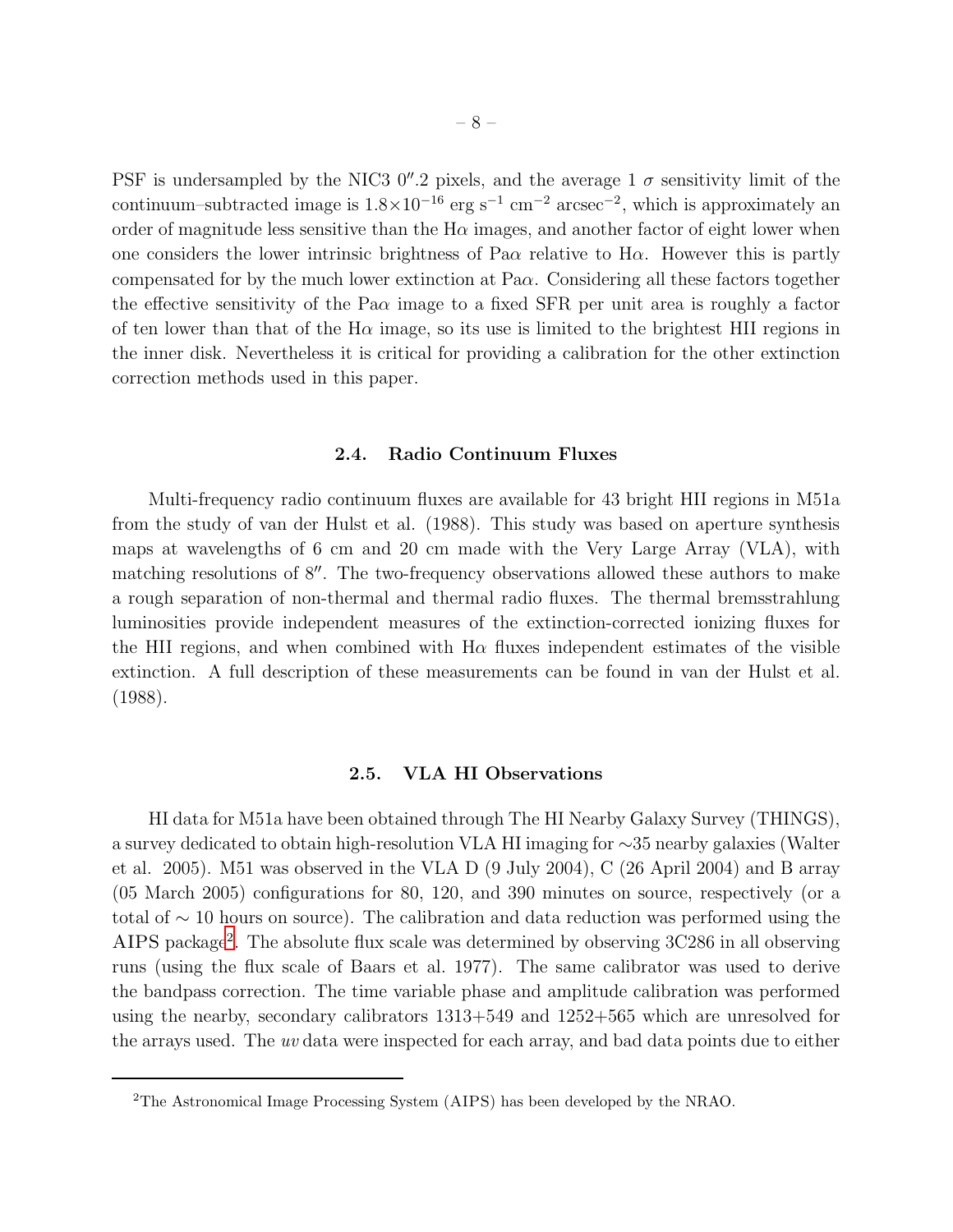PSF is undersampled by the NIC3 0″.2 pixels, and the average 1 $\sigma$ sensitivity limit of the continuum–subtracted image is $1.8 \times 10^{-16}$ erg s$^{-1}$ cm$^{-2}$ arcsec$^{-2}$, which is approximately an order of magnitude less sensitive than the H$\alpha$ images, and another factor of eight lower when one considers the lower intrinsic brightness of Pa$\alpha$ relative to H$\alpha$. However this is partly compensated for by the much lower extinction at Pa$\alpha$. Considering all these factors together the effective sensitivity of the Pa$\alpha$ image to a fixed SFR per unit area is roughly a factor of ten lower than that of the H$\alpha$ image, so its use is limited to the brightest HII regions in the inner disk. Nevertheless it is critical for providing a calibration for the other extinction correction methods used in this paper.

### 2.4. Radio Continuum Fluxes

Multi-frequency radio continuum fluxes are available for 43 bright HII regions in M51a from the study of van der Hulst et al. (1988). This study was based on aperture synthesis maps at wavelengths of 6 cm and 20 cm made with the Very Large Array (VLA), with matching resolutions of 8″. The two-frequency observations allowed these authors to make a rough separation of non-thermal and thermal radio fluxes. The thermal bremsstrahlung luminosities provide independent measures of the extinction-corrected ionizing fluxes for the HII regions, and when combined with H$\alpha$ fluxes independent estimates of the visible extinction. A full description of these measurements can be found in van der Hulst et al. (1988).

### 2.5. VLA HI Observations

HI data for M51a have been obtained through The HI Nearby Galaxy Survey (THINGS), a survey dedicated to obtain high-resolution VLA HI imaging for ∼35 nearby galaxies (Walter et al. 2005). M51 was observed in the VLA D (9 July 2004), C (26 April 2004) and B array (05 March 2005) configurations for 80, 120, and 390 minutes on source, respectively (or a total of ∼ 10 hours on source). The calibration and data reduction was performed using the AIPS package[2]. The absolute flux scale was determined by observing 3C286 in all observing runs (using the flux scale of Baars et al. 1977). The same calibrator was used to derive the bandpass correction. The time variable phase and amplitude calibration was performed using the nearby, secondary calibrators 1313+549 and 1252+565 which are unresolved for the arrays used. The *uv* data were inspected for each array, and bad data points due to either

[2]The Astronomical Image Processing System (AIPS) has been developed by the NRAO.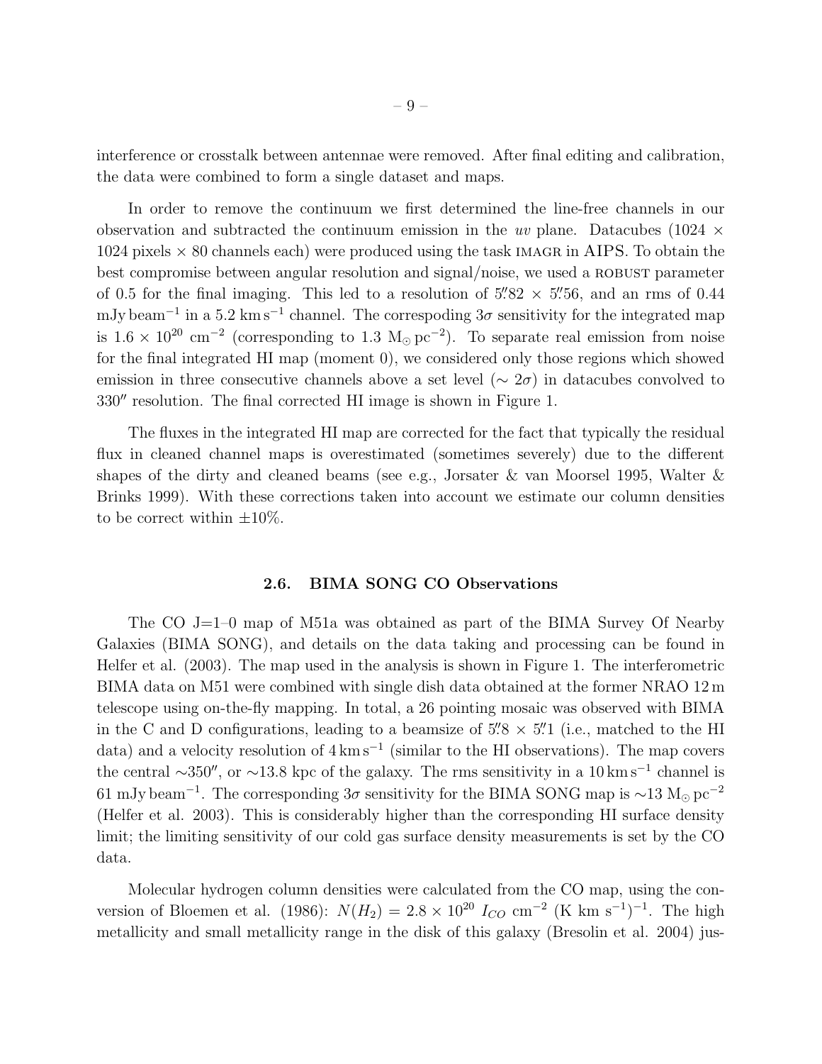interference or crosstalk between antennae were removed. After final editing and calibration, the data were combined to form a single dataset and maps.

In order to remove the continuum we first determined the line-free channels in our observation and subtracted the continuum emission in the *uv* plane. Datacubes (1024 × 1024 pixels × 80 channels each) were produced using the task IMAGR in AIPS. To obtain the best compromise between angular resolution and signal/noise, we used a ROBUST parameter of 0.5 for the final imaging. This led to a resolution of 5.″82 × 5.″56, and an rms of 0.44 mJy beam$^{-1}$ in a 5.2 km s$^{-1}$ channel. The correspoding $3\sigma$ sensitivity for the integrated map is $1.6 \times 10^{20}$ cm$^{-2}$ (corresponding to 1.3 M$_\odot$ pc$^{-2}$). To separate real emission from noise for the final integrated HI map (moment 0), we considered only those regions which showed emission in three consecutive channels above a set level ($\sim 2\sigma$) in datacubes convolved to 330″ resolution. The final corrected HI image is shown in Figure 1.

The fluxes in the integrated HI map are corrected for the fact that typically the residual flux in cleaned channel maps is overestimated (sometimes severely) due to the different shapes of the dirty and cleaned beams (see e.g., Jorsater & van Moorsel 1995, Walter & Brinks 1999). With these corrections taken into account we estimate our column densities to be correct within ±10%.

### 2.6. BIMA SONG CO Observations

The CO J=1–0 map of M51a was obtained as part of the BIMA Survey Of Nearby Galaxies (BIMA SONG), and details on the data taking and processing can be found in Helfer et al. (2003). The map used in the analysis is shown in Figure 1. The interferometric BIMA data on M51 were combined with single dish data obtained at the former NRAO 12 m telescope using on-the-fly mapping. In total, a 26 pointing mosaic was observed with BIMA in the C and D configurations, leading to a beamsize of 5.″8 × 5.″1 (i.e., matched to the HI data) and a velocity resolution of 4 km s$^{-1}$ (similar to the HI observations). The map covers the central ∼350″, or ∼13.8 kpc of the galaxy. The rms sensitivity in a 10 km s$^{-1}$ channel is 61 mJy beam$^{-1}$. The corresponding $3\sigma$ sensitivity for the BIMA SONG map is ∼13 M$_\odot$ pc$^{-2}$ (Helfer et al. 2003). This is considerably higher than the corresponding HI surface density limit; the limiting sensitivity of our cold gas surface density measurements is set by the CO data.

Molecular hydrogen column densities were calculated from the CO map, using the conversion of Bloemen et al. (1986): $N(H_2) = 2.8 \times 10^{20}\ I_{CO}$ cm$^{-2}$ (K km s$^{-1}$)$^{-1}$. The high metallicity and small metallicity range in the disk of this galaxy (Bresolin et al. 2004) jus-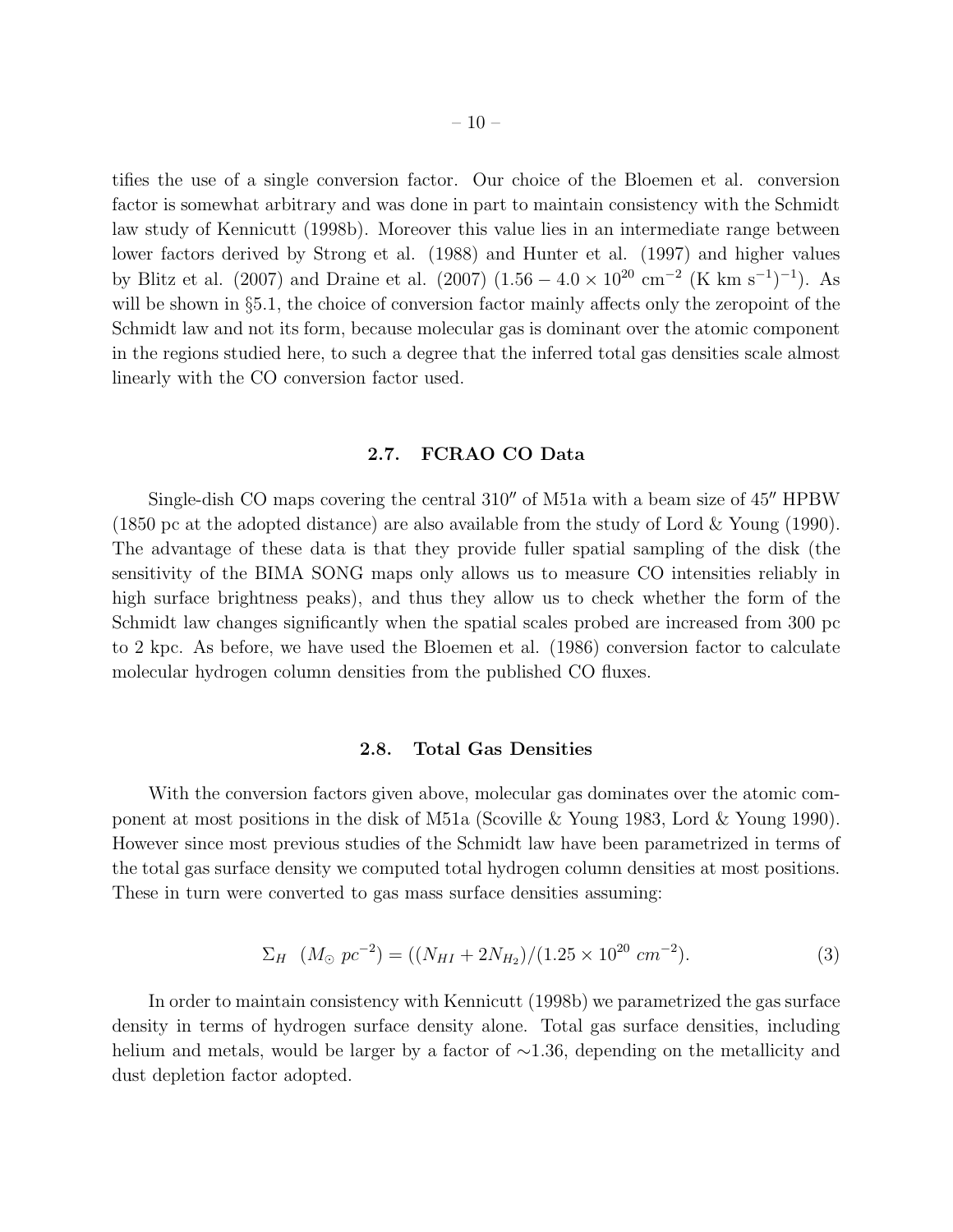tifies the use of a single conversion factor. Our choice of the Bloemen et al. conversion factor is somewhat arbitrary and was done in part to maintain consistency with the Schmidt law study of Kennicutt (1998b). Moreover this value lies in an intermediate range between lower factors derived by Strong et al. (1988) and Hunter et al. (1997) and higher values by Blitz et al. (2007) and Draine et al. (2007) ($1.56 - 4.0 \times 10^{20}$ cm$^{-2}$ (K km s$^{-1}$)$^{-1}$). As will be shown in §5.1, the choice of conversion factor mainly affects only the zeropoint of the Schmidt law and not its form, because molecular gas is dominant over the atomic component in the regions studied here, to such a degree that the inferred total gas densities scale almost linearly with the CO conversion factor used.

### 2.7. FCRAO CO Data

Single-dish CO maps covering the central 310″ of M51a with a beam size of 45″ HPBW (1850 pc at the adopted distance) are also available from the study of Lord & Young (1990). The advantage of these data is that they provide fuller spatial sampling of the disk (the sensitivity of the BIMA SONG maps only allows us to measure CO intensities reliably in high surface brightness peaks), and thus they allow us to check whether the form of the Schmidt law changes significantly when the spatial scales probed are increased from 300 pc to 2 kpc. As before, we have used the Bloemen et al. (1986) conversion factor to calculate molecular hydrogen column densities from the published CO fluxes.

### 2.8. Total Gas Densities

With the conversion factors given above, molecular gas dominates over the atomic component at most positions in the disk of M51a (Scoville & Young 1983, Lord & Young 1990). However since most previous studies of the Schmidt law have been parametrized in terms of the total gas surface density we computed total hydrogen column densities at most positions. These in turn were converted to gas mass surface densities assuming:

$$\Sigma_H \ \ (M_{\odot}\ pc^{-2}) = ((N_{HI} + 2N_{H_2})/(1.25 \times 10^{20}\ cm^{-2}). \tag{3}$$

In order to maintain consistency with Kennicutt (1998b) we parametrized the gas surface density in terms of hydrogen surface density alone. Total gas surface densities, including helium and metals, would be larger by a factor of $\sim$1.36, depending on the metallicity and dust depletion factor adopted.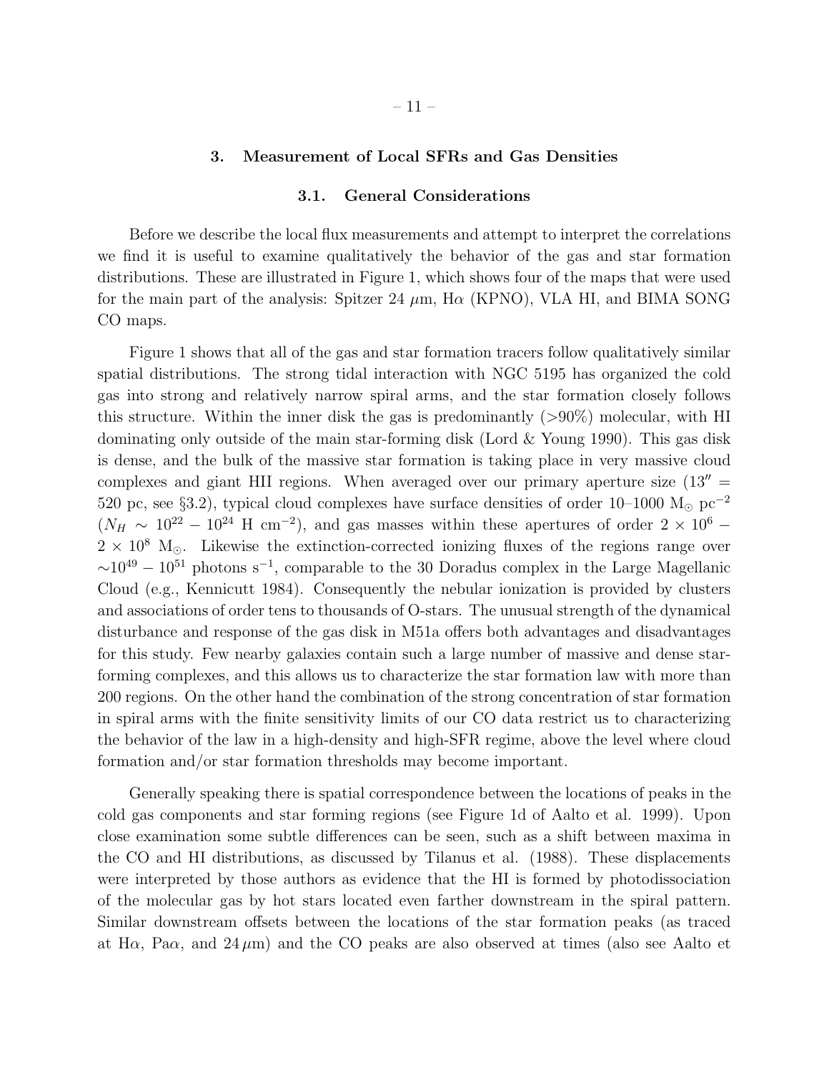## 3. Measurement of Local SFRs and Gas Densities

### 3.1. General Considerations

Before we describe the local flux measurements and attempt to interpret the correlations we find it is useful to examine qualitatively the behavior of the gas and star formation distributions. These are illustrated in Figure 1, which shows four of the maps that were used for the main part of the analysis: Spitzer 24 $\mu$m, H$\alpha$ (KPNO), VLA HI, and BIMA SONG CO maps.

Figure 1 shows that all of the gas and star formation tracers follow qualitatively similar spatial distributions. The strong tidal interaction with NGC 5195 has organized the cold gas into strong and relatively narrow spiral arms, and the star formation closely follows this structure. Within the inner disk the gas is predominantly (>90%) molecular, with HI dominating only outside of the main star-forming disk (Lord & Young 1990). This gas disk is dense, and the bulk of the massive star formation is taking place in very massive cloud complexes and giant HII regions. When averaged over our primary aperture size ($13'' =$ 520 pc, see §3.2), typical cloud complexes have surface densities of order 10–1000 M$_\odot$ pc$^{-2}$ ($N_H \sim 10^{22} - 10^{24}$ H cm$^{-2}$), and gas masses within these apertures of order $2 \times 10^6 - 2 \times 10^8$ M$_\odot$. Likewise the extinction-corrected ionizing fluxes of the regions range over $\sim 10^{49} - 10^{51}$ photons s$^{-1}$, comparable to the 30 Doradus complex in the Large Magellanic Cloud (e.g., Kennicutt 1984). Consequently the nebular ionization is provided by clusters and associations of order tens to thousands of O-stars. The unusual strength of the dynamical disturbance and response of the gas disk in M51a offers both advantages and disadvantages for this study. Few nearby galaxies contain such a large number of massive and dense star-forming complexes, and this allows us to characterize the star formation law with more than 200 regions. On the other hand the combination of the strong concentration of star formation in spiral arms with the finite sensitivity limits of our CO data restrict us to characterizing the behavior of the law in a high-density and high-SFR regime, above the level where cloud formation and/or star formation thresholds may become important.

Generally speaking there is spatial correspondence between the locations of peaks in the cold gas components and star forming regions (see Figure 1d of Aalto et al. 1999). Upon close examination some subtle differences can be seen, such as a shift between maxima in the CO and HI distributions, as discussed by Tilanus et al. (1988). These displacements were interpreted by those authors as evidence that the HI is formed by photodissociation of the molecular gas by hot stars located even farther downstream in the spiral pattern. Similar downstream offsets between the locations of the star formation peaks (as traced at H$\alpha$, Pa$\alpha$, and 24 $\mu$m) and the CO peaks are also observed at times (also see Aalto et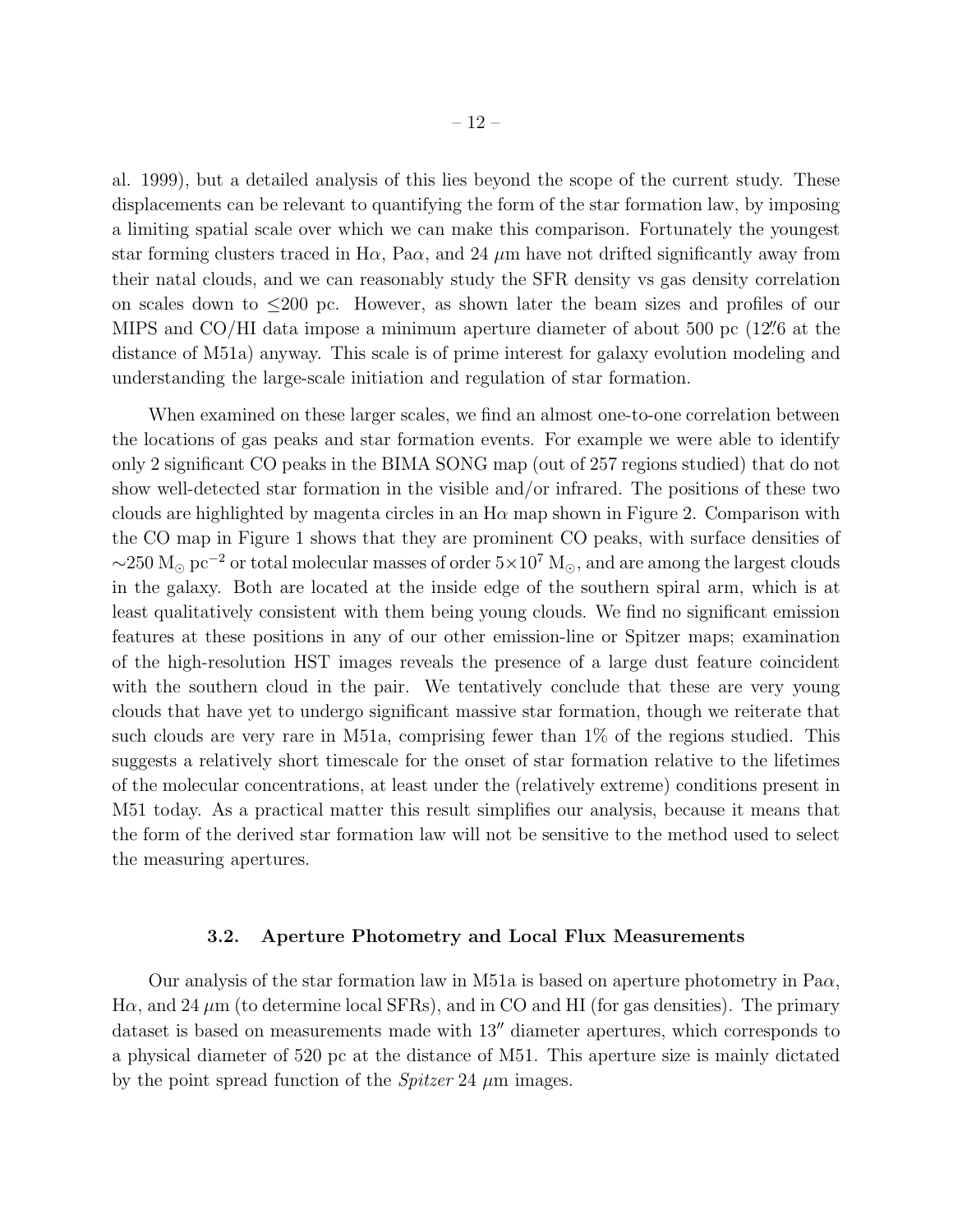al. 1999), but a detailed analysis of this lies beyond the scope of the current study. These displacements can be relevant to quantifying the form of the star formation law, by imposing a limiting spatial scale over which we can make this comparison. Fortunately the youngest star forming clusters traced in H$\alpha$, Pa$\alpha$, and 24 $\mu$m have not drifted significantly away from their natal clouds, and we can reasonably study the SFR density vs gas density correlation on scales down to $\leq$200 pc. However, as shown later the beam sizes and profiles of our MIPS and CO/HI data impose a minimum aperture diameter of about 500 pc (12$''$.6 at the distance of M51a) anyway. This scale is of prime interest for galaxy evolution modeling and understanding the large-scale initiation and regulation of star formation.

When examined on these larger scales, we find an almost one-to-one correlation between the locations of gas peaks and star formation events. For example we were able to identify only 2 significant CO peaks in the BIMA SONG map (out of 257 regions studied) that do not show well-detected star formation in the visible and/or infrared. The positions of these two clouds are highlighted by magenta circles in an H$\alpha$ map shown in Figure 2. Comparison with the CO map in Figure 1 shows that they are prominent CO peaks, with surface densities of $\sim$250 M$_\odot$ pc$^{-2}$ or total molecular masses of order $5\times10^7$ M$_\odot$, and are among the largest clouds in the galaxy. Both are located at the inside edge of the southern spiral arm, which is at least qualitatively consistent with them being young clouds. We find no significant emission features at these positions in any of our other emission-line or Spitzer maps; examination of the high-resolution HST images reveals the presence of a large dust feature coincident with the southern cloud in the pair. We tentatively conclude that these are very young clouds that have yet to undergo significant massive star formation, though we reiterate that such clouds are very rare in M51a, comprising fewer than 1% of the regions studied. This suggests a relatively short timescale for the onset of star formation relative to the lifetimes of the molecular concentrations, at least under the (relatively extreme) conditions present in M51 today. As a practical matter this result simplifies our analysis, because it means that the form of the derived star formation law will not be sensitive to the method used to select the measuring apertures.

### 3.2. Aperture Photometry and Local Flux Measurements

Our analysis of the star formation law in M51a is based on aperture photometry in Pa$\alpha$, H$\alpha$, and 24 $\mu$m (to determine local SFRs), and in CO and HI (for gas densities). The primary dataset is based on measurements made with 13$''$ diameter apertures, which corresponds to a physical diameter of 520 pc at the distance of M51. This aperture size is mainly dictated by the point spread function of the *Spitzer* 24 $\mu$m images.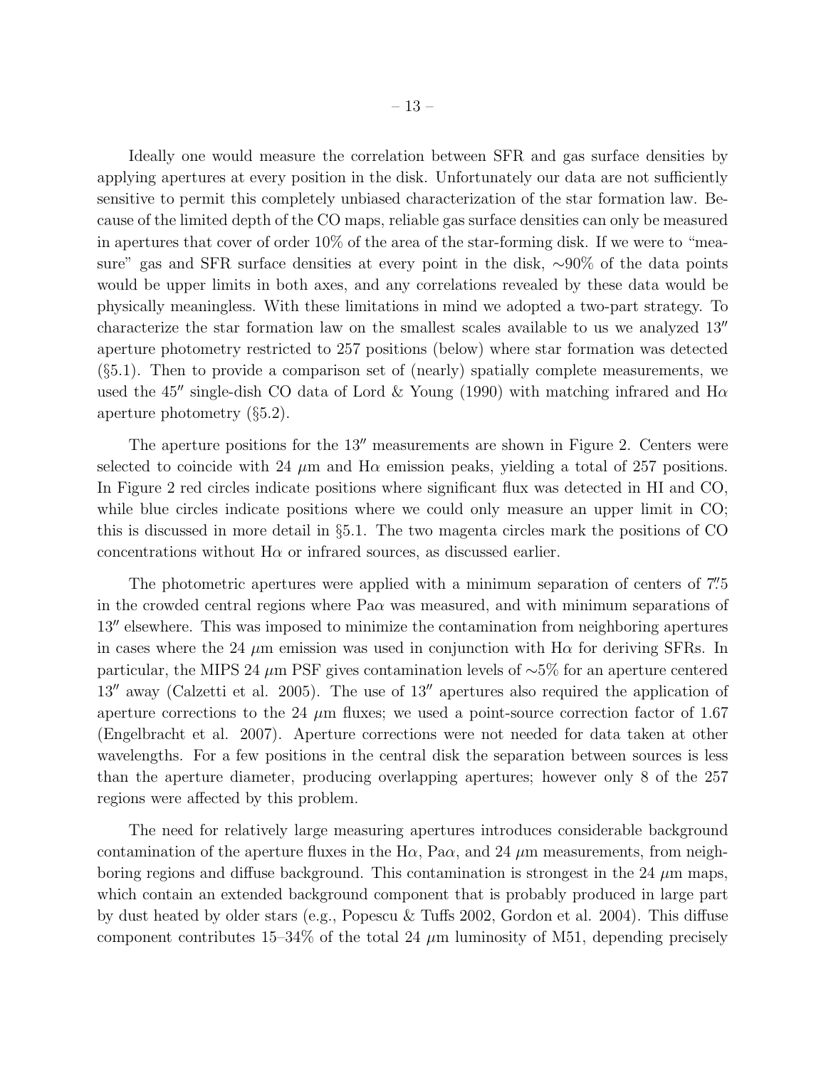Ideally one would measure the correlation between SFR and gas surface densities by applying apertures at every position in the disk. Unfortunately our data are not sufficiently sensitive to permit this completely unbiased characterization of the star formation law. Because of the limited depth of the CO maps, reliable gas surface densities can only be measured in apertures that cover of order 10% of the area of the star-forming disk. If we were to "measure" gas and SFR surface densities at every point in the disk, ∼90% of the data points would be upper limits in both axes, and any correlations revealed by these data would be physically meaningless. With these limitations in mind we adopted a two-part strategy. To characterize the star formation law on the smallest scales available to us we analyzed 13″ aperture photometry restricted to 257 positions (below) where star formation was detected (§5.1). Then to provide a comparison set of (nearly) spatially complete measurements, we used the 45″ single-dish CO data of Lord & Young (1990) with matching infrared and Hα aperture photometry (§5.2).

The aperture positions for the 13″ measurements are shown in Figure 2. Centers were selected to coincide with 24 $\mu$m and Hα emission peaks, yielding a total of 257 positions. In Figure 2 red circles indicate positions where significant flux was detected in HI and CO, while blue circles indicate positions where we could only measure an upper limit in CO; this is discussed in more detail in §5.1. The two magenta circles mark the positions of CO concentrations without Hα or infrared sources, as discussed earlier.

The photometric apertures were applied with a minimum separation of centers of 7.″5 in the crowded central regions where Paα was measured, and with minimum separations of 13″ elsewhere. This was imposed to minimize the contamination from neighboring apertures in cases where the 24 $\mu$m emission was used in conjunction with Hα for deriving SFRs. In particular, the MIPS 24 $\mu$m PSF gives contamination levels of ∼5% for an aperture centered 13″ away (Calzetti et al. 2005). The use of 13″ apertures also required the application of aperture corrections to the 24 $\mu$m fluxes; we used a point-source correction factor of 1.67 (Engelbracht et al. 2007). Aperture corrections were not needed for data taken at other wavelengths. For a few positions in the central disk the separation between sources is less than the aperture diameter, producing overlapping apertures; however only 8 of the 257 regions were affected by this problem.

The need for relatively large measuring apertures introduces considerable background contamination of the aperture fluxes in the Hα, Paα, and 24 $\mu$m measurements, from neighboring regions and diffuse background. This contamination is strongest in the 24 $\mu$m maps, which contain an extended background component that is probably produced in large part by dust heated by older stars (e.g., Popescu & Tuffs 2002, Gordon et al. 2004). This diffuse component contributes 15–34% of the total 24 $\mu$m luminosity of M51, depending precisely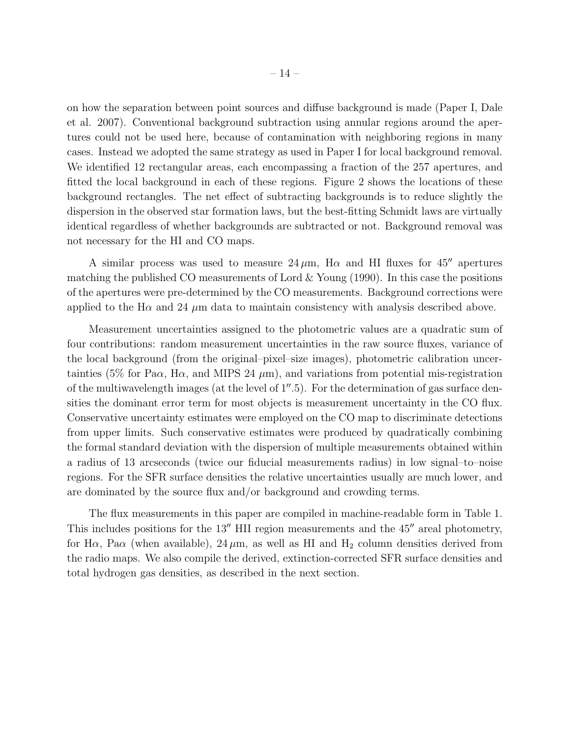on how the separation between point sources and diffuse background is made (Paper I, Dale et al. 2007). Conventional background subtraction using annular regions around the apertures could not be used here, because of contamination with neighboring regions in many cases. Instead we adopted the same strategy as used in Paper I for local background removal. We identified 12 rectangular areas, each encompassing a fraction of the 257 apertures, and fitted the local background in each of these regions. Figure 2 shows the locations of these background rectangles. The net effect of subtracting backgrounds is to reduce slightly the dispersion in the observed star formation laws, but the best-fitting Schmidt laws are virtually identical regardless of whether backgrounds are subtracted or not. Background removal was not necessary for the HI and CO maps.

A similar process was used to measure $24\,\mu$m, H$\alpha$ and HI fluxes for $45''$ apertures matching the published CO measurements of Lord & Young (1990). In this case the positions of the apertures were pre-determined by the CO measurements. Background corrections were applied to the H$\alpha$ and 24 $\mu$m data to maintain consistency with analysis described above.

Measurement uncertainties assigned to the photometric values are a quadratic sum of four contributions: random measurement uncertainties in the raw source fluxes, variance of the local background (from the original–pixel–size images), photometric calibration uncertainties (5% for Pa$\alpha$, H$\alpha$, and MIPS 24 $\mu$m), and variations from potential mis-registration of the multiwavelength images (at the level of $1''.5$). For the determination of gas surface densities the dominant error term for most objects is measurement uncertainty in the CO flux. Conservative uncertainty estimates were employed on the CO map to discriminate detections from upper limits. Such conservative estimates were produced by quadratically combining the formal standard deviation with the dispersion of multiple measurements obtained within a radius of 13 arcseconds (twice our fiducial measurements radius) in low signal–to–noise regions. For the SFR surface densities the relative uncertainties usually are much lower, and are dominated by the source flux and/or background and crowding terms.

The flux measurements in this paper are compiled in machine-readable form in Table 1. This includes positions for the $13''$ HII region measurements and the $45''$ areal photometry, for H$\alpha$, Pa$\alpha$ (when available), $24\,\mu$m, as well as HI and $H_2$ column densities derived from the radio maps. We also compile the derived, extinction-corrected SFR surface densities and total hydrogen gas densities, as described in the next section.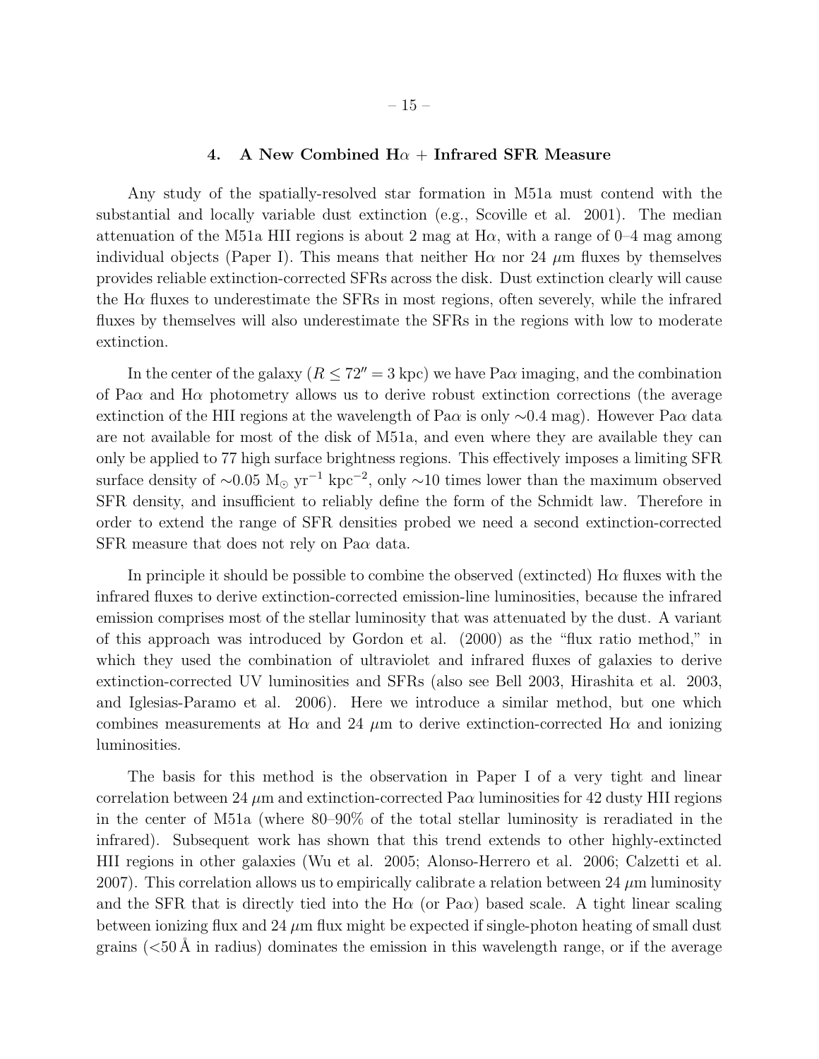## 4. A New Combined H$\alpha$ + Infrared SFR Measure

Any study of the spatially-resolved star formation in M51a must contend with the substantial and locally variable dust extinction (e.g., Scoville et al. 2001). The median attenuation of the M51a HII regions is about 2 mag at H$\alpha$, with a range of 0–4 mag among individual objects (Paper I). This means that neither H$\alpha$ nor 24 $\mu$m fluxes by themselves provides reliable extinction-corrected SFRs across the disk. Dust extinction clearly will cause the H$\alpha$ fluxes to underestimate the SFRs in most regions, often severely, while the infrared fluxes by themselves will also underestimate the SFRs in the regions with low to moderate extinction.

In the center of the galaxy ($R \leq 72'' = 3$ kpc) we have Pa$\alpha$ imaging, and the combination of Pa$\alpha$ and H$\alpha$ photometry allows us to derive robust extinction corrections (the average extinction of the HII regions at the wavelength of Pa$\alpha$ is only $\sim$0.4 mag). However Pa$\alpha$ data are not available for most of the disk of M51a, and even where they are available they can only be applied to 77 high surface brightness regions. This effectively imposes a limiting SFR surface density of $\sim$0.05 M$_\odot$ yr$^{-1}$ kpc$^{-2}$, only $\sim$10 times lower than the maximum observed SFR density, and insufficient to reliably define the form of the Schmidt law. Therefore in order to extend the range of SFR densities probed we need a second extinction-corrected SFR measure that does not rely on Pa$\alpha$ data.

In principle it should be possible to combine the observed (extincted) H$\alpha$ fluxes with the infrared fluxes to derive extinction-corrected emission-line luminosities, because the infrared emission comprises most of the stellar luminosity that was attenuated by the dust. A variant of this approach was introduced by Gordon et al. (2000) as the "flux ratio method," in which they used the combination of ultraviolet and infrared fluxes of galaxies to derive extinction-corrected UV luminosities and SFRs (also see Bell 2003, Hirashita et al. 2003, and Iglesias-Paramo et al. 2006). Here we introduce a similar method, but one which combines measurements at H$\alpha$ and 24 $\mu$m to derive extinction-corrected H$\alpha$ and ionizing luminosities.

The basis for this method is the observation in Paper I of a very tight and linear correlation between 24 $\mu$m and extinction-corrected Pa$\alpha$ luminosities for 42 dusty HII regions in the center of M51a (where 80–90% of the total stellar luminosity is reradiated in the infrared). Subsequent work has shown that this trend extends to other highly-extincted HII regions in other galaxies (Wu et al. 2005; Alonso-Herrero et al. 2006; Calzetti et al. 2007). This correlation allows us to empirically calibrate a relation between 24 $\mu$m luminosity and the SFR that is directly tied into the H$\alpha$ (or Pa$\alpha$) based scale. A tight linear scaling between ionizing flux and 24 $\mu$m flux might be expected if single-photon heating of small dust grains (<50 Å in radius) dominates the emission in this wavelength range, or if the average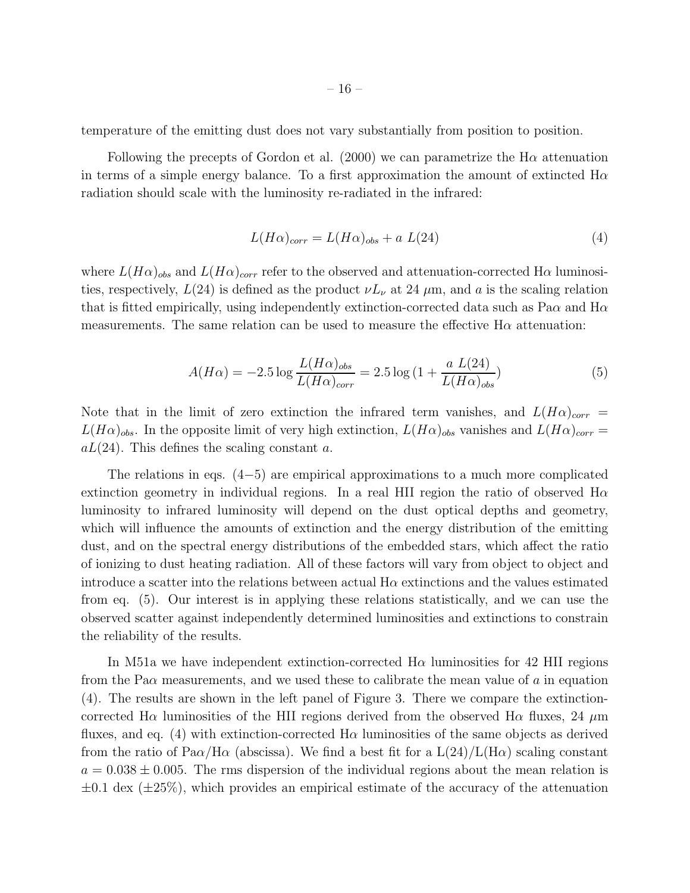temperature of the emitting dust does not vary substantially from position to position.

Following the precepts of Gordon et al. (2000) we can parametrize the H$\alpha$ attenuation in terms of a simple energy balance. To a first approximation the amount of extincted H$\alpha$ radiation should scale with the luminosity re-radiated in the infrared:

$$L(H\alpha)_{corr} = L(H\alpha)_{obs} + a\ L(24) \tag{4}$$

where $L(H\alpha)_{obs}$ and $L(H\alpha)_{corr}$ refer to the observed and attenuation-corrected H$\alpha$ luminosities, respectively, $L(24)$ is defined as the product $\nu L_\nu$ at 24 $\mu$m, and $a$ is the scaling relation that is fitted empirically, using independently extinction-corrected data such as Pa$\alpha$ and H$\alpha$ measurements. The same relation can be used to measure the effective H$\alpha$ attenuation:

$$A(H\alpha) = -2.5 \log \frac{L(H\alpha)_{obs}}{L(H\alpha)_{corr}} = 2.5 \log (1 + \frac{a\ L(24)}{L(H\alpha)_{obs}}) \tag{5}$$

Note that in the limit of zero extinction the infrared term vanishes, and $L(H\alpha)_{corr} = L(H\alpha)_{obs}$. In the opposite limit of very high extinction, $L(H\alpha)_{obs}$ vanishes and $L(H\alpha)_{corr} = aL(24)$. This defines the scaling constant $a$.

The relations in eqs. (4−5) are empirical approximations to a much more complicated extinction geometry in individual regions. In a real HII region the ratio of observed H$\alpha$ luminosity to infrared luminosity will depend on the dust optical depths and geometry, which will influence the amounts of extinction and the energy distribution of the emitting dust, and on the spectral energy distributions of the embedded stars, which affect the ratio of ionizing to dust heating radiation. All of these factors will vary from object to object and introduce a scatter into the relations between actual H$\alpha$ extinctions and the values estimated from eq. (5). Our interest is in applying these relations statistically, and we can use the observed scatter against independently determined luminosities and extinctions to constrain the reliability of the results.

In M51a we have independent extinction-corrected H$\alpha$ luminosities for 42 HII regions from the Pa$\alpha$ measurements, and we used these to calibrate the mean value of $a$ in equation (4). The results are shown in the left panel of Figure 3. There we compare the extinction-corrected H$\alpha$ luminosities of the HII regions derived from the observed H$\alpha$ fluxes, 24 $\mu$m fluxes, and eq. (4) with extinction-corrected H$\alpha$ luminosities of the same objects as derived from the ratio of Pa$\alpha$/H$\alpha$ (abscissa). We find a best fit for a L(24)/L(H$\alpha$) scaling constant $a = 0.038 \pm 0.005$. The rms dispersion of the individual regions about the mean relation is $\pm$0.1 dex ($\pm$25%), which provides an empirical estimate of the accuracy of the attenuation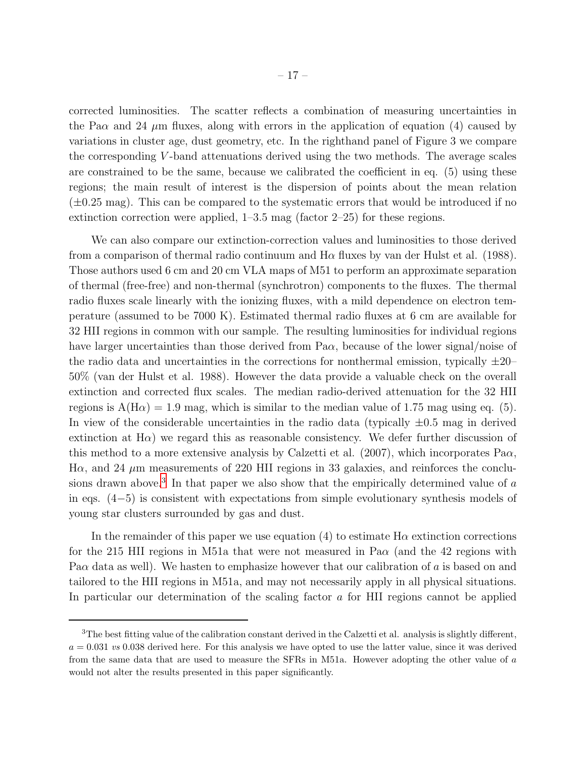corrected luminosities. The scatter reflects a combination of measuring uncertainties in the Pa$\alpha$ and 24 $\mu$m fluxes, along with errors in the application of equation (4) caused by variations in cluster age, dust geometry, etc. In the righthand panel of Figure 3 we compare the corresponding $V$-band attenuations derived using the two methods. The average scales are constrained to be the same, because we calibrated the coefficient in eq. (5) using these regions; the main result of interest is the dispersion of points about the mean relation ($\pm$0.25 mag). This can be compared to the systematic errors that would be introduced if no extinction correction were applied, 1–3.5 mag (factor 2–25) for these regions.

We can also compare our extinction-correction values and luminosities to those derived from a comparison of thermal radio continuum and H$\alpha$ fluxes by van der Hulst et al. (1988). Those authors used 6 cm and 20 cm VLA maps of M51 to perform an approximate separation of thermal (free-free) and non-thermal (synchrotron) components to the fluxes. The thermal radio fluxes scale linearly with the ionizing fluxes, with a mild dependence on electron temperature (assumed to be 7000 K). Estimated thermal radio fluxes at 6 cm are available for 32 HII regions in common with our sample. The resulting luminosities for individual regions have larger uncertainties than those derived from Pa$\alpha$, because of the lower signal/noise of the radio data and uncertainties in the corrections for nonthermal emission, typically $\pm$20–50% (van der Hulst et al. 1988). However the data provide a valuable check on the overall extinction and corrected flux scales. The median radio-derived attenuation for the 32 HII regions is A(H$\alpha$) = 1.9 mag, which is similar to the median value of 1.75 mag using eq. (5). In view of the considerable uncertainties in the radio data (typically $\pm$0.5 mag in derived extinction at H$\alpha$) we regard this as reasonable consistency. We defer further discussion of this method to a more extensive analysis by Calzetti et al. (2007), which incorporates Pa$\alpha$, H$\alpha$, and 24 $\mu$m measurements of 220 HII regions in 33 galaxies, and reinforces the conclusions drawn above.[3] In that paper we also show that the empirically determined value of $a$ in eqs. (4$-$5) is consistent with expectations from simple evolutionary synthesis models of young star clusters surrounded by gas and dust.

In the remainder of this paper we use equation (4) to estimate H$\alpha$ extinction corrections for the 215 HII regions in M51a that were not measured in Pa$\alpha$ (and the 42 regions with Pa$\alpha$ data as well). We hasten to emphasize however that our calibration of $a$ is based on and tailored to the HII regions in M51a, and may not necessarily apply in all physical situations. In particular our determination of the scaling factor $a$ for HII regions cannot be applied

[3]The best fitting value of the calibration constant derived in the Calzetti et al. analysis is slightly different, $a = 0.031$ *vs* 0.038 derived here. For this analysis we have opted to use the latter value, since it was derived from the same data that are used to measure the SFRs in M51a. However adopting the other value of $a$ would not alter the results presented in this paper significantly.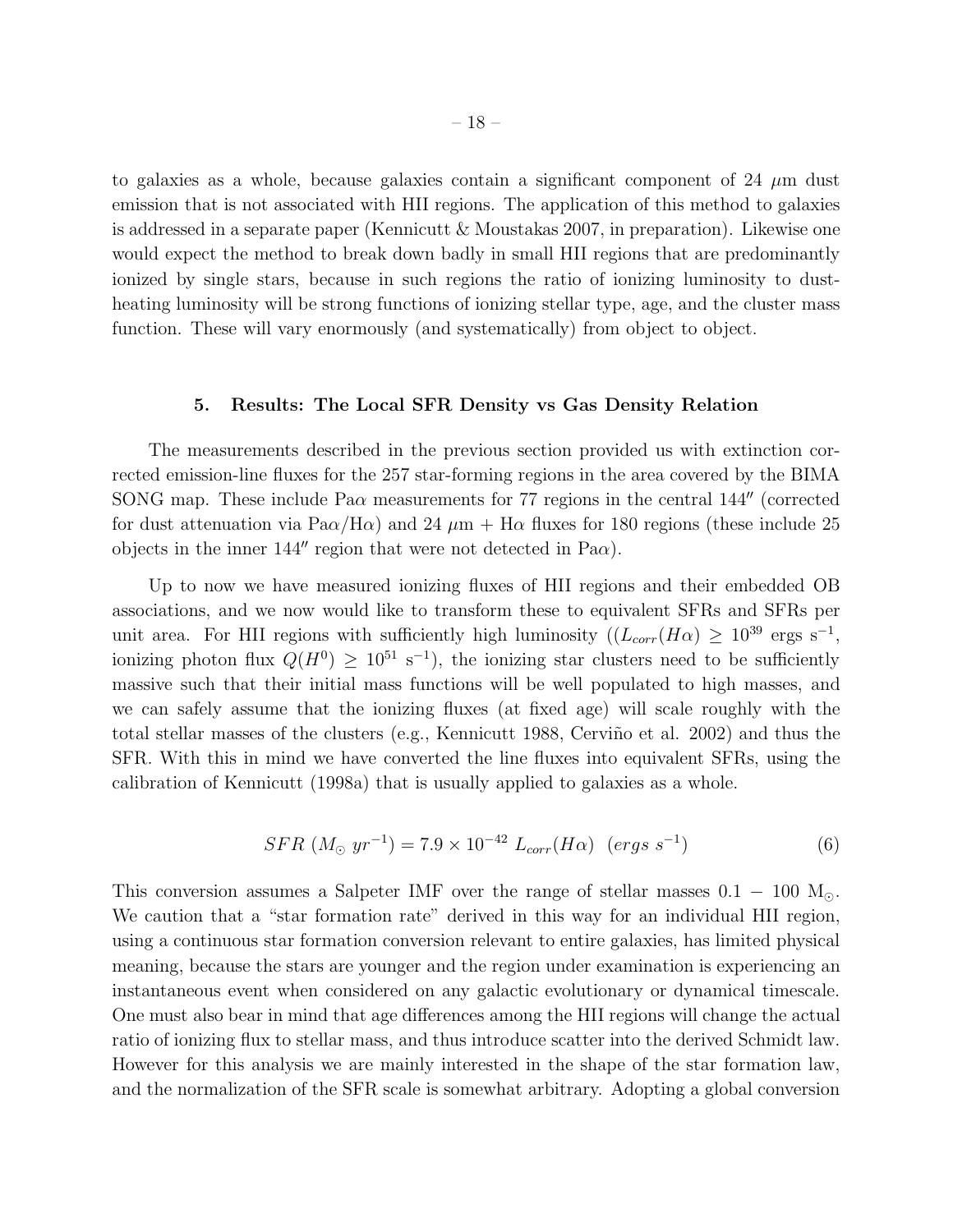to galaxies as a whole, because galaxies contain a significant component of 24 $\mu$m dust emission that is not associated with HII regions. The application of this method to galaxies is addressed in a separate paper (Kennicutt & Moustakas 2007, in preparation). Likewise one would expect the method to break down badly in small HII regions that are predominantly ionized by single stars, because in such regions the ratio of ionizing luminosity to dust-heating luminosity will be strong functions of ionizing stellar type, age, and the cluster mass function. These will vary enormously (and systematically) from object to object.

## 5. Results: The Local SFR Density vs Gas Density Relation

The measurements described in the previous section provided us with extinction corrected emission-line fluxes for the 257 star-forming regions in the area covered by the BIMA SONG map. These include Pa$\alpha$ measurements for 77 regions in the central 144″ (corrected for dust attenuation via Pa$\alpha$/H$\alpha$) and 24 $\mu$m + H$\alpha$ fluxes for 180 regions (these include 25 objects in the inner 144″ region that were not detected in Pa$\alpha$).

Up to now we have measured ionizing fluxes of HII regions and their embedded OB associations, and we now would like to transform these to equivalent SFRs and SFRs per unit area. For HII regions with sufficiently high luminosity (($L_{corr}(H\alpha) \geq 10^{39}$ ergs s$^{-1}$, ionizing photon flux $Q(H^0) \geq 10^{51}$ s$^{-1}$), the ionizing star clusters need to be sufficiently massive such that their initial mass functions will be well populated to high masses, and we can safely assume that the ionizing fluxes (at fixed age) will scale roughly with the total stellar masses of the clusters (e.g., Kennicutt 1988, Cerviño et al. 2002) and thus the SFR. With this in mind we have converted the line fluxes into equivalent SFRs, using the calibration of Kennicutt (1998a) that is usually applied to galaxies as a whole.

$$SFR\ (M_\odot\ yr^{-1}) = 7.9 \times 10^{-42}\ L_{corr}(H\alpha)\ \ (ergs\ s^{-1}) \tag{6}$$

This conversion assumes a Salpeter IMF over the range of stellar masses 0.1 − 100 M$_\odot$. We caution that a "star formation rate" derived in this way for an individual HII region, using a continuous star formation conversion relevant to entire galaxies, has limited physical meaning, because the stars are younger and the region under examination is experiencing an instantaneous event when considered on any galactic evolutionary or dynamical timescale. One must also bear in mind that age differences among the HII regions will change the actual ratio of ionizing flux to stellar mass, and thus introduce scatter into the derived Schmidt law. However for this analysis we are mainly interested in the shape of the star formation law, and the normalization of the SFR scale is somewhat arbitrary. Adopting a global conversion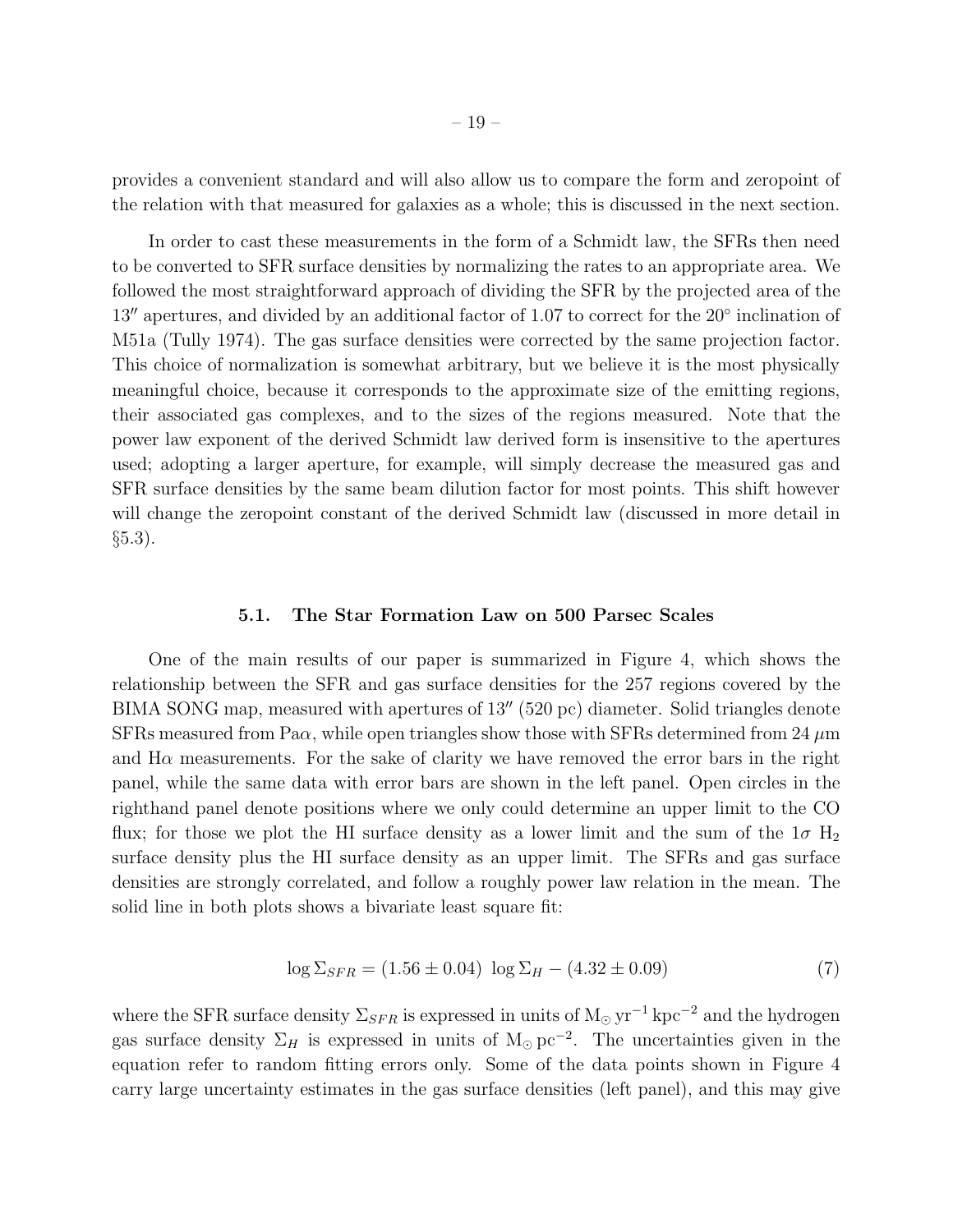provides a convenient standard and will also allow us to compare the form and zeropoint of the relation with that measured for galaxies as a whole; this is discussed in the next section.

In order to cast these measurements in the form of a Schmidt law, the SFRs then need to be converted to SFR surface densities by normalizing the rates to an appropriate area. We followed the most straightforward approach of dividing the SFR by the projected area of the $13''$ apertures, and divided by an additional factor of 1.07 to correct for the $20^\circ$ inclination of M51a (Tully 1974). The gas surface densities were corrected by the same projection factor. This choice of normalization is somewhat arbitrary, but we believe it is the most physically meaningful choice, because it corresponds to the approximate size of the emitting regions, their associated gas complexes, and to the sizes of the regions measured. Note that the power law exponent of the derived Schmidt law derived form is insensitive to the apertures used; adopting a larger aperture, for example, will simply decrease the measured gas and SFR surface densities by the same beam dilution factor for most points. This shift however will change the zeropoint constant of the derived Schmidt law (discussed in more detail in §5.3).

### 5.1. The Star Formation Law on 500 Parsec Scales

One of the main results of our paper is summarized in Figure 4, which shows the relationship between the SFR and gas surface densities for the 257 regions covered by the BIMA SONG map, measured with apertures of $13''$ (520 pc) diameter. Solid triangles denote SFRs measured from Pa$\alpha$, while open triangles show those with SFRs determined from 24 $\mu$m and H$\alpha$ measurements. For the sake of clarity we have removed the error bars in the right panel, while the same data with error bars are shown in the left panel. Open circles in the righthand panel denote positions where we only could determine an upper limit to the CO flux; for those we plot the HI surface density as a lower limit and the sum of the $1\sigma$ $H_2$ surface density plus the HI surface density as an upper limit. The SFRs and gas surface densities are strongly correlated, and follow a roughly power law relation in the mean. The solid line in both plots shows a bivariate least square fit:

$$\log \Sigma_{SFR} = (1.56 \pm 0.04)\ \log \Sigma_H - (4.32 \pm 0.09) \tag{7}$$

where the SFR surface density $\Sigma_{SFR}$ is expressed in units of $M_\odot\,yr^{-1}\,kpc^{-2}$ and the hydrogen gas surface density $\Sigma_H$ is expressed in units of $M_\odot\,pc^{-2}$. The uncertainties given in the equation refer to random fitting errors only. Some of the data points shown in Figure 4 carry large uncertainty estimates in the gas surface densities (left panel), and this may give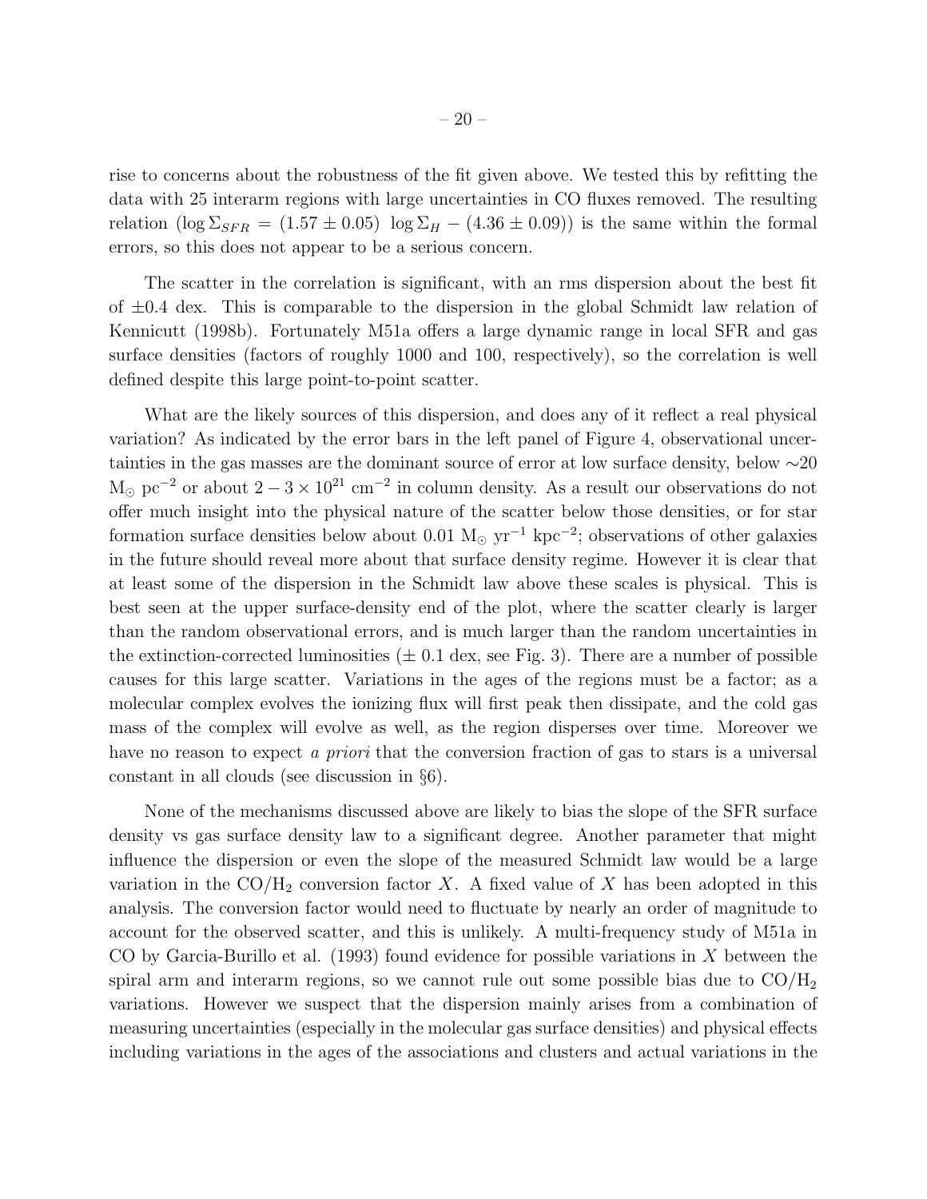rise to concerns about the robustness of the fit given above. We tested this by refitting the data with 25 interarm regions with large uncertainties in CO fluxes removed. The resulting relation ($\log \Sigma_{SFR} = (1.57 \pm 0.05) \ \log \Sigma_H - (4.36 \pm 0.09)$) is the same within the formal errors, so this does not appear to be a serious concern.

The scatter in the correlation is significant, with an rms dispersion about the best fit of $\pm 0.4$ dex. This is comparable to the dispersion in the global Schmidt law relation of Kennicutt (1998b). Fortunately M51a offers a large dynamic range in local SFR and gas surface densities (factors of roughly 1000 and 100, respectively), so the correlation is well defined despite this large point-to-point scatter.

What are the likely sources of this dispersion, and does any of it reflect a real physical variation? As indicated by the error bars in the left panel of Figure 4, observational uncertainties in the gas masses are the dominant source of error at low surface density, below $\sim$20 $M_\odot$ pc$^{-2}$ or about $2 - 3 \times 10^{21}$ cm$^{-2}$ in column density. As a result our observations do not offer much insight into the physical nature of the scatter below those densities, or for star formation surface densities below about 0.01 $M_\odot$ yr$^{-1}$ kpc$^{-2}$; observations of other galaxies in the future should reveal more about that surface density regime. However it is clear that at least some of the dispersion in the Schmidt law above these scales is physical. This is best seen at the upper surface-density end of the plot, where the scatter clearly is larger than the random observational errors, and is much larger than the random uncertainties in the extinction-corrected luminosities ($\pm$ 0.1 dex, see Fig. 3). There are a number of possible causes for this large scatter. Variations in the ages of the regions must be a factor; as a molecular complex evolves the ionizing flux will first peak then dissipate, and the cold gas mass of the complex will evolve as well, as the region disperses over time. Moreover we have no reason to expect *a priori* that the conversion fraction of gas to stars is a universal constant in all clouds (see discussion in §6).

None of the mechanisms discussed above are likely to bias the slope of the SFR surface density vs gas surface density law to a significant degree. Another parameter that might influence the dispersion or even the slope of the measured Schmidt law would be a large variation in the CO/$H_2$ conversion factor $X$. A fixed value of $X$ has been adopted in this analysis. The conversion factor would need to fluctuate by nearly an order of magnitude to account for the observed scatter, and this is unlikely. A multi-frequency study of M51a in CO by Garcia-Burillo et al. (1993) found evidence for possible variations in $X$ between the spiral arm and interarm regions, so we cannot rule out some possible bias due to CO/$H_2$ variations. However we suspect that the dispersion mainly arises from a combination of measuring uncertainties (especially in the molecular gas surface densities) and physical effects including variations in the ages of the associations and clusters and actual variations in the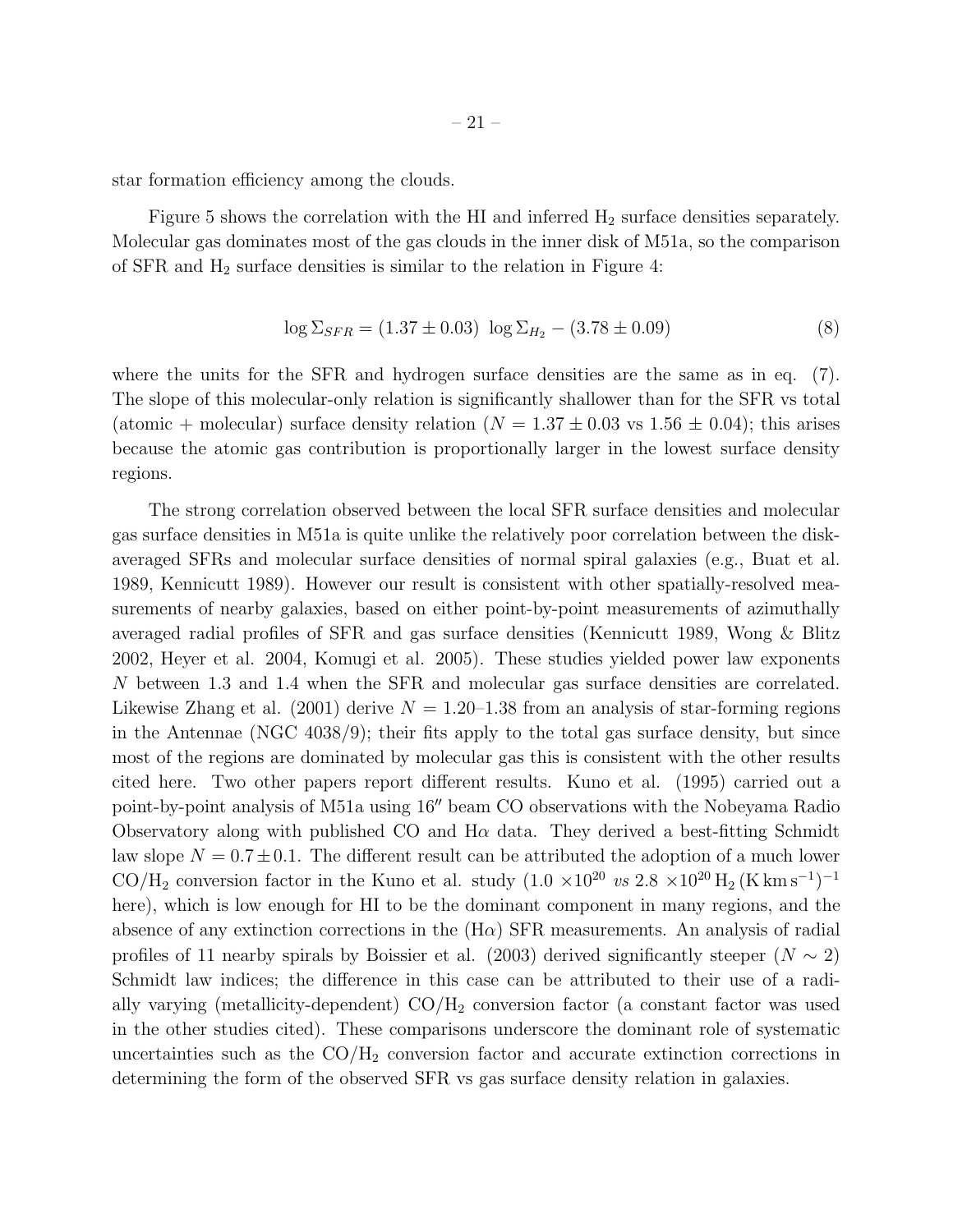star formation efficiency among the clouds.

Figure 5 shows the correlation with the HI and inferred $H_2$ surface densities separately. Molecular gas dominates most of the gas clouds in the inner disk of M51a, so the comparison of SFR and $H_2$ surface densities is similar to the relation in Figure 4:

$$\log \Sigma_{SFR} = (1.37 \pm 0.03) \ \log \Sigma_{H_2} - (3.78 \pm 0.09) \tag{8}$$

where the units for the SFR and hydrogen surface densities are the same as in eq. (7). The slope of this molecular-only relation is significantly shallower than for the SFR vs total (atomic + molecular) surface density relation ($N = 1.37 \pm 0.03$ vs $1.56 \pm 0.04$); this arises because the atomic gas contribution is proportionally larger in the lowest surface density regions.

The strong correlation observed between the local SFR surface densities and molecular gas surface densities in M51a is quite unlike the relatively poor correlation between the disk-averaged SFRs and molecular surface densities of normal spiral galaxies (e.g., Buat et al. 1989, Kennicutt 1989). However our result is consistent with other spatially-resolved measurements of nearby galaxies, based on either point-by-point measurements of azimuthally averaged radial profiles of SFR and gas surface densities (Kennicutt 1989, Wong & Blitz 2002, Heyer et al. 2004, Komugi et al. 2005). These studies yielded power law exponents $N$ between 1.3 and 1.4 when the SFR and molecular gas surface densities are correlated. Likewise Zhang et al. (2001) derive $N = 1.20$–$1.38$ from an analysis of star-forming regions in the Antennae (NGC 4038/9); their fits apply to the total gas surface density, but since most of the regions are dominated by molecular gas this is consistent with the other results cited here. Two other papers report different results. Kuno et al. (1995) carried out a point-by-point analysis of M51a using $16''$ beam CO observations with the Nobeyama Radio Observatory along with published CO and H$\alpha$ data. They derived a best-fitting Schmidt law slope $N = 0.7 \pm 0.1$. The different result can be attributed the adoption of a much lower $CO/H_2$ conversion factor in the Kuno et al. study ($1.0 \times 10^{20}$ *vs* $2.8 \times 10^{20}\, H_2\, (\mathrm{K\, km\, s^{-1}})^{-1}$ here), which is low enough for HI to be the dominant component in many regions, and the absence of any extinction corrections in the (H$\alpha$) SFR measurements. An analysis of radial profiles of 11 nearby spirals by Boissier et al. (2003) derived significantly steeper ($N \sim 2$) Schmidt law indices; the difference in this case can be attributed to their use of a radially varying (metallicity-dependent) $CO/H_2$ conversion factor (a constant factor was used in the other studies cited). These comparisons underscore the dominant role of systematic uncertainties such as the $CO/H_2$ conversion factor and accurate extinction corrections in determining the form of the observed SFR vs gas surface density relation in galaxies.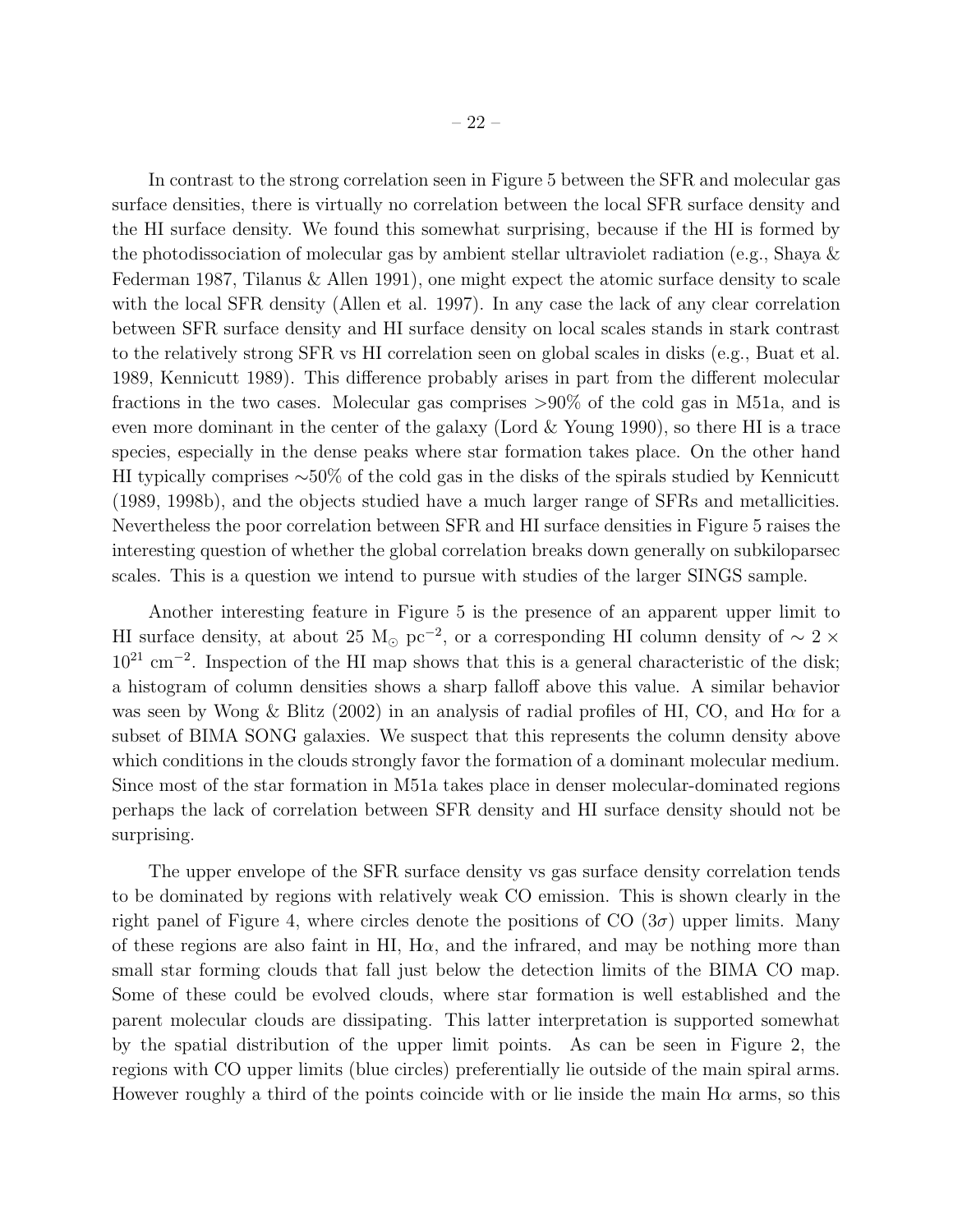In contrast to the strong correlation seen in Figure 5 between the SFR and molecular gas surface densities, there is virtually no correlation between the local SFR surface density and the HI surface density. We found this somewhat surprising, because if the HI is formed by the photodissociation of molecular gas by ambient stellar ultraviolet radiation (e.g., Shaya & Federman 1987, Tilanus & Allen 1991), one might expect the atomic surface density to scale with the local SFR density (Allen et al. 1997). In any case the lack of any clear correlation between SFR surface density and HI surface density on local scales stands in stark contrast to the relatively strong SFR vs HI correlation seen on global scales in disks (e.g., Buat et al. 1989, Kennicutt 1989). This difference probably arises in part from the different molecular fractions in the two cases. Molecular gas comprises >90% of the cold gas in M51a, and is even more dominant in the center of the galaxy (Lord & Young 1990), so there HI is a trace species, especially in the dense peaks where star formation takes place. On the other hand HI typically comprises ∼50% of the cold gas in the disks of the spirals studied by Kennicutt (1989, 1998b), and the objects studied have a much larger range of SFRs and metallicities. Nevertheless the poor correlation between SFR and HI surface densities in Figure 5 raises the interesting question of whether the global correlation breaks down generally on subkiloparsec scales. This is a question we intend to pursue with studies of the larger SINGS sample.

Another interesting feature in Figure 5 is the presence of an apparent upper limit to HI surface density, at about 25 $M_{\odot}$ $pc^{-2}$, or a corresponding HI column density of $\sim 2 \times 10^{21}$ $cm^{-2}$. Inspection of the HI map shows that this is a general characteristic of the disk; a histogram of column densities shows a sharp falloff above this value. A similar behavior was seen by Wong & Blitz (2002) in an analysis of radial profiles of HI, CO, and H$\alpha$ for a subset of BIMA SONG galaxies. We suspect that this represents the column density above which conditions in the clouds strongly favor the formation of a dominant molecular medium. Since most of the star formation in M51a takes place in denser molecular-dominated regions perhaps the lack of correlation between SFR density and HI surface density should not be surprising.

The upper envelope of the SFR surface density vs gas surface density correlation tends to be dominated by regions with relatively weak CO emission. This is shown clearly in the right panel of Figure 4, where circles denote the positions of CO ($3\sigma$) upper limits. Many of these regions are also faint in HI, H$\alpha$, and the infrared, and may be nothing more than small star forming clouds that fall just below the detection limits of the BIMA CO map. Some of these could be evolved clouds, where star formation is well established and the parent molecular clouds are dissipating. This latter interpretation is supported somewhat by the spatial distribution of the upper limit points. As can be seen in Figure 2, the regions with CO upper limits (blue circles) preferentially lie outside of the main spiral arms. However roughly a third of the points coincide with or lie inside the main H$\alpha$ arms, so this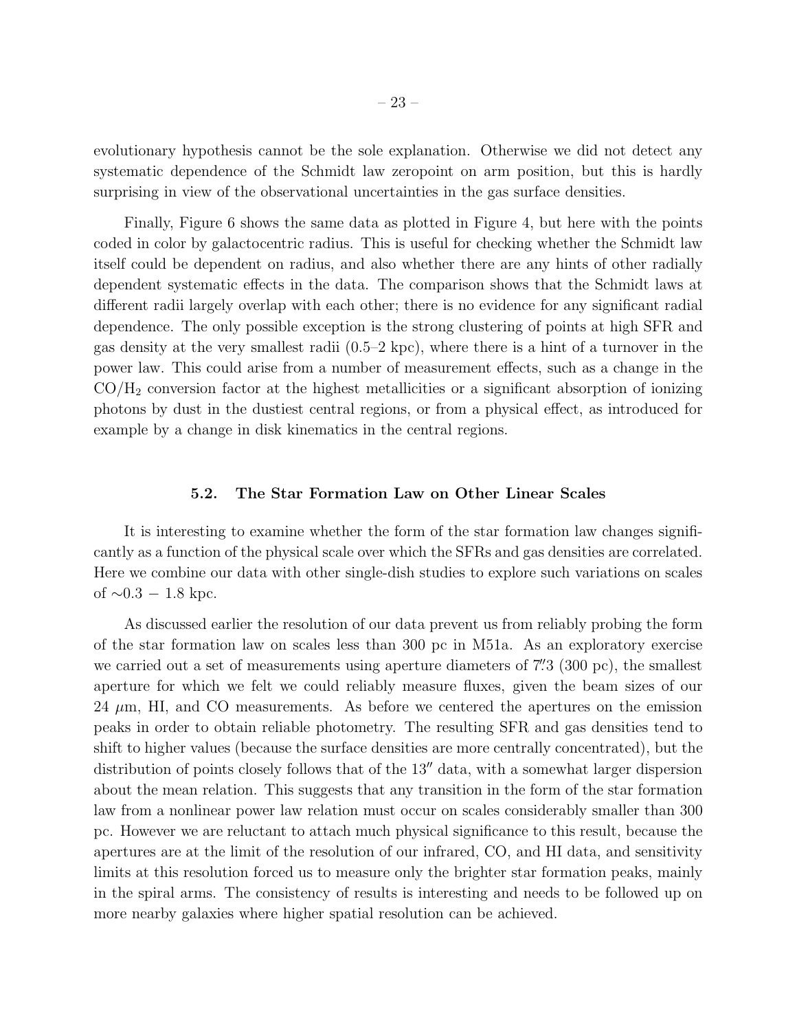evolutionary hypothesis cannot be the sole explanation. Otherwise we did not detect any systematic dependence of the Schmidt law zeropoint on arm position, but this is hardly surprising in view of the observational uncertainties in the gas surface densities.

Finally, Figure 6 shows the same data as plotted in Figure 4, but here with the points coded in color by galactocentric radius. This is useful for checking whether the Schmidt law itself could be dependent on radius, and also whether there are any hints of other radially dependent systematic effects in the data. The comparison shows that the Schmidt laws at different radii largely overlap with each other; there is no evidence for any significant radial dependence. The only possible exception is the strong clustering of points at high SFR and gas density at the very smallest radii (0.5–2 kpc), where there is a hint of a turnover in the power law. This could arise from a number of measurement effects, such as a change in the $CO/H_2$ conversion factor at the highest metallicities or a significant absorption of ionizing photons by dust in the dustiest central regions, or from a physical effect, as introduced for example by a change in disk kinematics in the central regions.

### 5.2. The Star Formation Law on Other Linear Scales

It is interesting to examine whether the form of the star formation law changes significantly as a function of the physical scale over which the SFRs and gas densities are correlated. Here we combine our data with other single-dish studies to explore such variations on scales of $\sim$0.3 − 1.8 kpc.

As discussed earlier the resolution of our data prevent us from reliably probing the form of the star formation law on scales less than 300 pc in M51a. As an exploratory exercise we carried out a set of measurements using aperture diameters of $7\farcs3$ (300 pc), the smallest aperture for which we felt we could reliably measure fluxes, given the beam sizes of our 24 $\mu$m, HI, and CO measurements. As before we centered the apertures on the emission peaks in order to obtain reliable photometry. The resulting SFR and gas densities tend to shift to higher values (because the surface densities are more centrally concentrated), but the distribution of points closely follows that of the $13''$ data, with a somewhat larger dispersion about the mean relation. This suggests that any transition in the form of the star formation law from a nonlinear power law relation must occur on scales considerably smaller than 300 pc. However we are reluctant to attach much physical significance to this result, because the apertures are at the limit of the resolution of our infrared, CO, and HI data, and sensitivity limits at this resolution forced us to measure only the brighter star formation peaks, mainly in the spiral arms. The consistency of results is interesting and needs to be followed up on more nearby galaxies where higher spatial resolution can be achieved.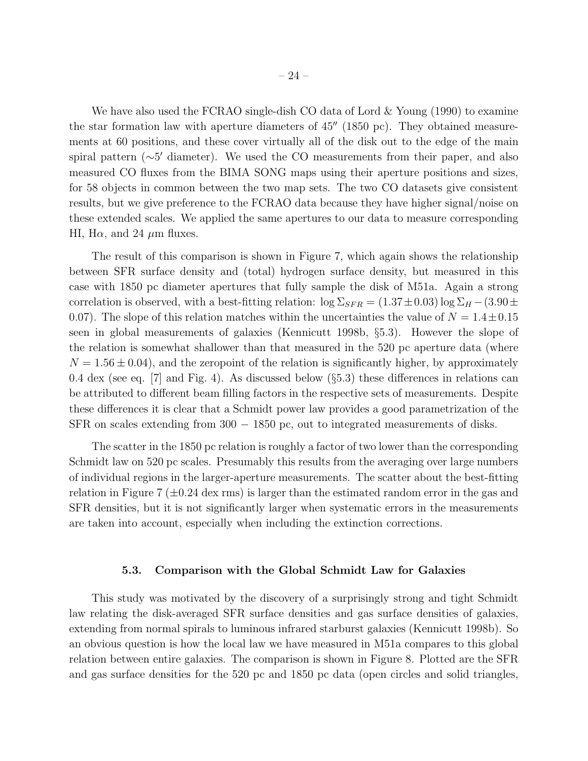We have also used the FCRAO single-dish CO data of Lord & Young (1990) to examine the star formation law with aperture diameters of 45″ (1850 pc). They obtained measurements at 60 positions, and these cover virtually all of the disk out to the edge of the main spiral pattern (∼5′ diameter). We used the CO measurements from their paper, and also measured CO fluxes from the BIMA SONG maps using their aperture positions and sizes, for 58 objects in common between the two map sets. The two CO datasets give consistent results, but we give preference to the FCRAO data because they have higher signal/noise on these extended scales. We applied the same apertures to our data to measure corresponding HI, Hα, and 24 μm fluxes.

The result of this comparison is shown in Figure 7, which again shows the relationship between SFR surface density and (total) hydrogen surface density, but measured in this case with 1850 pc diameter apertures that fully sample the disk of M51a. Again a strong correlation is observed, with a best-fitting relation: $\log \Sigma_{SFR} = (1.37 \pm 0.03) \log \Sigma_H - (3.90 \pm 0.07)$. The slope of this relation matches within the uncertainties the value of $N = 1.4 \pm 0.15$ seen in global measurements of galaxies (Kennicutt 1998b, §5.3). However the slope of the relation is somewhat shallower than that measured in the 520 pc aperture data (where $N = 1.56 \pm 0.04$), and the zeropoint of the relation is significantly higher, by approximately 0.4 dex (see eq. [7] and Fig. 4). As discussed below (§5.3) these differences in relations can be attributed to different beam filling factors in the respective sets of measurements. Despite these differences it is clear that a Schmidt power law provides a good parametrization of the SFR on scales extending from 300 − 1850 pc, out to integrated measurements of disks.

The scatter in the 1850 pc relation is roughly a factor of two lower than the corresponding Schmidt law on 520 pc scales. Presumably this results from the averaging over large numbers of individual regions in the larger-aperture measurements. The scatter about the best-fitting relation in Figure 7 (±0.24 dex rms) is larger than the estimated random error in the gas and SFR densities, but it is not significantly larger when systematic errors in the measurements are taken into account, especially when including the extinction corrections.

### 5.3. Comparison with the Global Schmidt Law for Galaxies

This study was motivated by the discovery of a surprisingly strong and tight Schmidt law relating the disk-averaged SFR surface densities and gas surface densities of galaxies, extending from normal spirals to luminous infrared starburst galaxies (Kennicutt 1998b). So an obvious question is how the local law we have measured in M51a compares to this global relation between entire galaxies. The comparison is shown in Figure 8. Plotted are the SFR and gas surface densities for the 520 pc and 1850 pc data (open circles and solid triangles,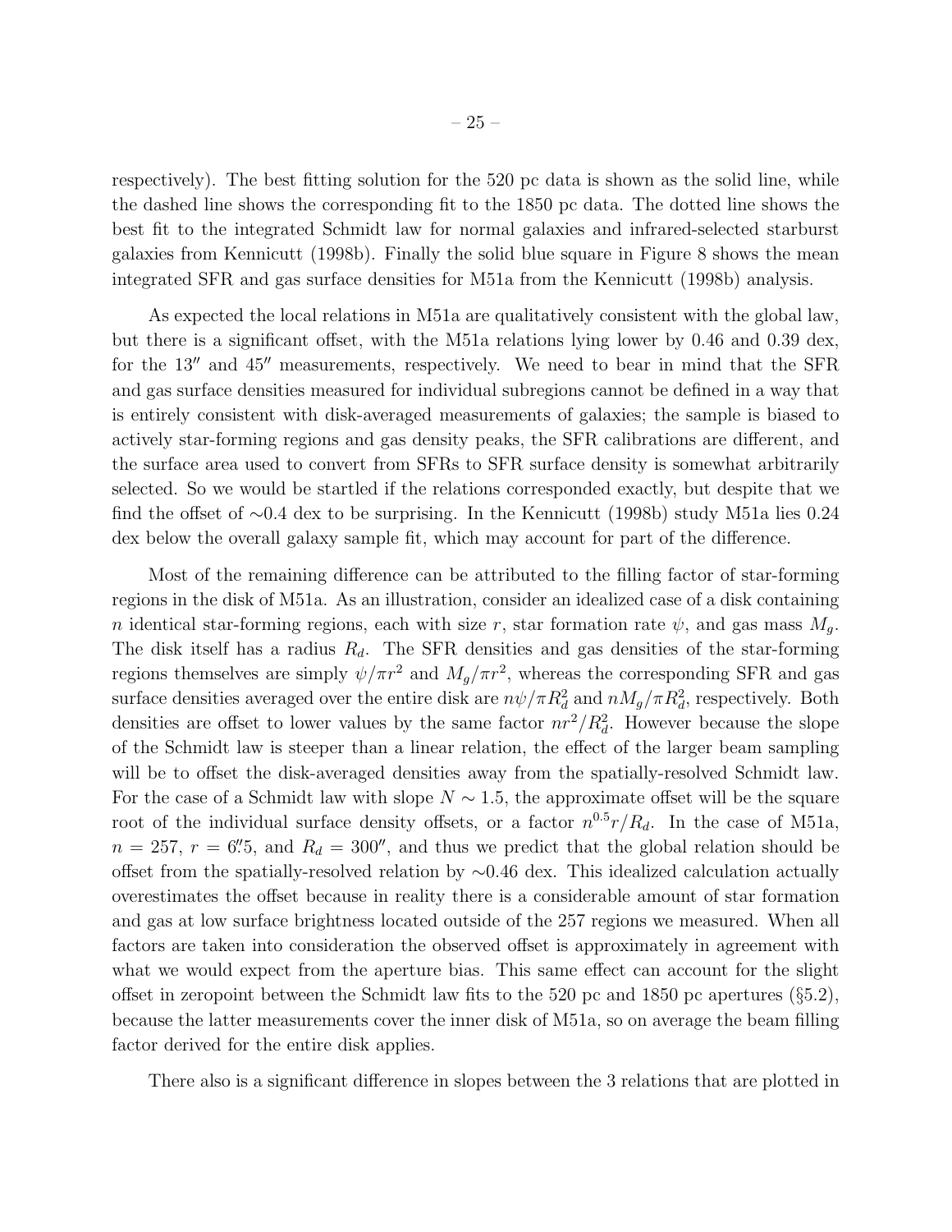respectively). The best fitting solution for the 520 pc data is shown as the solid line, while the dashed line shows the corresponding fit to the 1850 pc data. The dotted line shows the best fit to the integrated Schmidt law for normal galaxies and infrared-selected starburst galaxies from Kennicutt (1998b). Finally the solid blue square in Figure 8 shows the mean integrated SFR and gas surface densities for M51a from the Kennicutt (1998b) analysis.

As expected the local relations in M51a are qualitatively consistent with the global law, but there is a significant offset, with the M51a relations lying lower by 0.46 and 0.39 dex, for the $13''$ and $45''$ measurements, respectively. We need to bear in mind that the SFR and gas surface densities measured for individual subregions cannot be defined in a way that is entirely consistent with disk-averaged measurements of galaxies; the sample is biased to actively star-forming regions and gas density peaks, the SFR calibrations are different, and the surface area used to convert from SFRs to SFR surface density is somewhat arbitrarily selected. So we would be startled if the relations corresponded exactly, but despite that we find the offset of $\sim$0.4 dex to be surprising. In the Kennicutt (1998b) study M51a lies 0.24 dex below the overall galaxy sample fit, which may account for part of the difference.

Most of the remaining difference can be attributed to the filling factor of star-forming regions in the disk of M51a. As an illustration, consider an idealized case of a disk containing $n$ identical star-forming regions, each with size $r$, star formation rate $\psi$, and gas mass $M_g$. The disk itself has a radius $R_d$. The SFR densities and gas densities of the star-forming regions themselves are simply $\psi/\pi r^2$ and $M_g/\pi r^2$, whereas the corresponding SFR and gas surface densities averaged over the entire disk are $n\psi/\pi R_d^2$ and $nM_g/\pi R_d^2$, respectively. Both densities are offset to lower values by the same factor $nr^2/R_d^2$. However because the slope of the Schmidt law is steeper than a linear relation, the effect of the larger beam sampling will be to offset the disk-averaged densities away from the spatially-resolved Schmidt law. For the case of a Schmidt law with slope $N \sim 1.5$, the approximate offset will be the square root of the individual surface density offsets, or a factor $n^{0.5}r/R_d$. In the case of M51a, $n = 257$, $r = 6''.5$, and $R_d = 300''$, and thus we predict that the global relation should be offset from the spatially-resolved relation by $\sim$0.46 dex. This idealized calculation actually overestimates the offset because in reality there is a considerable amount of star formation and gas at low surface brightness located outside of the 257 regions we measured. When all factors are taken into consideration the observed offset is approximately in agreement with what we would expect from the aperture bias. This same effect can account for the slight offset in zeropoint between the Schmidt law fits to the 520 pc and 1850 pc apertures (§5.2), because the latter measurements cover the inner disk of M51a, so on average the beam filling factor derived for the entire disk applies.

There also is a significant difference in slopes between the 3 relations that are plotted in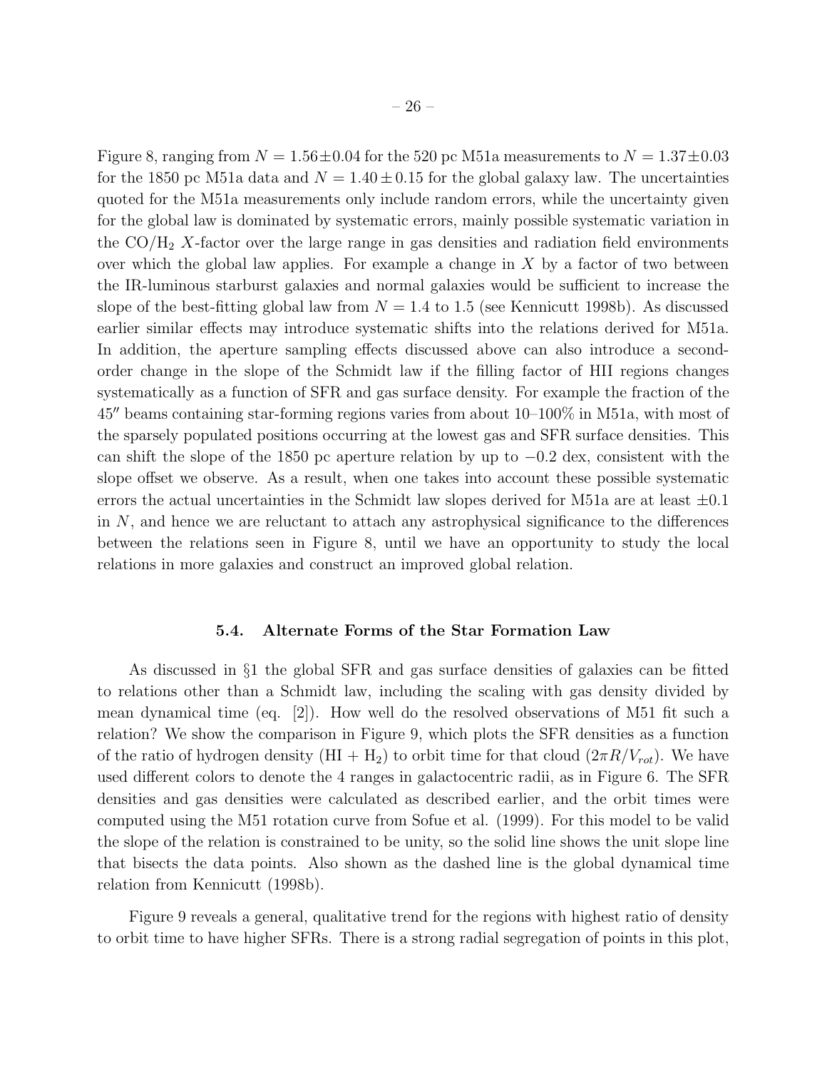Figure 8, ranging from $N = 1.56 \pm 0.04$ for the 520 pc M51a measurements to $N = 1.37 \pm 0.03$ for the 1850 pc M51a data and $N = 1.40 \pm 0.15$ for the global galaxy law. The uncertainties quoted for the M51a measurements only include random errors, while the uncertainty given for the global law is dominated by systematic errors, mainly possible systematic variation in the $CO/H_2$ $X$-factor over the large range in gas densities and radiation field environments over which the global law applies. For example a change in $X$ by a factor of two between the IR-luminous starburst galaxies and normal galaxies would be sufficient to increase the slope of the best-fitting global law from $N = 1.4$ to 1.5 (see Kennicutt 1998b). As discussed earlier similar effects may introduce systematic shifts into the relations derived for M51a. In addition, the aperture sampling effects discussed above can also introduce a second-order change in the slope of the Schmidt law if the filling factor of HII regions changes systematically as a function of SFR and gas surface density. For example the fraction of the $45''$ beams containing star-forming regions varies from about 10–100% in M51a, with most of the sparsely populated positions occurring at the lowest gas and SFR surface densities. This can shift the slope of the 1850 pc aperture relation by up to $-0.2$ dex, consistent with the slope offset we observe. As a result, when one takes into account these possible systematic errors the actual uncertainties in the Schmidt law slopes derived for M51a are at least $\pm 0.1$ in $N$, and hence we are reluctant to attach any astrophysical significance to the differences between the relations seen in Figure 8, until we have an opportunity to study the local relations in more galaxies and construct an improved global relation.

### 5.4. Alternate Forms of the Star Formation Law

As discussed in §1 the global SFR and gas surface densities of galaxies can be fitted to relations other than a Schmidt law, including the scaling with gas density divided by mean dynamical time (eq. [2]). How well do the resolved observations of M51 fit such a relation? We show the comparison in Figure 9, which plots the SFR densities as a function of the ratio of hydrogen density (HI + $H_2$) to orbit time for that cloud ($2\pi R/V_{rot}$). We have used different colors to denote the 4 ranges in galactocentric radii, as in Figure 6. The SFR densities and gas densities were calculated as described earlier, and the orbit times were computed using the M51 rotation curve from Sofue et al. (1999). For this model to be valid the slope of the relation is constrained to be unity, so the solid line shows the unit slope line that bisects the data points. Also shown as the dashed line is the global dynamical time relation from Kennicutt (1998b).

Figure 9 reveals a general, qualitative trend for the regions with highest ratio of density to orbit time to have higher SFRs. There is a strong radial segregation of points in this plot,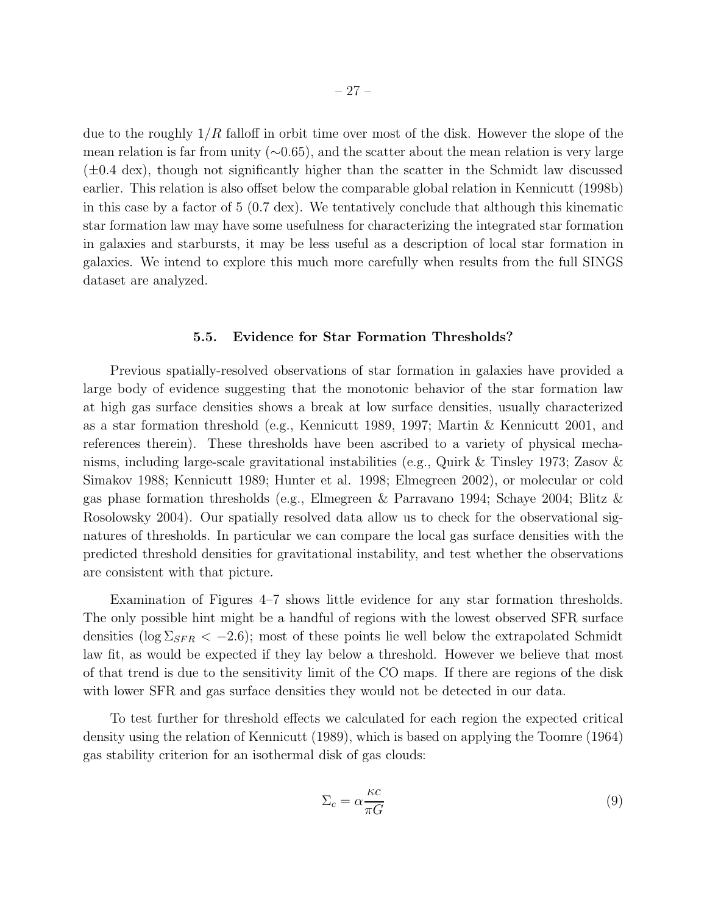due to the roughly $1/R$ falloff in orbit time over most of the disk. However the slope of the mean relation is far from unity ($\sim$0.65), and the scatter about the mean relation is very large ($\pm$0.4 dex), though not significantly higher than the scatter in the Schmidt law discussed earlier. This relation is also offset below the comparable global relation in Kennicutt (1998b) in this case by a factor of 5 (0.7 dex). We tentatively conclude that although this kinematic star formation law may have some usefulness for characterizing the integrated star formation in galaxies and starbursts, it may be less useful as a description of local star formation in galaxies. We intend to explore this much more carefully when results from the full SINGS dataset are analyzed.

### 5.5. Evidence for Star Formation Thresholds?

Previous spatially-resolved observations of star formation in galaxies have provided a large body of evidence suggesting that the monotonic behavior of the star formation law at high gas surface densities shows a break at low surface densities, usually characterized as a star formation threshold (e.g., Kennicutt 1989, 1997; Martin & Kennicutt 2001, and references therein). These thresholds have been ascribed to a variety of physical mechanisms, including large-scale gravitational instabilities (e.g., Quirk & Tinsley 1973; Zasov & Simakov 1988; Kennicutt 1989; Hunter et al. 1998; Elmegreen 2002), or molecular or cold gas phase formation thresholds (e.g., Elmegreen & Parravano 1994; Schaye 2004; Blitz & Rosolowsky 2004). Our spatially resolved data allow us to check for the observational signatures of thresholds. In particular we can compare the local gas surface densities with the predicted threshold densities for gravitational instability, and test whether the observations are consistent with that picture.

Examination of Figures 4–7 shows little evidence for any star formation thresholds. The only possible hint might be a handful of regions with the lowest observed SFR surface densities ($\log \Sigma_{SFR} < -2.6$); most of these points lie well below the extrapolated Schmidt law fit, as would be expected if they lay below a threshold. However we believe that most of that trend is due to the sensitivity limit of the CO maps. If there are regions of the disk with lower SFR and gas surface densities they would not be detected in our data.

To test further for threshold effects we calculated for each region the expected critical density using the relation of Kennicutt (1989), which is based on applying the Toomre (1964) gas stability criterion for an isothermal disk of gas clouds:

$$\Sigma_c = \alpha \frac{\kappa c}{\pi G} \tag{9}$$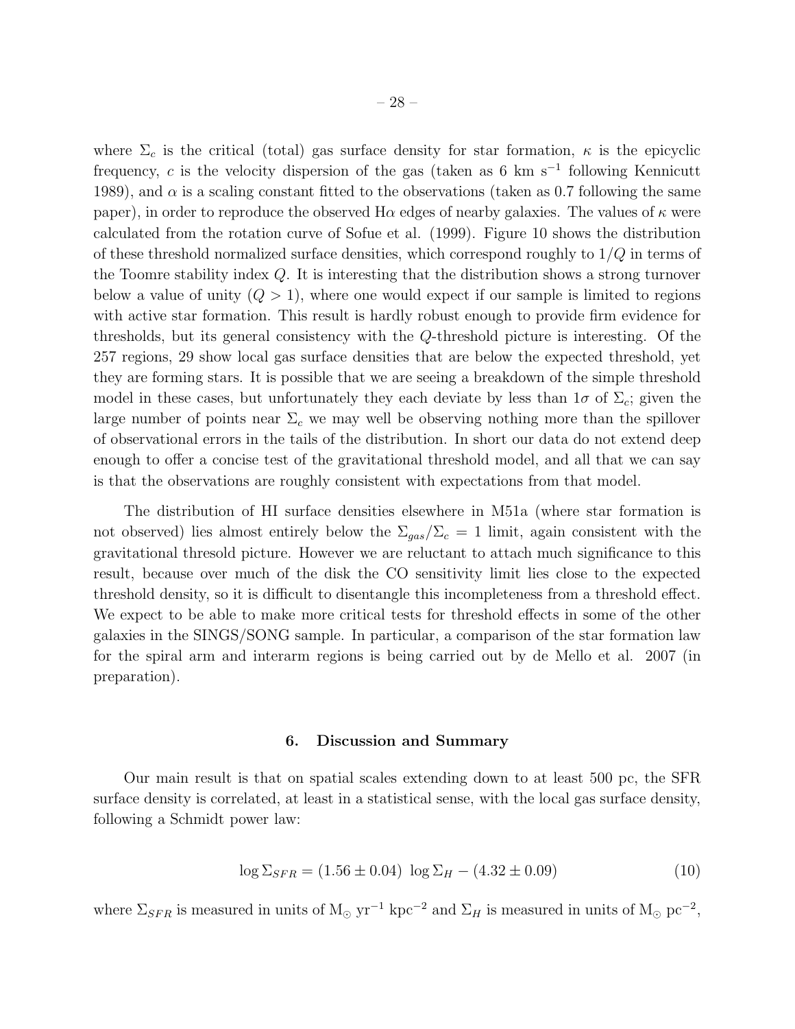where $\Sigma_c$ is the critical (total) gas surface density for star formation, $\kappa$ is the epicyclic frequency, $c$ is the velocity dispersion of the gas (taken as 6 km s$^{-1}$ following Kennicutt 1989), and $\alpha$ is a scaling constant fitted to the observations (taken as 0.7 following the same paper), in order to reproduce the observed H$\alpha$ edges of nearby galaxies. The values of $\kappa$ were calculated from the rotation curve of Sofue et al. (1999). Figure 10 shows the distribution of these threshold normalized surface densities, which correspond roughly to $1/Q$ in terms of the Toomre stability index $Q$. It is interesting that the distribution shows a strong turnover below a value of unity ($Q > 1$), where one would expect if our sample is limited to regions with active star formation. This result is hardly robust enough to provide firm evidence for thresholds, but its general consistency with the $Q$-threshold picture is interesting. Of the 257 regions, 29 show local gas surface densities that are below the expected threshold, yet they are forming stars. It is possible that we are seeing a breakdown of the simple threshold model in these cases, but unfortunately they each deviate by less than $1\sigma$ of $\Sigma_c$; given the large number of points near $\Sigma_c$ we may well be observing nothing more than the spillover of observational errors in the tails of the distribution. In short our data do not extend deep enough to offer a concise test of the gravitational threshold model, and all that we can say is that the observations are roughly consistent with expectations from that model.

The distribution of HI surface densities elsewhere in M51a (where star formation is not observed) lies almost entirely below the $\Sigma_{gas}/\Sigma_c = 1$ limit, again consistent with the gravitational thresold picture. However we are reluctant to attach much significance to this result, because over much of the disk the CO sensitivity limit lies close to the expected threshold density, so it is difficult to disentangle this incompleteness from a threshold effect. We expect to be able to make more critical tests for threshold effects in some of the other galaxies in the SINGS/SONG sample. In particular, a comparison of the star formation law for the spiral arm and interarm regions is being carried out by de Mello et al. 2007 (in preparation).

## 6. Discussion and Summary

Our main result is that on spatial scales extending down to at least 500 pc, the SFR surface density is correlated, at least in a statistical sense, with the local gas surface density, following a Schmidt power law:

$$\log \Sigma_{SFR} = (1.56 \pm 0.04)\ \log \Sigma_H - (4.32 \pm 0.09) \qquad (10)$$

where $\Sigma_{SFR}$ is measured in units of M$_\odot$ yr$^{-1}$ kpc$^{-2}$ and $\Sigma_H$ is measured in units of M$_\odot$ pc$^{-2}$,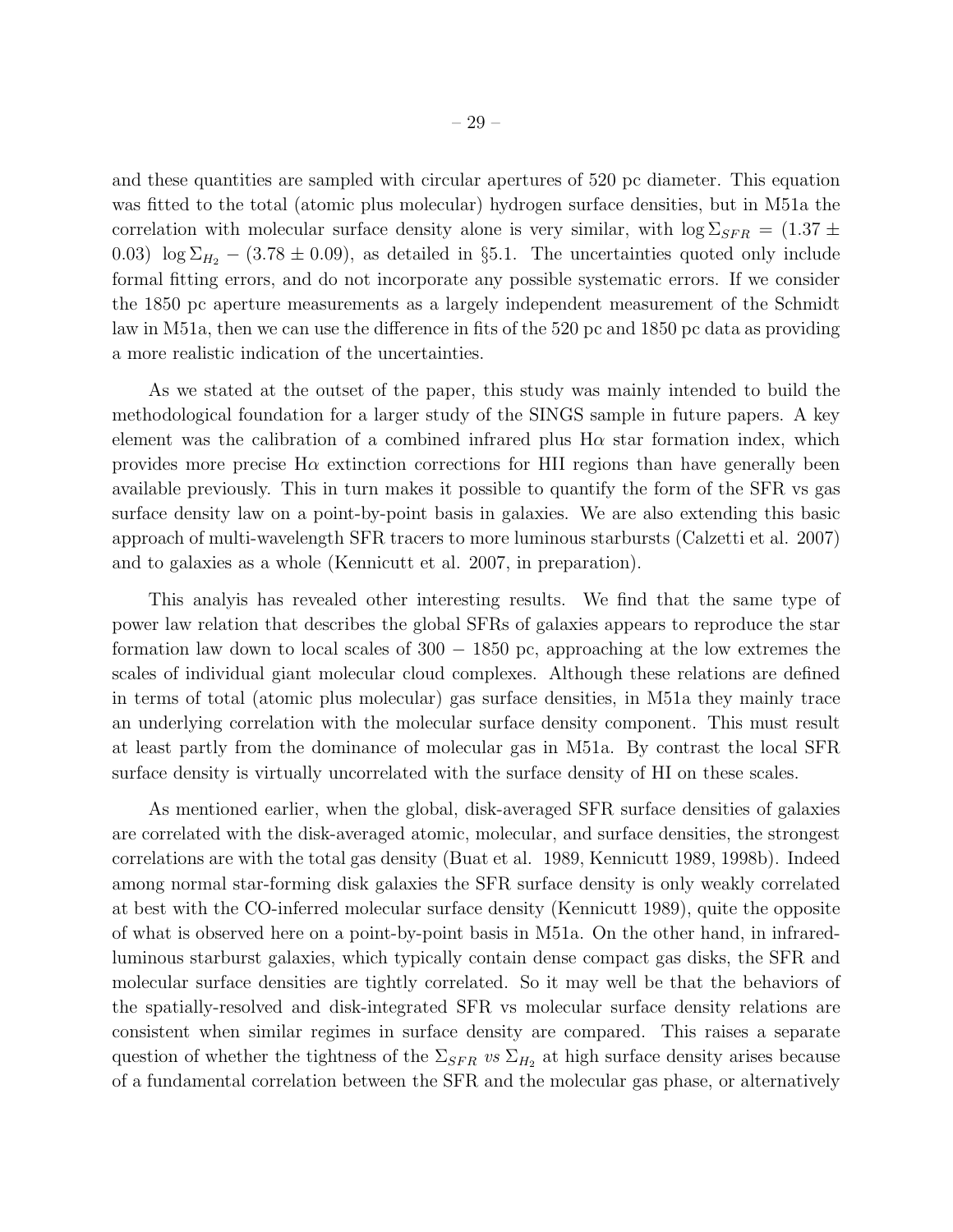and these quantities are sampled with circular apertures of 520 pc diameter. This equation was fitted to the total (atomic plus molecular) hydrogen surface densities, but in M51a the correlation with molecular surface density alone is very similar, with $\log \Sigma_{SFR} = (1.37 \pm 0.03)\ \log \Sigma_{H_2} - (3.78 \pm 0.09)$, as detailed in §5.1. The uncertainties quoted only include formal fitting errors, and do not incorporate any possible systematic errors. If we consider the 1850 pc aperture measurements as a largely independent measurement of the Schmidt law in M51a, then we can use the difference in fits of the 520 pc and 1850 pc data as providing a more realistic indication of the uncertainties.

As we stated at the outset of the paper, this study was mainly intended to build the methodological foundation for a larger study of the SINGS sample in future papers. A key element was the calibration of a combined infrared plus H$\alpha$ star formation index, which provides more precise H$\alpha$ extinction corrections for HII regions than have generally been available previously. This in turn makes it possible to quantify the form of the SFR vs gas surface density law on a point-by-point basis in galaxies. We are also extending this basic approach of multi-wavelength SFR tracers to more luminous starbursts (Calzetti et al. 2007) and to galaxies as a whole (Kennicutt et al. 2007, in preparation).

This analyis has revealed other interesting results. We find that the same type of power law relation that describes the global SFRs of galaxies appears to reproduce the star formation law down to local scales of $300 - 1850$ pc, approaching at the low extremes the scales of individual giant molecular cloud complexes. Although these relations are defined in terms of total (atomic plus molecular) gas surface densities, in M51a they mainly trace an underlying correlation with the molecular surface density component. This must result at least partly from the dominance of molecular gas in M51a. By contrast the local SFR surface density is virtually uncorrelated with the surface density of HI on these scales.

As mentioned earlier, when the global, disk-averaged SFR surface densities of galaxies are correlated with the disk-averaged atomic, molecular, and surface densities, the strongest correlations are with the total gas density (Buat et al. 1989, Kennicutt 1989, 1998b). Indeed among normal star-forming disk galaxies the SFR surface density is only weakly correlated at best with the CO-inferred molecular surface density (Kennicutt 1989), quite the opposite of what is observed here on a point-by-point basis in M51a. On the other hand, in infrared-luminous starburst galaxies, which typically contain dense compact gas disks, the SFR and molecular surface densities are tightly correlated. So it may well be that the behaviors of the spatially-resolved and disk-integrated SFR vs molecular surface density relations are consistent when similar regimes in surface density are compared. This raises a separate question of whether the tightness of the $\Sigma_{SFR}$ *vs* $\Sigma_{H_2}$ at high surface density arises because of a fundamental correlation between the SFR and the molecular gas phase, or alternatively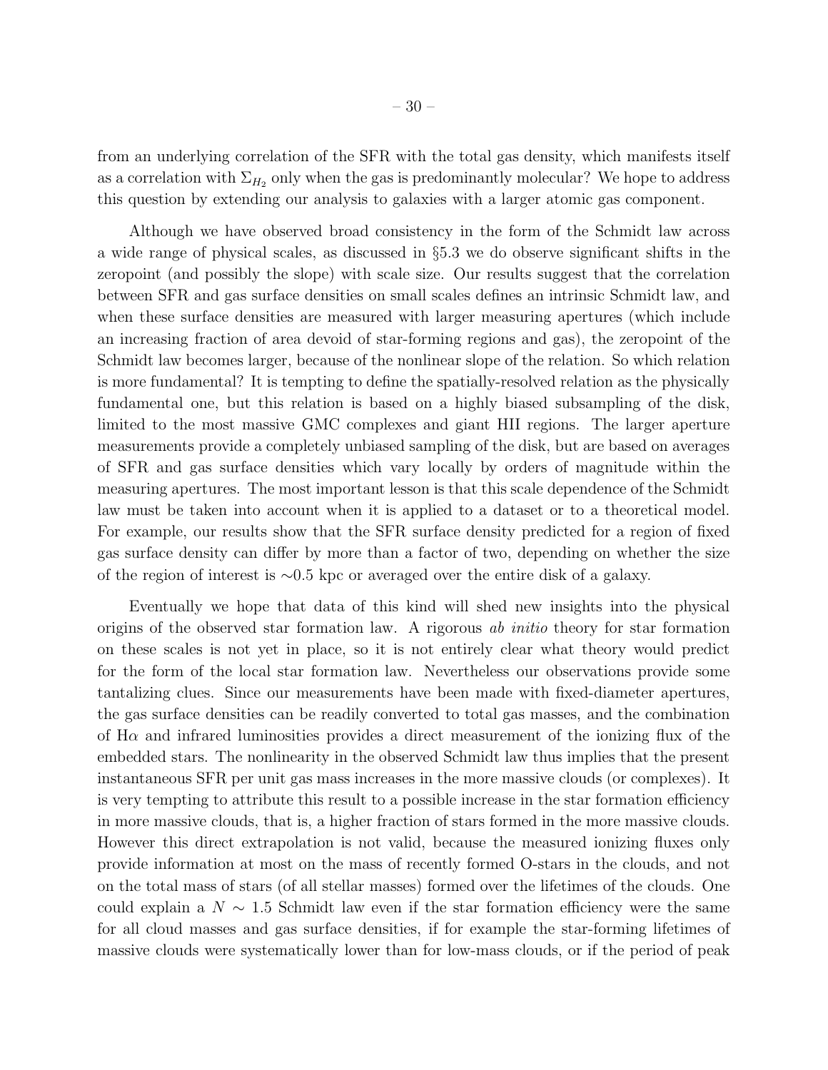from an underlying correlation of the SFR with the total gas density, which manifests itself as a correlation with $\Sigma_{H_2}$ only when the gas is predominantly molecular? We hope to address this question by extending our analysis to galaxies with a larger atomic gas component.

Although we have observed broad consistency in the form of the Schmidt law across a wide range of physical scales, as discussed in §5.3 we do observe significant shifts in the zeropoint (and possibly the slope) with scale size. Our results suggest that the correlation between SFR and gas surface densities on small scales defines an intrinsic Schmidt law, and when these surface densities are measured with larger measuring apertures (which include an increasing fraction of area devoid of star-forming regions and gas), the zeropoint of the Schmidt law becomes larger, because of the nonlinear slope of the relation. So which relation is more fundamental? It is tempting to define the spatially-resolved relation as the physically fundamental one, but this relation is based on a highly biased subsampling of the disk, limited to the most massive GMC complexes and giant HII regions. The larger aperture measurements provide a completely unbiased sampling of the disk, but are based on averages of SFR and gas surface densities which vary locally by orders of magnitude within the measuring apertures. The most important lesson is that this scale dependence of the Schmidt law must be taken into account when it is applied to a dataset or to a theoretical model. For example, our results show that the SFR surface density predicted for a region of fixed gas surface density can differ by more than a factor of two, depending on whether the size of the region of interest is ∼0.5 kpc or averaged over the entire disk of a galaxy.

Eventually we hope that data of this kind will shed new insights into the physical origins of the observed star formation law. A rigorous *ab initio* theory for star formation on these scales is not yet in place, so it is not entirely clear what theory would predict for the form of the local star formation law. Nevertheless our observations provide some tantalizing clues. Since our measurements have been made with fixed-diameter apertures, the gas surface densities can be readily converted to total gas masses, and the combination of H$\alpha$ and infrared luminosities provides a direct measurement of the ionizing flux of the embedded stars. The nonlinearity in the observed Schmidt law thus implies that the present instantaneous SFR per unit gas mass increases in the more massive clouds (or complexes). It is very tempting to attribute this result to a possible increase in the star formation efficiency in more massive clouds, that is, a higher fraction of stars formed in the more massive clouds. However this direct extrapolation is not valid, because the measured ionizing fluxes only provide information at most on the mass of recently formed O-stars in the clouds, and not on the total mass of stars (of all stellar masses) formed over the lifetimes of the clouds. One could explain a $N \sim 1.5$ Schmidt law even if the star formation efficiency were the same for all cloud masses and gas surface densities, if for example the star-forming lifetimes of massive clouds were systematically lower than for low-mass clouds, or if the period of peak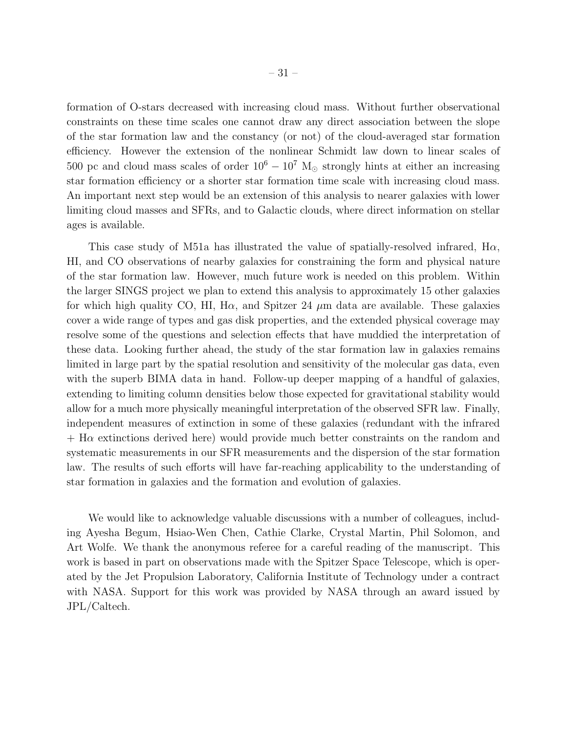formation of O-stars decreased with increasing cloud mass. Without further observational constraints on these time scales one cannot draw any direct association between the slope of the star formation law and the constancy (or not) of the cloud-averaged star formation efficiency. However the extension of the nonlinear Schmidt law down to linear scales of 500 pc and cloud mass scales of order $10^6 - 10^7$ $M_\odot$ strongly hints at either an increasing star formation efficiency or a shorter star formation time scale with increasing cloud mass. An important next step would be an extension of this analysis to nearer galaxies with lower limiting cloud masses and SFRs, and to Galactic clouds, where direct information on stellar ages is available.

This case study of M51a has illustrated the value of spatially-resolved infrared, $H\alpha$, HI, and CO observations of nearby galaxies for constraining the form and physical nature of the star formation law. However, much future work is needed on this problem. Within the larger SINGS project we plan to extend this analysis to approximately 15 other galaxies for which high quality CO, HI, $H\alpha$, and Spitzer 24 $\mu$m data are available. These galaxies cover a wide range of types and gas disk properties, and the extended physical coverage may resolve some of the questions and selection effects that have muddied the interpretation of these data. Looking further ahead, the study of the star formation law in galaxies remains limited in large part by the spatial resolution and sensitivity of the molecular gas data, even with the superb BIMA data in hand. Follow-up deeper mapping of a handful of galaxies, extending to limiting column densities below those expected for gravitational stability would allow for a much more physically meaningful interpretation of the observed SFR law. Finally, independent measures of extinction in some of these galaxies (redundant with the infrared + $H\alpha$ extinctions derived here) would provide much better constraints on the random and systematic measurements in our SFR measurements and the dispersion of the star formation law. The results of such efforts will have far-reaching applicability to the understanding of star formation in galaxies and the formation and evolution of galaxies.

We would like to acknowledge valuable discussions with a number of colleagues, including Ayesha Begum, Hsiao-Wen Chen, Cathie Clarke, Crystal Martin, Phil Solomon, and Art Wolfe. We thank the anonymous referee for a careful reading of the manuscript. This work is based in part on observations made with the Spitzer Space Telescope, which is operated by the Jet Propulsion Laboratory, California Institute of Technology under a contract with NASA. Support for this work was provided by NASA through an award issued by JPL/Caltech.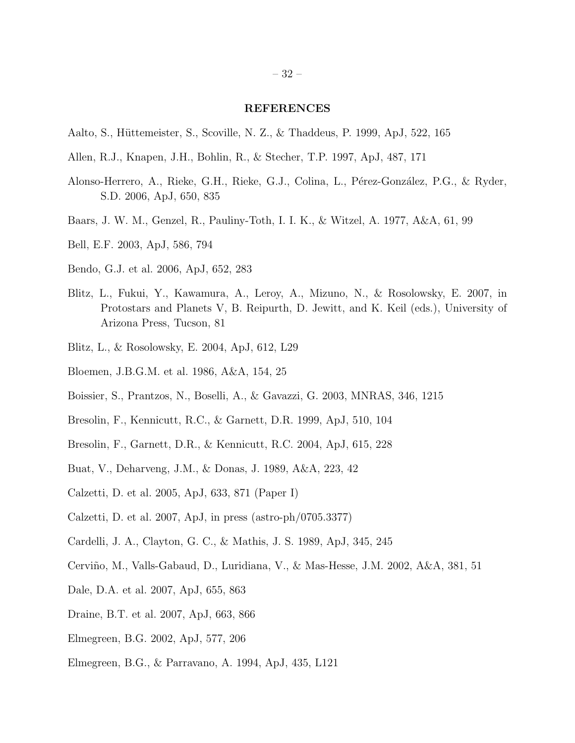## REFERENCES

Aalto, S., Hüttemeister, S., Scoville, N. Z., & Thaddeus, P. 1999, ApJ, 522, 165

Allen, R.J., Knapen, J.H., Bohlin, R., & Stecher, T.P. 1997, ApJ, 487, 171

Alonso-Herrero, A., Rieke, G.H., Rieke, G.J., Colina, L., Pérez-González, P.G., & Ryder, S.D. 2006, ApJ, 650, 835

Baars, J. W. M., Genzel, R., Pauliny-Toth, I. I. K., & Witzel, A. 1977, A&A, 61, 99

Bell, E.F. 2003, ApJ, 586, 794

Bendo, G.J. et al. 2006, ApJ, 652, 283

Blitz, L., Fukui, Y., Kawamura, A., Leroy, A., Mizuno, N., & Rosolowsky, E. 2007, in Protostars and Planets V, B. Reipurth, D. Jewitt, and K. Keil (eds.), University of Arizona Press, Tucson, 81

Blitz, L., & Rosolowsky, E. 2004, ApJ, 612, L29

Bloemen, J.B.G.M. et al. 1986, A&A, 154, 25

Boissier, S., Prantzos, N., Boselli, A., & Gavazzi, G. 2003, MNRAS, 346, 1215

Bresolin, F., Kennicutt, R.C., & Garnett, D.R. 1999, ApJ, 510, 104

Bresolin, F., Garnett, D.R., & Kennicutt, R.C. 2004, ApJ, 615, 228

Buat, V., Deharveng, J.M., & Donas, J. 1989, A&A, 223, 42

Calzetti, D. et al. 2005, ApJ, 633, 871 (Paper I)

Calzetti, D. et al. 2007, ApJ, in press (astro-ph/0705.3377)

Cardelli, J. A., Clayton, G. C., & Mathis, J. S. 1989, ApJ, 345, 245

Cerviño, M., Valls-Gabaud, D., Luridiana, V., & Mas-Hesse, J.M. 2002, A&A, 381, 51

Dale, D.A. et al. 2007, ApJ, 655, 863

Draine, B.T. et al. 2007, ApJ, 663, 866

Elmegreen, B.G. 2002, ApJ, 577, 206

Elmegreen, B.G., & Parravano, A. 1994, ApJ, 435, L121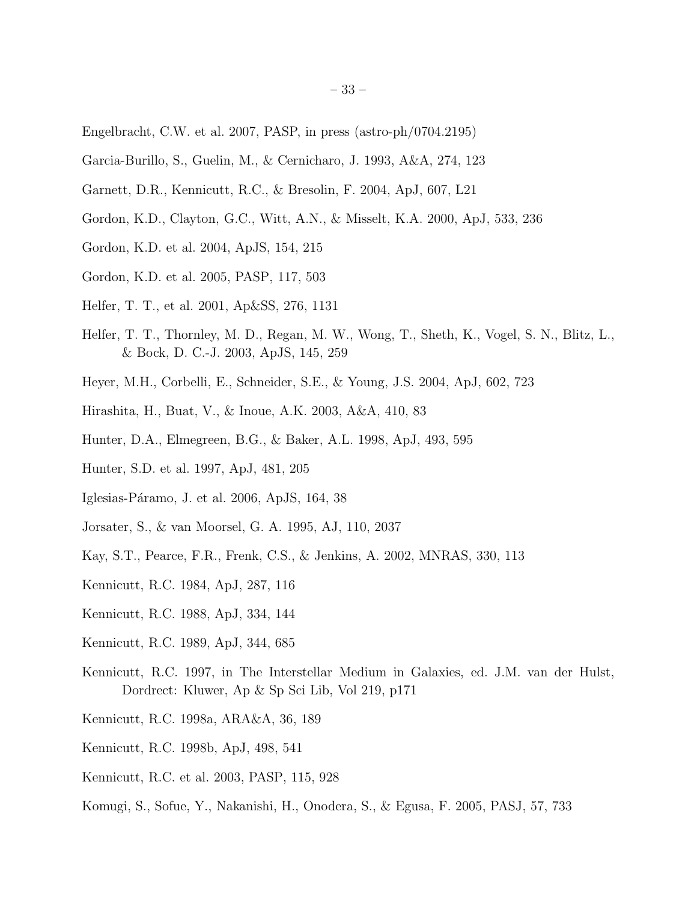Engelbracht, C.W. et al. 2007, PASP, in press (astro-ph/0704.2195)

Garcia-Burillo, S., Guelin, M., & Cernicharo, J. 1993, A&A, 274, 123

Garnett, D.R., Kennicutt, R.C., & Bresolin, F. 2004, ApJ, 607, L21

Gordon, K.D., Clayton, G.C., Witt, A.N., & Misselt, K.A. 2000, ApJ, 533, 236

Gordon, K.D. et al. 2004, ApJS, 154, 215

Gordon, K.D. et al. 2005, PASP, 117, 503

Helfer, T. T., et al. 2001, Ap&SS, 276, 1131

Helfer, T. T., Thornley, M. D., Regan, M. W., Wong, T., Sheth, K., Vogel, S. N., Blitz, L., & Bock, D. C.-J. 2003, ApJS, 145, 259

Heyer, M.H., Corbelli, E., Schneider, S.E., & Young, J.S. 2004, ApJ, 602, 723

Hirashita, H., Buat, V., & Inoue, A.K. 2003, A&A, 410, 83

Hunter, D.A., Elmegreen, B.G., & Baker, A.L. 1998, ApJ, 493, 595

Hunter, S.D. et al. 1997, ApJ, 481, 205

Iglesias-Páramo, J. et al. 2006, ApJS, 164, 38

Jorsater, S., & van Moorsel, G. A. 1995, AJ, 110, 2037

Kay, S.T., Pearce, F.R., Frenk, C.S., & Jenkins, A. 2002, MNRAS, 330, 113

Kennicutt, R.C. 1984, ApJ, 287, 116

Kennicutt, R.C. 1988, ApJ, 334, 144

Kennicutt, R.C. 1989, ApJ, 344, 685

Kennicutt, R.C. 1997, in The Interstellar Medium in Galaxies, ed. J.M. van der Hulst, Dordrect: Kluwer, Ap & Sp Sci Lib, Vol 219, p171

Kennicutt, R.C. 1998a, ARA&A, 36, 189

Kennicutt, R.C. 1998b, ApJ, 498, 541

Kennicutt, R.C. et al. 2003, PASP, 115, 928

Komugi, S., Sofue, Y., Nakanishi, H., Onodera, S., & Egusa, F. 2005, PASJ, 57, 733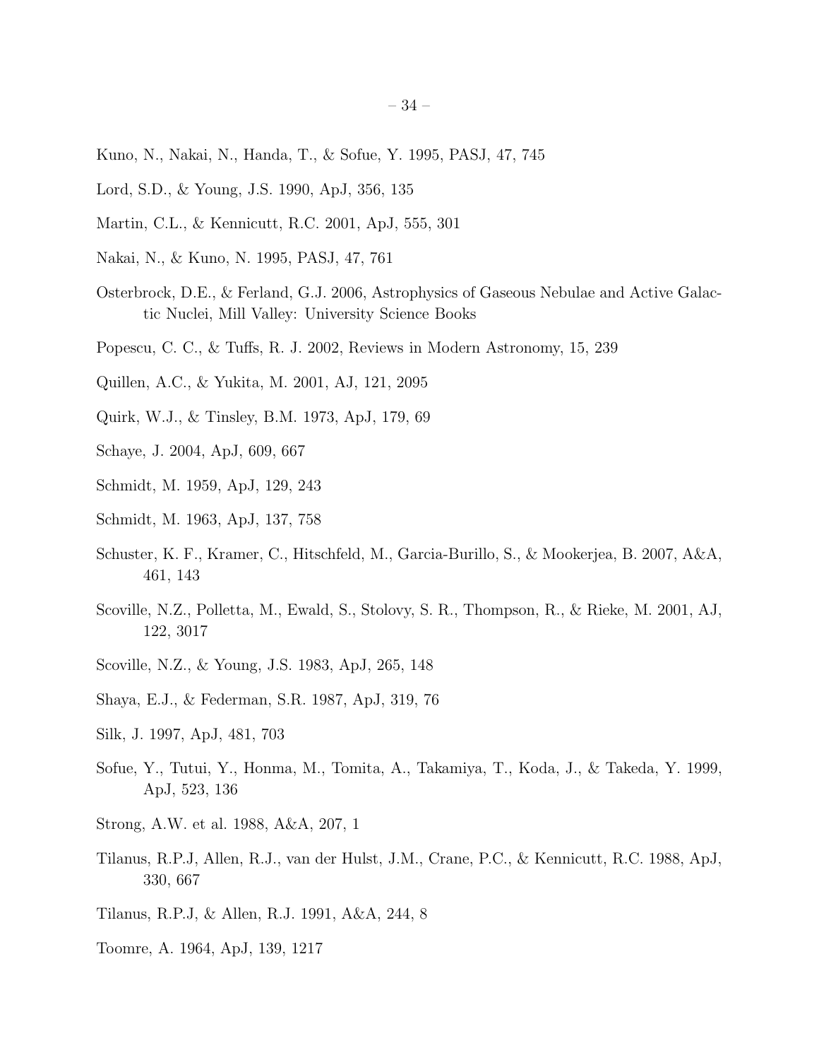Kuno, N., Nakai, N., Handa, T., & Sofue, Y. 1995, PASJ, 47, 745

Lord, S.D., & Young, J.S. 1990, ApJ, 356, 135

Martin, C.L., & Kennicutt, R.C. 2001, ApJ, 555, 301

Nakai, N., & Kuno, N. 1995, PASJ, 47, 761

Osterbrock, D.E., & Ferland, G.J. 2006, Astrophysics of Gaseous Nebulae and Active Galactic Nuclei, Mill Valley: University Science Books

Popescu, C. C., & Tuffs, R. J. 2002, Reviews in Modern Astronomy, 15, 239

Quillen, A.C., & Yukita, M. 2001, AJ, 121, 2095

Quirk, W.J., & Tinsley, B.M. 1973, ApJ, 179, 69

Schaye, J. 2004, ApJ, 609, 667

Schmidt, M. 1959, ApJ, 129, 243

Schmidt, M. 1963, ApJ, 137, 758

Schuster, K. F., Kramer, C., Hitschfeld, M., Garcia-Burillo, S., & Mookerjea, B. 2007, A&A, 461, 143

Scoville, N.Z., Polletta, M., Ewald, S., Stolovy, S. R., Thompson, R., & Rieke, M. 2001, AJ, 122, 3017

Scoville, N.Z., & Young, J.S. 1983, ApJ, 265, 148

Shaya, E.J., & Federman, S.R. 1987, ApJ, 319, 76

Silk, J. 1997, ApJ, 481, 703

Sofue, Y., Tutui, Y., Honma, M., Tomita, A., Takamiya, T., Koda, J., & Takeda, Y. 1999, ApJ, 523, 136

Strong, A.W. et al. 1988, A&A, 207, 1

Tilanus, R.P.J, Allen, R.J., van der Hulst, J.M., Crane, P.C., & Kennicutt, R.C. 1988, ApJ, 330, 667

Tilanus, R.P.J, & Allen, R.J. 1991, A&A, 244, 8

Toomre, A. 1964, ApJ, 139, 1217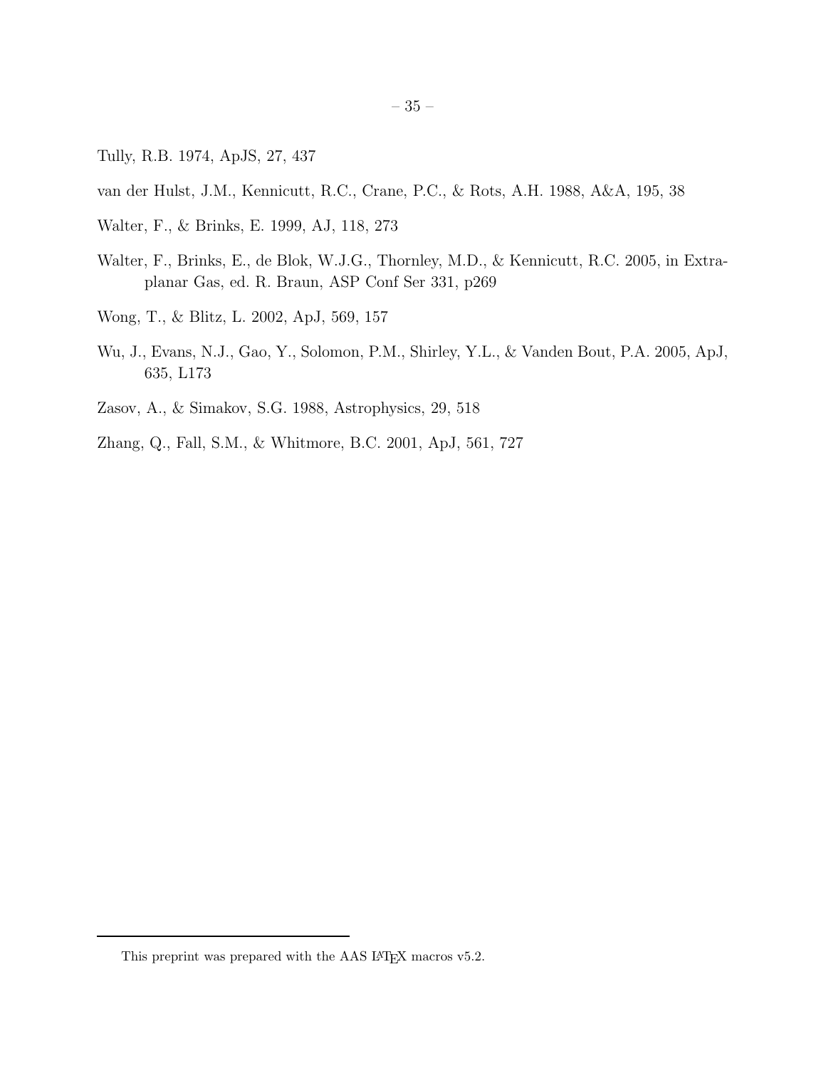Tully, R.B. 1974, ApJS, 27, 437

van der Hulst, J.M., Kennicutt, R.C., Crane, P.C., & Rots, A.H. 1988, A&A, 195, 38

Walter, F., & Brinks, E. 1999, AJ, 118, 273

Walter, F., Brinks, E., de Blok, W.J.G., Thornley, M.D., & Kennicutt, R.C. 2005, in Extraplanar Gas, ed. R. Braun, ASP Conf Ser 331, p269

Wong, T., & Blitz, L. 2002, ApJ, 569, 157

Wu, J., Evans, N.J., Gao, Y., Solomon, P.M., Shirley, Y.L., & Vanden Bout, P.A. 2005, ApJ, 635, L173

Zasov, A., & Simakov, S.G. 1988, Astrophysics, 29, 518

Zhang, Q., Fall, S.M., & Whitmore, B.C. 2001, ApJ, 561, 727

---

This preprint was prepared with the AAS LaTeX macros v5.2.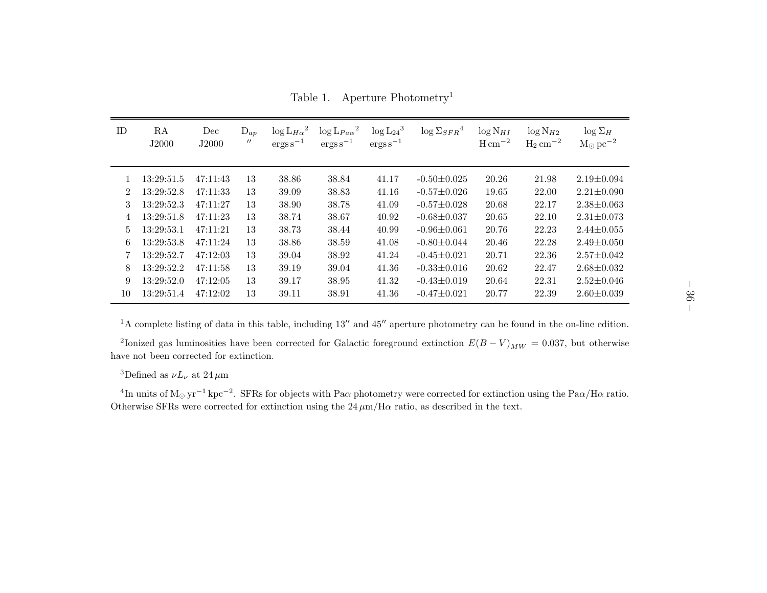Table 1. Aperture Photometry[1]

| ID | RA J2000 | Dec J2000 | $D_{ap}$ $''$ | $\log L_{H\alpha}$[2] $\mathrm{ergs\,s^{-1}}$ | $\log L_{Pa\alpha}$[2] $\mathrm{ergs\,s^{-1}}$ | $\log L_{24}$[3] $\mathrm{ergs\,s^{-1}}$ | $\log \Sigma_{SFR}$[4] | $\log N_{HI}$ $\mathrm{H\,cm^{-2}}$ | $\log N_{H2}$ $\mathrm{H_2\,cm^{-2}}$ | $\log \Sigma_{H}$ $\mathrm{M_\odot\,pc^{-2}}$ |
|---|---|---|---|---|---|---|---|---|---|---|
| 1 | 13:29:51.5 | 47:11:43 | 13 | 38.86 | 38.84 | 41.17 | -0.50±0.025 | 20.26 | 21.98 | 2.19±0.094 |
| 2 | 13:29:52.8 | 47:11:33 | 13 | 39.09 | 38.83 | 41.16 | -0.57±0.026 | 19.65 | 22.00 | 2.21±0.090 |
| 3 | 13:29:52.3 | 47:11:27 | 13 | 38.90 | 38.78 | 41.09 | -0.57±0.028 | 20.68 | 22.17 | 2.38±0.063 |
| 4 | 13:29:51.8 | 47:11:23 | 13 | 38.74 | 38.67 | 40.92 | -0.68±0.037 | 20.65 | 22.10 | 2.31±0.073 |
| 5 | 13:29:53.1 | 47:11:21 | 13 | 38.73 | 38.44 | 40.99 | -0.96±0.061 | 20.76 | 22.23 | 2.44±0.055 |
| 6 | 13:29:53.8 | 47:11:24 | 13 | 38.86 | 38.59 | 41.08 | -0.80±0.044 | 20.46 | 22.28 | 2.49±0.050 |
| 7 | 13:29:52.7 | 47:12:03 | 13 | 39.04 | 38.92 | 41.24 | -0.45±0.021 | 20.71 | 22.36 | 2.57±0.042 |
| 8 | 13:29:52.2 | 47:11:58 | 13 | 39.19 | 39.04 | 41.36 | -0.33±0.016 | 20.62 | 22.47 | 2.68±0.032 |
| 9 | 13:29:52.0 | 47:12:05 | 13 | 39.17 | 38.95 | 41.32 | -0.43±0.019 | 20.64 | 22.31 | 2.52±0.046 |
| 10 | 13:29:51.4 | 47:12:02 | 13 | 39.11 | 38.91 | 41.36 | -0.47±0.021 | 20.77 | 22.39 | 2.60±0.039 |

[1]A complete listing of data in this table, including $13''$ and $45''$ aperture photometry can be found in the on-line edition.

[2]Ionized gas luminosities have been corrected for Galactic foreground extinction $E(B-V)_{MW} = 0.037$, but otherwise have not been corrected for extinction.

[3]Defined as $\nu L_\nu$ at $24\,\mu$m

[4]In units of $\mathrm{M_\odot\,yr^{-1}\,kpc^{-2}}$. SFRs for objects with Pa$\alpha$ photometry were corrected for extinction using the Pa$\alpha$/H$\alpha$ ratio. Otherwise SFRs were corrected for extinction using the $24\,\mu$m/H$\alpha$ ratio, as described in the text.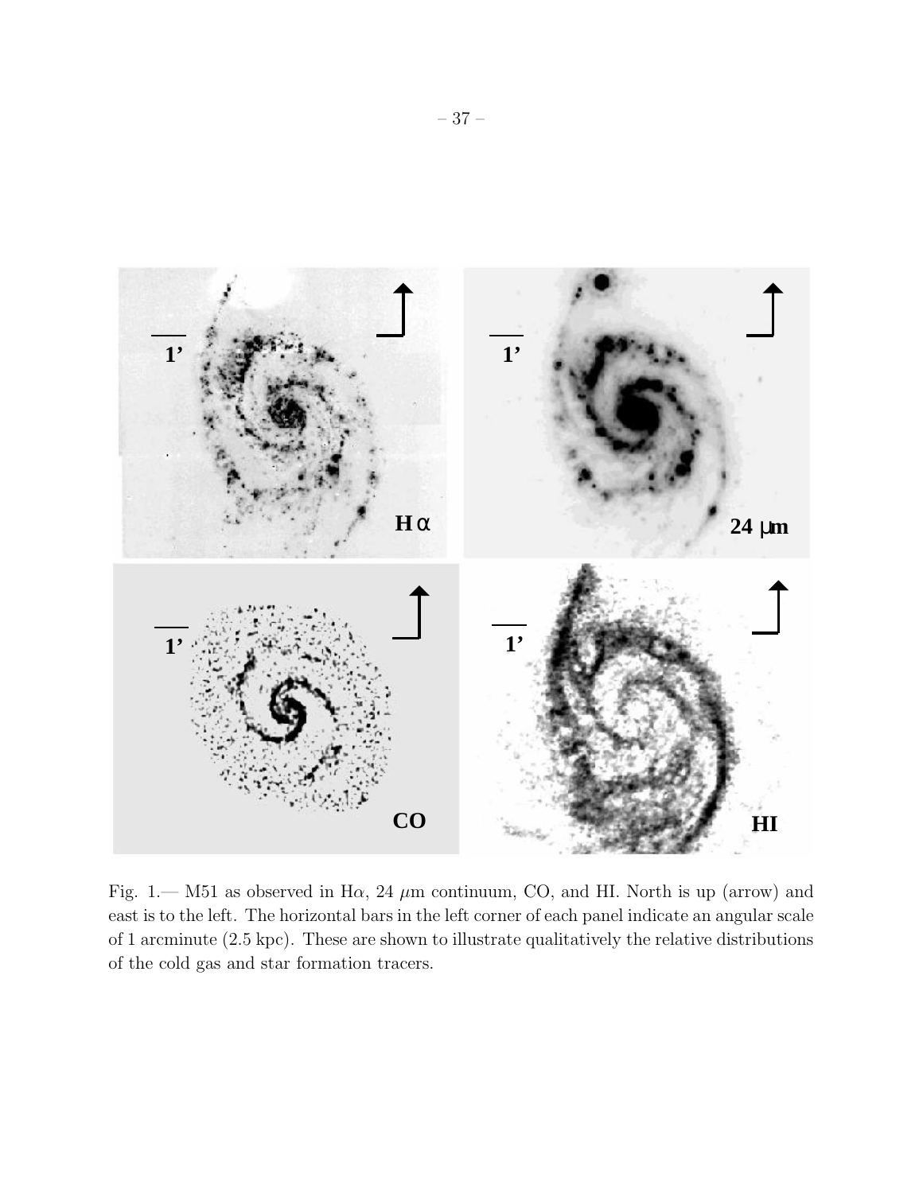Fig. 1.— M51 as observed in H$\alpha$, 24 $\mu$m continuum, CO, and HI. North is up (arrow) and east is to the left. The horizontal bars in the left corner of each panel indicate an angular scale of 1 arcminute (2.5 kpc). These are shown to illustrate qualitatively the relative distributions of the cold gas and star formation tracers.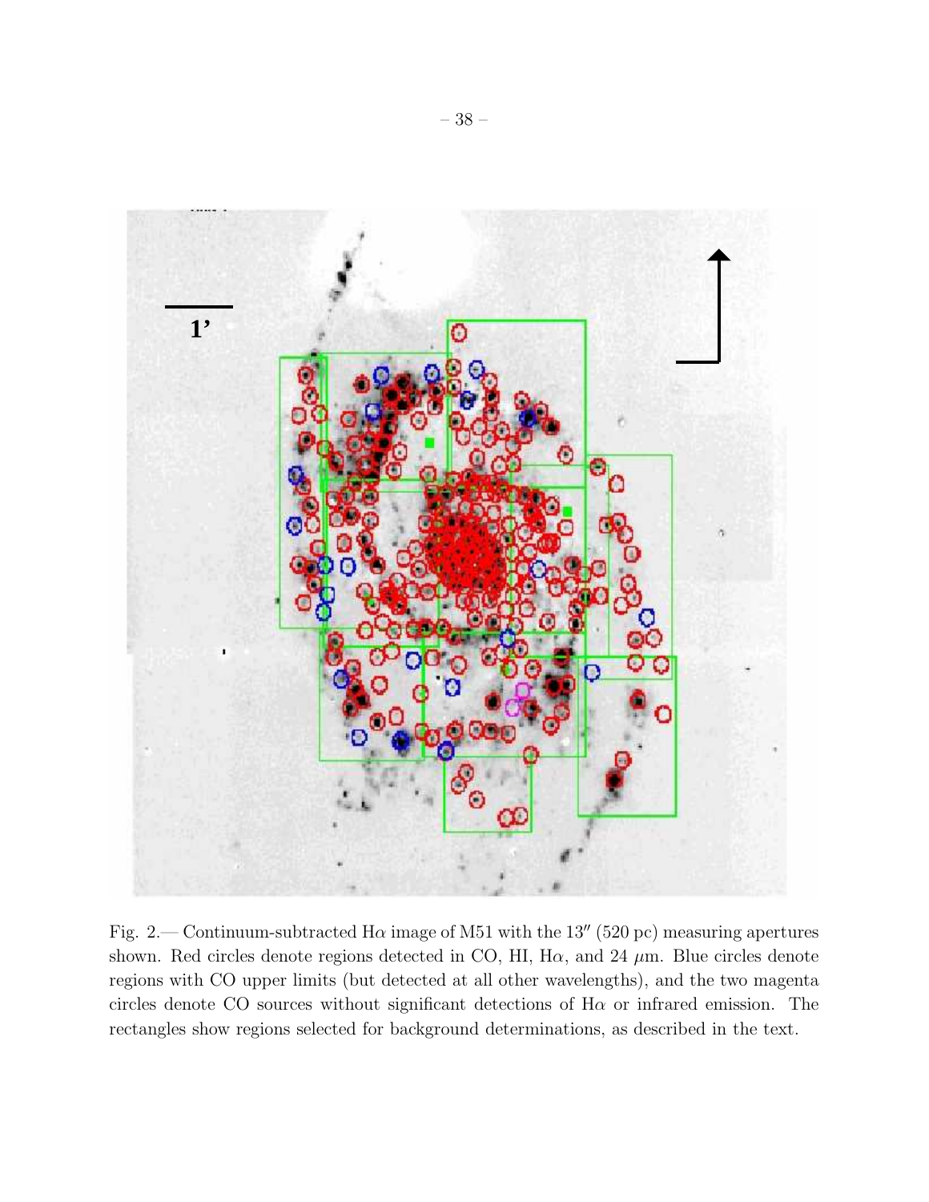Fig. 2.— Continuum-subtracted Hα image of M51 with the 13″ (520 pc) measuring apertures shown. Red circles denote regions detected in CO, HI, Hα, and 24 $\mu$m. Blue circles denote regions with CO upper limits (but detected at all other wavelengths), and the two magenta circles denote CO sources without significant detections of Hα or infrared emission. The rectangles show regions selected for background determinations, as described in the text.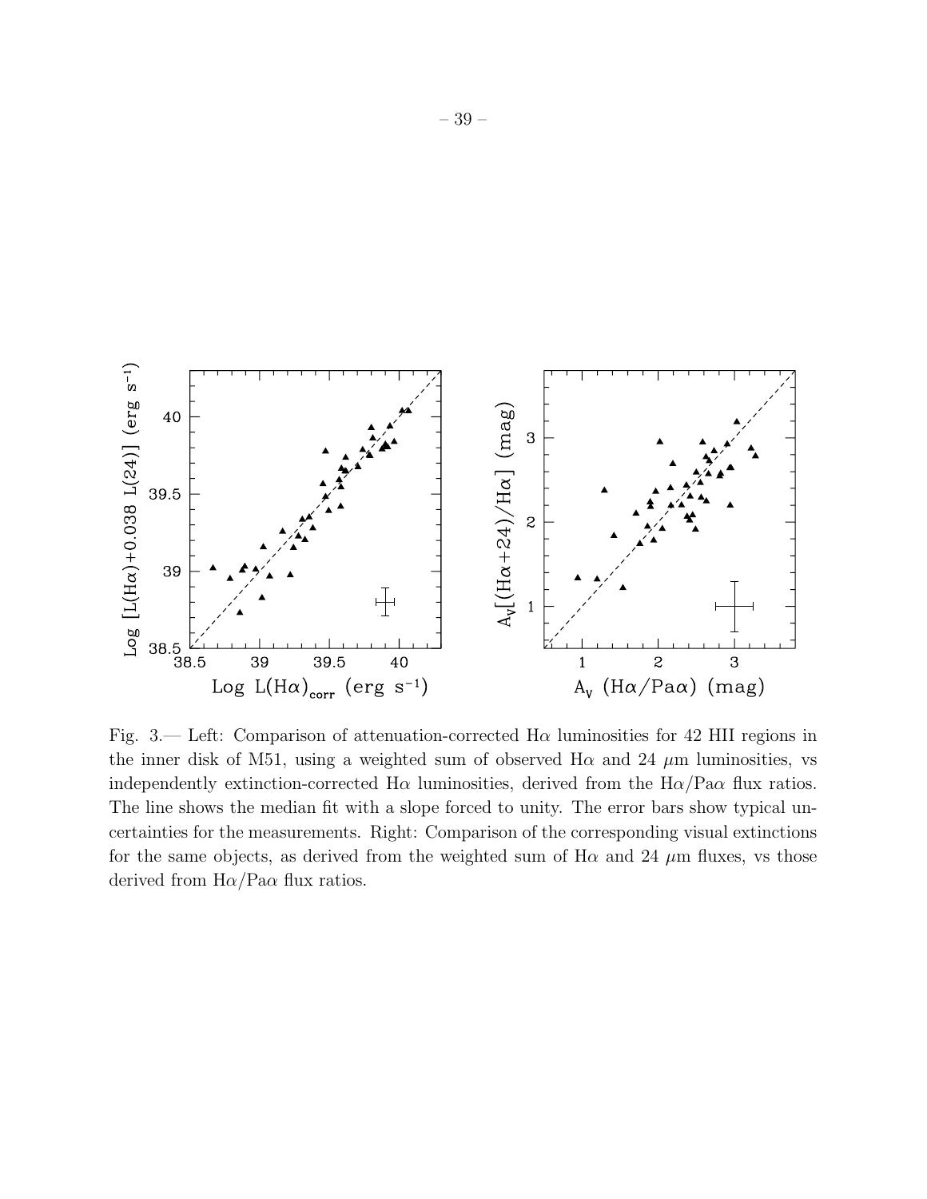Fig. 3.— Left: Comparison of attenuation-corrected H$\alpha$ luminosities for 42 HII regions in the inner disk of M51, using a weighted sum of observed H$\alpha$ and 24 $\mu$m luminosities, vs independently extinction-corrected H$\alpha$ luminosities, derived from the H$\alpha$/Pa$\alpha$ flux ratios. The line shows the median fit with a slope forced to unity. The error bars show typical uncertainties for the measurements. Right: Comparison of the corresponding visual extinctions for the same objects, as derived from the weighted sum of H$\alpha$ and 24 $\mu$m fluxes, vs those derived from H$\alpha$/Pa$\alpha$ flux ratios.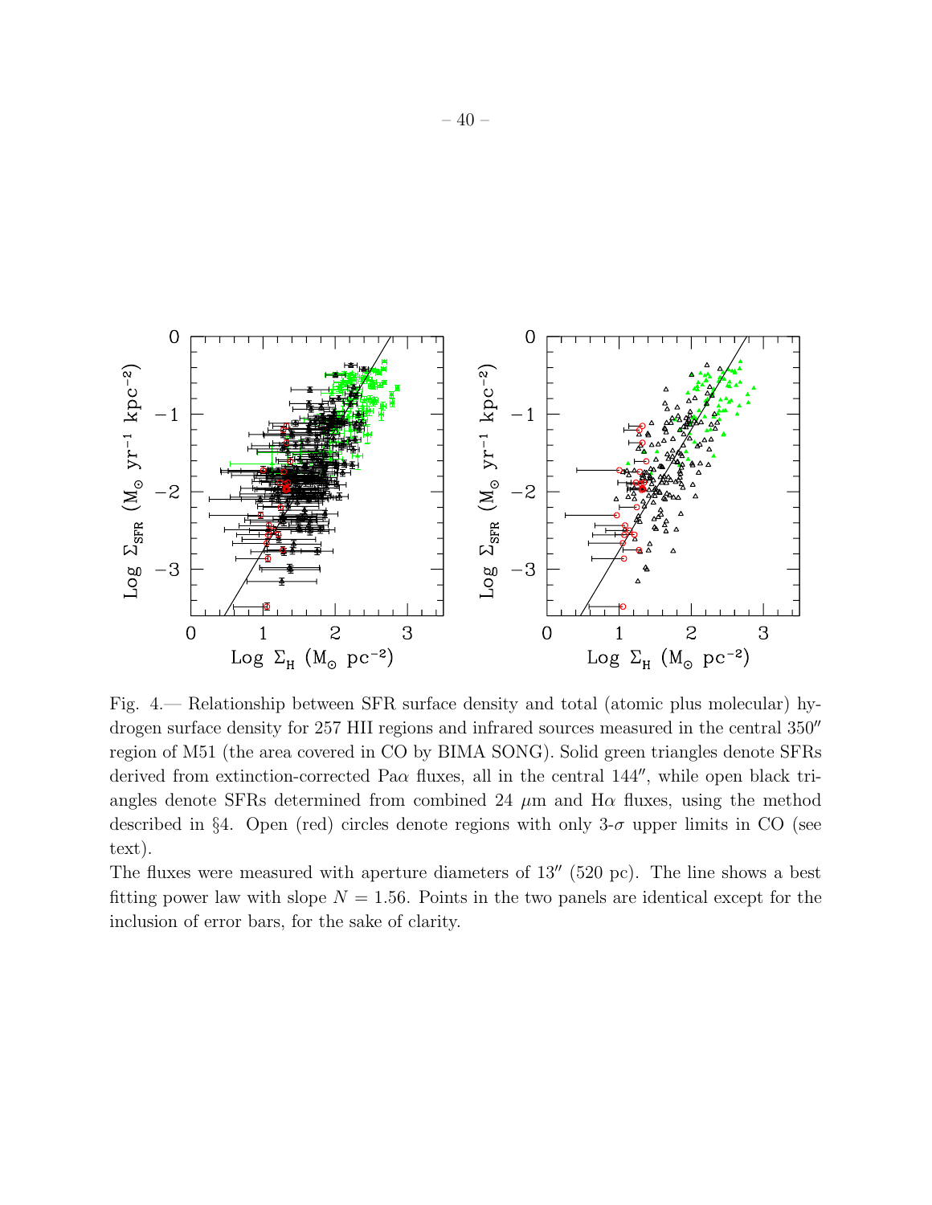Fig. 4.— Relationship between SFR surface density and total (atomic plus molecular) hydrogen surface density for 257 HII regions and infrared sources measured in the central 350″ region of M51 (the area covered in CO by BIMA SONG). Solid green triangles denote SFRs derived from extinction-corrected Pa$\alpha$ fluxes, all in the central 144″, while open black triangles denote SFRs determined from combined 24 $\mu$m and H$\alpha$ fluxes, using the method described in §4. Open (red) circles denote regions with only 3-$\sigma$ upper limits in CO (see text).

The fluxes were measured with aperture diameters of 13″ (520 pc). The line shows a best fitting power law with slope $N = 1.56$. Points in the two panels are identical except for the inclusion of error bars, for the sake of clarity.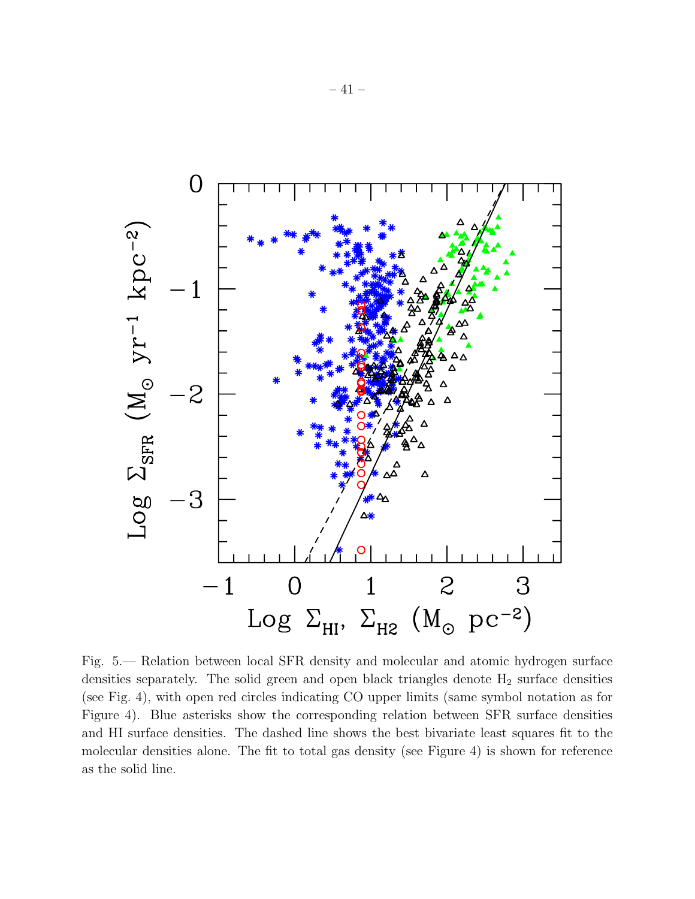Fig. 5.— Relation between local SFR density and molecular and atomic hydrogen surface densities separately. The solid green and open black triangles denote $H_2$ surface densities (see Fig. 4), with open red circles indicating CO upper limits (same symbol notation as for Figure 4). Blue asterisks show the corresponding relation between SFR surface densities and HI surface densities. The dashed line shows the best bivariate least squares fit to the molecular densities alone. The fit to total gas density (see Figure 4) is shown for reference as the solid line.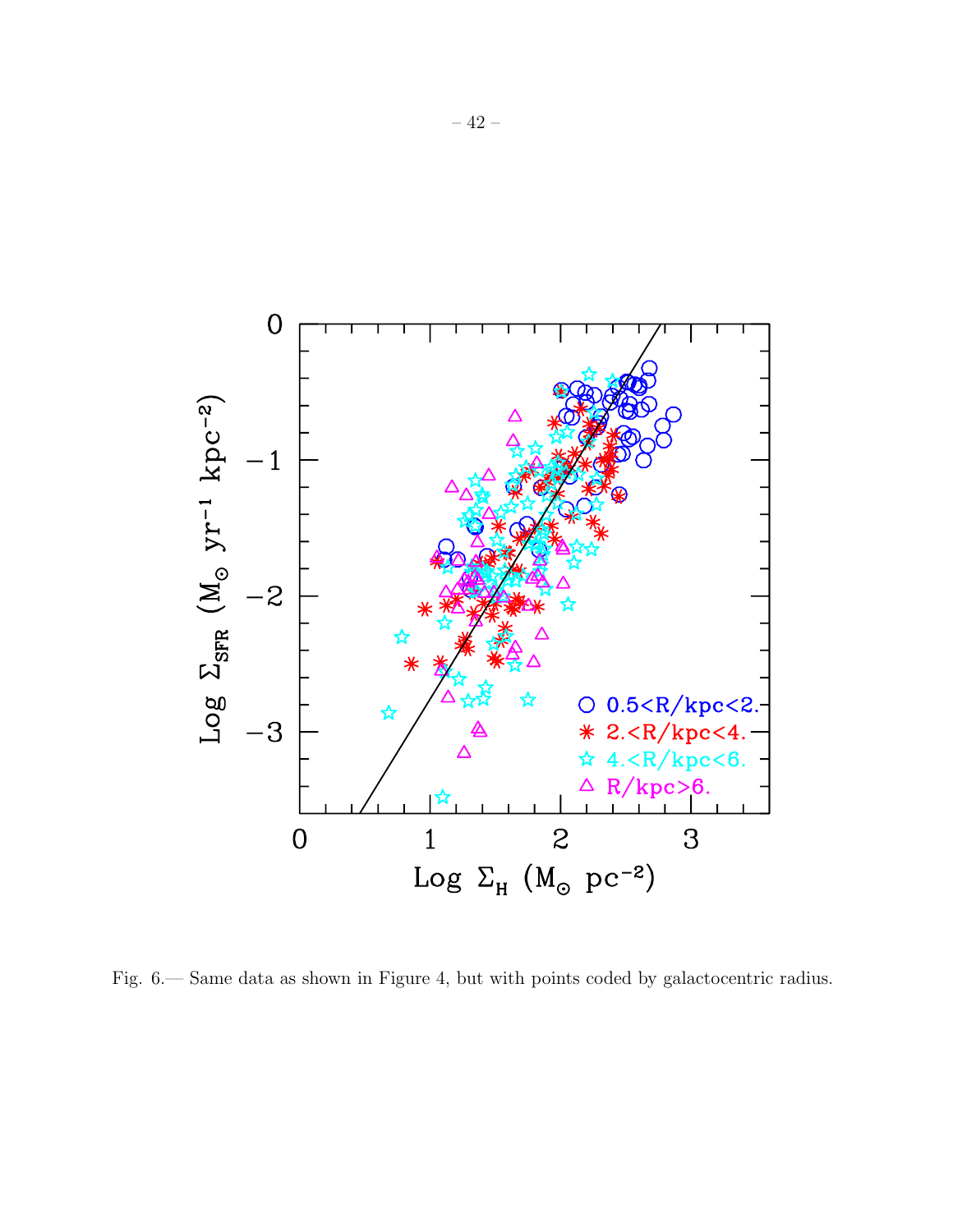Fig. 6.— Same data as shown in Figure 4, but with points coded by galactocentric radius.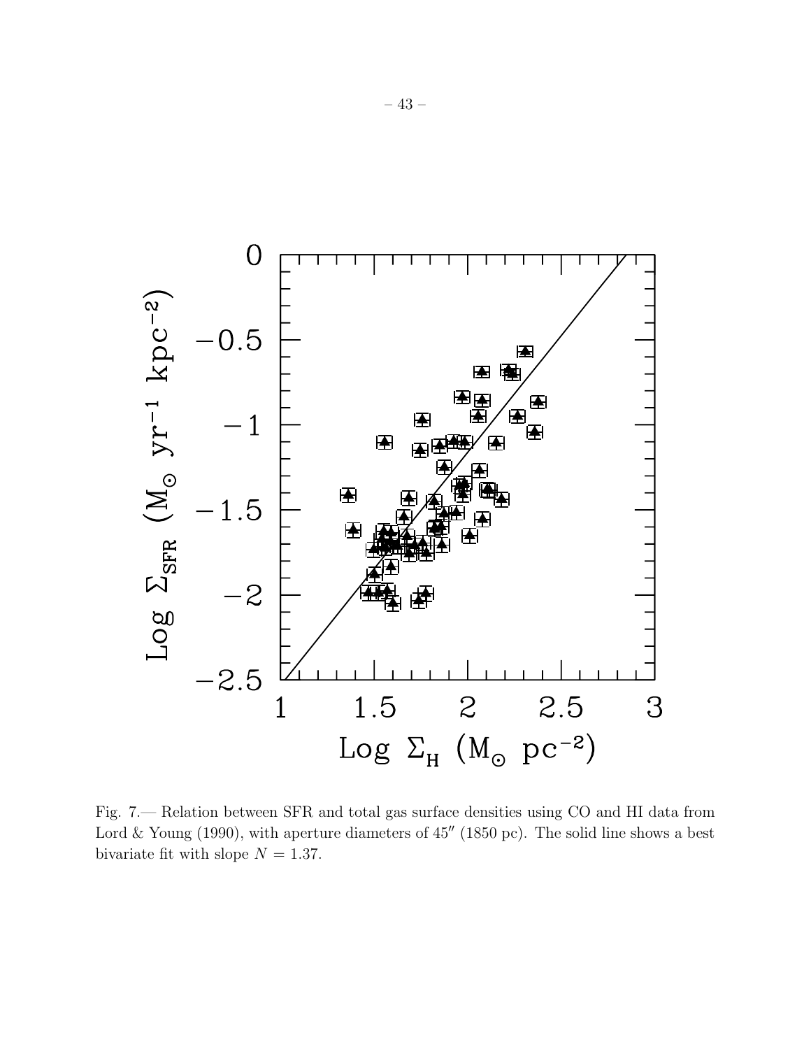Fig. 7.— Relation between SFR and total gas surface densities using CO and HI data from Lord & Young (1990), with aperture diameters of 45″ (1850 pc). The solid line shows a best bivariate fit with slope $N = 1.37$.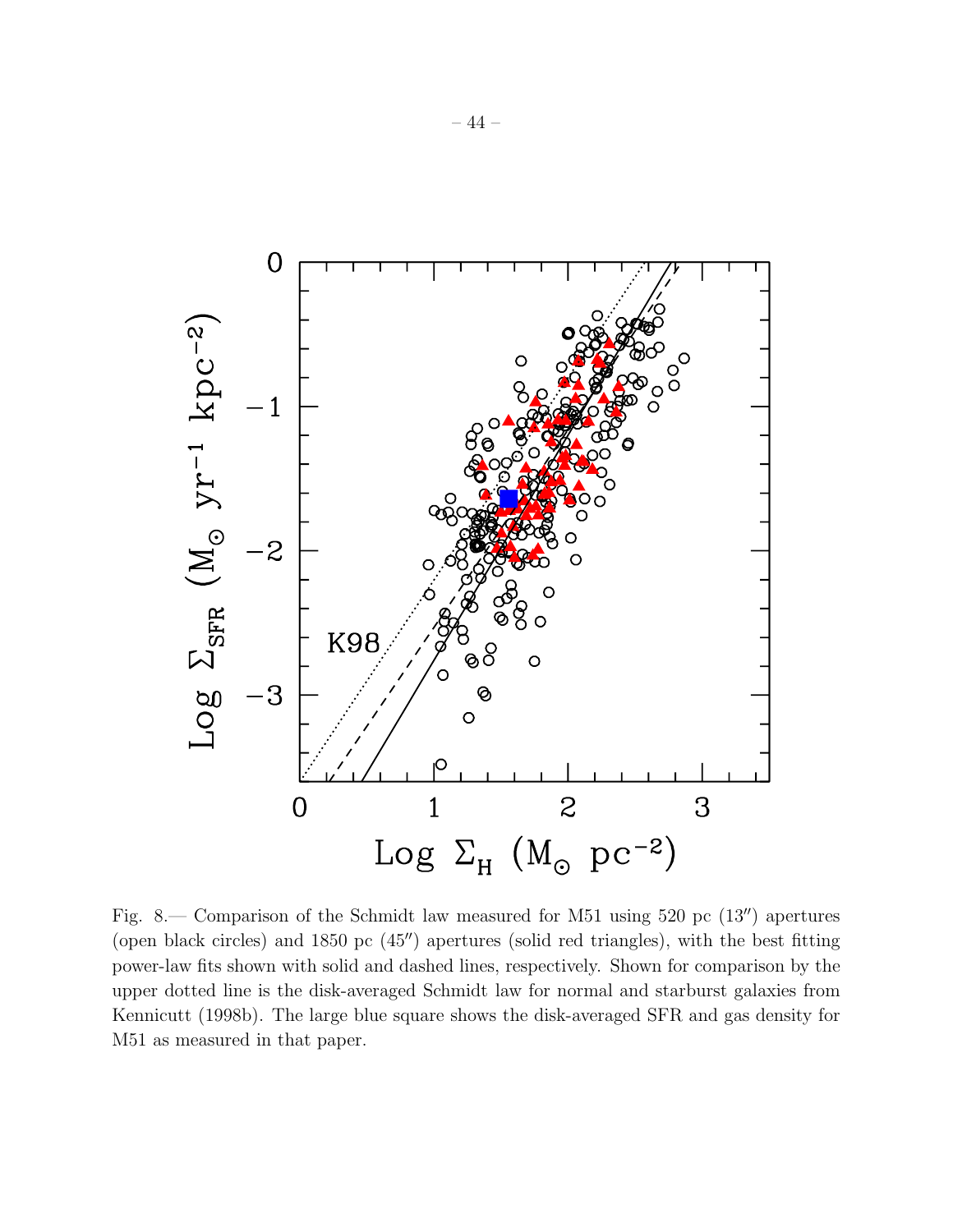Fig. 8.— Comparison of the Schmidt law measured for M51 using 520 pc (13″) apertures (open black circles) and 1850 pc (45″) apertures (solid red triangles), with the best fitting power-law fits shown with solid and dashed lines, respectively. Shown for comparison by the upper dotted line is the disk-averaged Schmidt law for normal and starburst galaxies from Kennicutt (1998b). The large blue square shows the disk-averaged SFR and gas density for M51 as measured in that paper.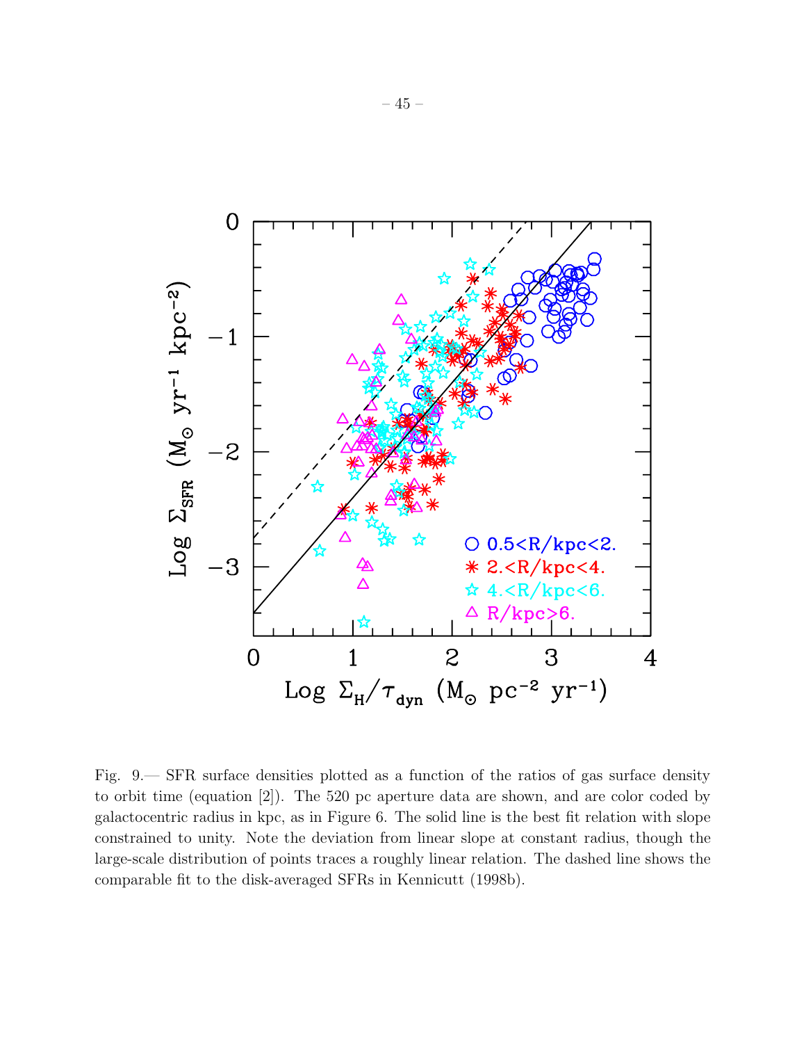Fig. 9.— SFR surface densities plotted as a function of the ratios of gas surface density to orbit time (equation [2]). The 520 pc aperture data are shown, and are color coded by galactocentric radius in kpc, as in Figure 6. The solid line is the best fit relation with slope constrained to unity. Note the deviation from linear slope at constant radius, though the large-scale distribution of points traces a roughly linear relation. The dashed line shows the comparable fit to the disk-averaged SFRs in Kennicutt (1998b).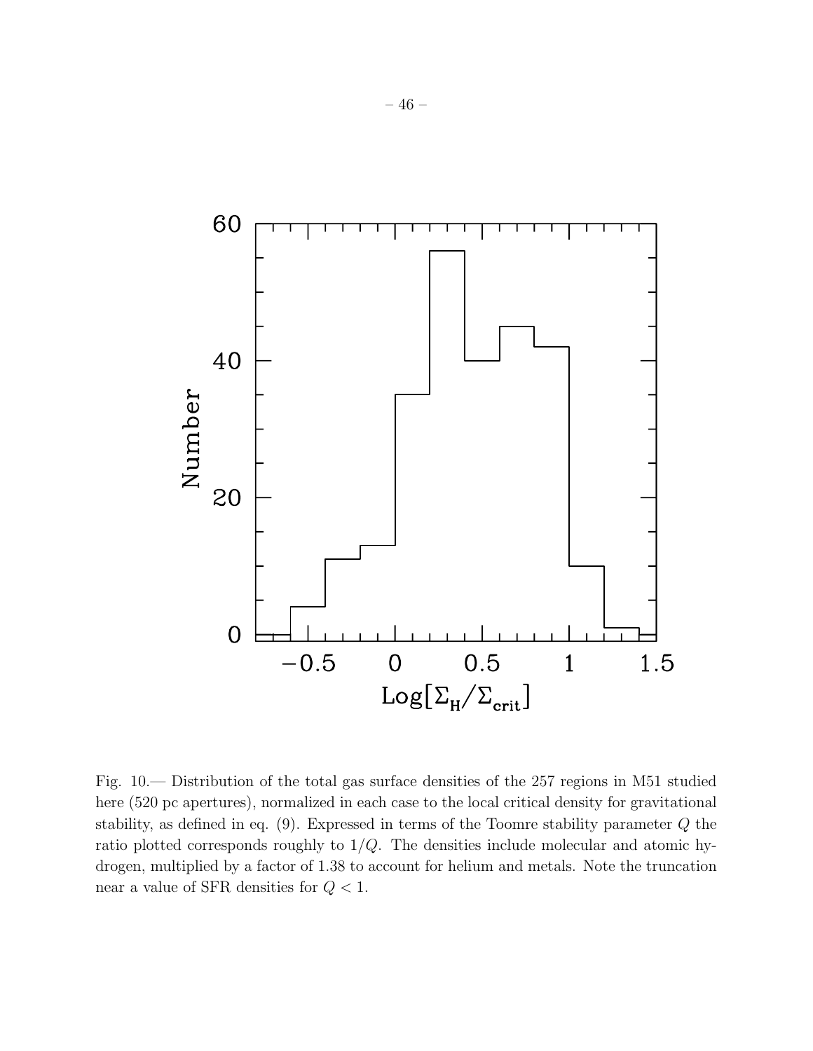60

40

Number

20

0

−0.5

0

0.5

1

1.5

$\mathrm{Log}[\Sigma_{\mathrm{H}}/\Sigma_{\mathrm{crit}}]$

Fig. 10.— Distribution of the total gas surface densities of the 257 regions in M51 studied here (520 pc apertures), normalized in each case to the local critical density for gravitational stability, as defined in eq. (9). Expressed in terms of the Toomre stability parameter $Q$ the ratio plotted corresponds roughly to $1/Q$. The densities include molecular and atomic hydrogen, multiplied by a factor of 1.38 to account for helium and metals. Note the truncation near a value of SFR densities for $Q < 1$.